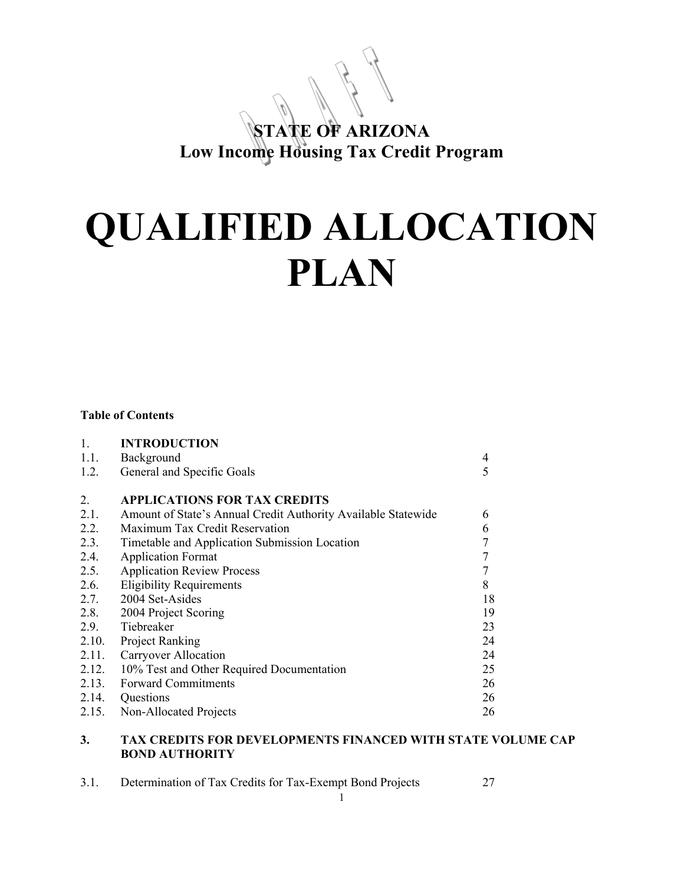DRAFT

**STATE OF ARIZONA**
**Low Income Housing Tax Credit Program**

# QUALIFIED ALLOCATION PLAN

**Table of Contents**

| | | |
|---|---|---|
| 1. | **INTRODUCTION** | |
| 1.1. | Background | 4 |
| 1.2. | General and Specific Goals | 5 |
| 2. | **APPLICATIONS FOR TAX CREDITS** | |
| 2.1. | Amount of State's Annual Credit Authority Available Statewide | 6 |
| 2.2. | Maximum Tax Credit Reservation | 6 |
| 2.3. | Timetable and Application Submission Location | 7 |
| 2.4. | Application Format | 7 |
| 2.5. | Application Review Process | 7 |
| 2.6. | Eligibility Requirements | 8 |
| 2.7. | 2004 Set-Asides | 18 |
| 2.8. | 2004 Project Scoring | 19 |
| 2.9. | Tiebreaker | 23 |
| 2.10. | Project Ranking | 24 |
| 2.11. | Carryover Allocation | 24 |
| 2.12. | 10% Test and Other Required Documentation | 25 |
| 2.13. | Forward Commitments | 26 |
| 2.14. | Questions | 26 |
| 2.15. | Non-Allocated Projects | 26 |
| **3.** | **TAX CREDITS FOR DEVELOPMENTS FINANCED WITH STATE VOLUME CAP BOND AUTHORITY** | |
| 3.1. | Determination of Tax Credits for Tax-Exempt Bond Projects | 27 |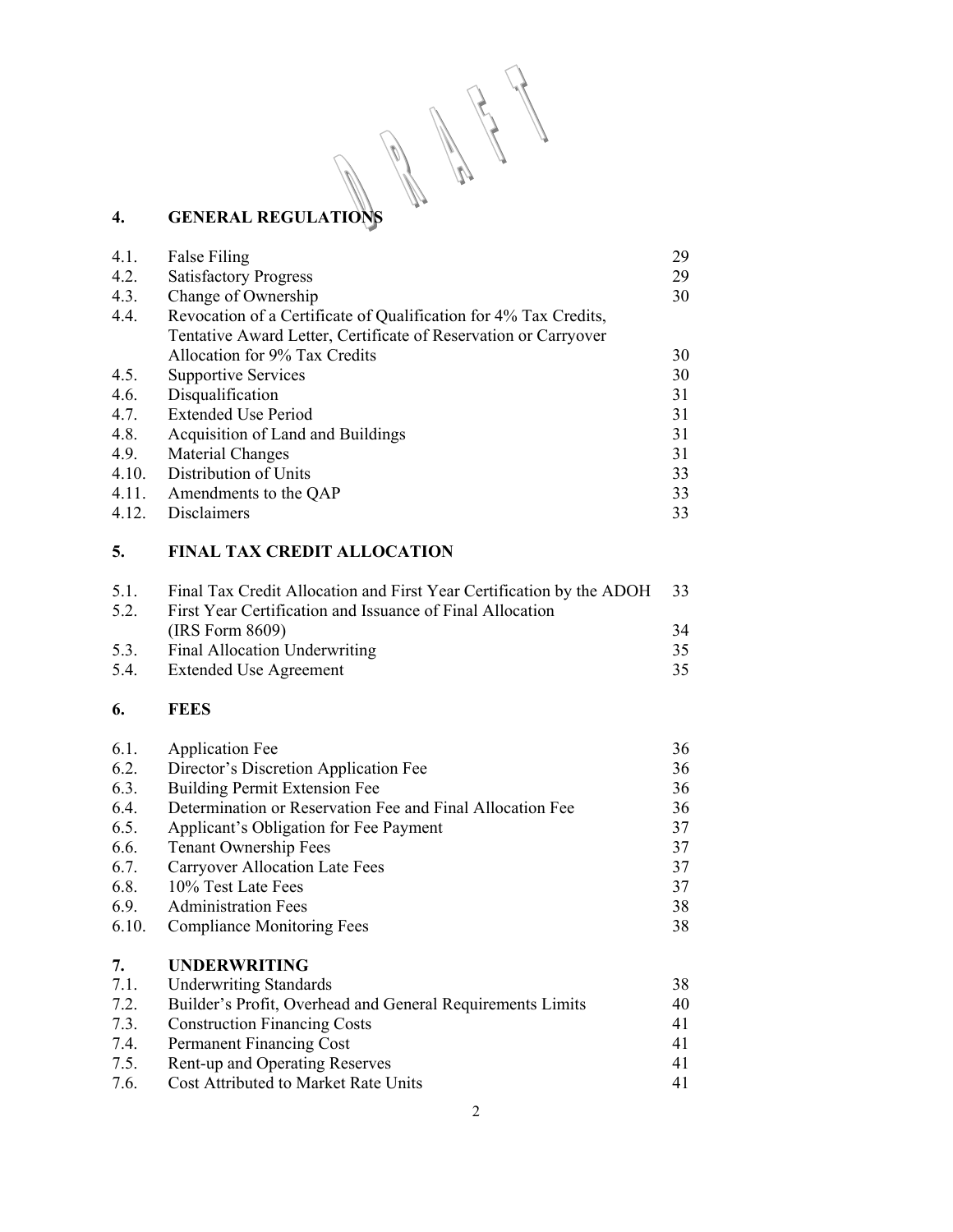## 4. GENERAL REGULATIONS

| | | |
|---|---|---|
| 4.1. | False Filing | 29 |
| 4.2. | Satisfactory Progress | 29 |
| 4.3. | Change of Ownership | 30 |
| 4.4. | Revocation of a Certificate of Qualification for 4% Tax Credits, Tentative Award Letter, Certificate of Reservation or Carryover Allocation for 9% Tax Credits | 30 |
| 4.5. | Supportive Services | 30 |
| 4.6. | Disqualification | 31 |
| 4.7. | Extended Use Period | 31 |
| 4.8. | Acquisition of Land and Buildings | 31 |
| 4.9. | Material Changes | 31 |
| 4.10. | Distribution of Units | 33 |
| 4.11. | Amendments to the QAP | 33 |
| 4.12. | Disclaimers | 33 |

## 5. FINAL TAX CREDIT ALLOCATION

| | | |
|---|---|---|
| 5.1. | Final Tax Credit Allocation and First Year Certification by the ADOH | 33 |
| 5.2. | First Year Certification and Issuance of Final Allocation (IRS Form 8609) | 34 |
| 5.3. | Final Allocation Underwriting | 35 |
| 5.4. | Extended Use Agreement | 35 |

## 6. FEES

| | | |
|---|---|---|
| 6.1. | Application Fee | 36 |
| 6.2. | Director's Discretion Application Fee | 36 |
| 6.3. | Building Permit Extension Fee | 36 |
| 6.4. | Determination or Reservation Fee and Final Allocation Fee | 36 |
| 6.5. | Applicant's Obligation for Fee Payment | 37 |
| 6.6. | Tenant Ownership Fees | 37 |
| 6.7. | Carryover Allocation Late Fees | 37 |
| 6.8. | 10% Test Late Fees | 37 |
| 6.9. | Administration Fees | 38 |
| 6.10. | Compliance Monitoring Fees | 38 |

## 7. UNDERWRITING

| | | |
|---|---|---|
| 7.1. | Underwriting Standards | 38 |
| 7.2. | Builder's Profit, Overhead and General Requirements Limits | 40 |
| 7.3. | Construction Financing Costs | 41 |
| 7.4. | Permanent Financing Cost | 41 |
| 7.5. | Rent-up and Operating Reserves | 41 |
| 7.6. | Cost Attributed to Market Rate Units | 41 |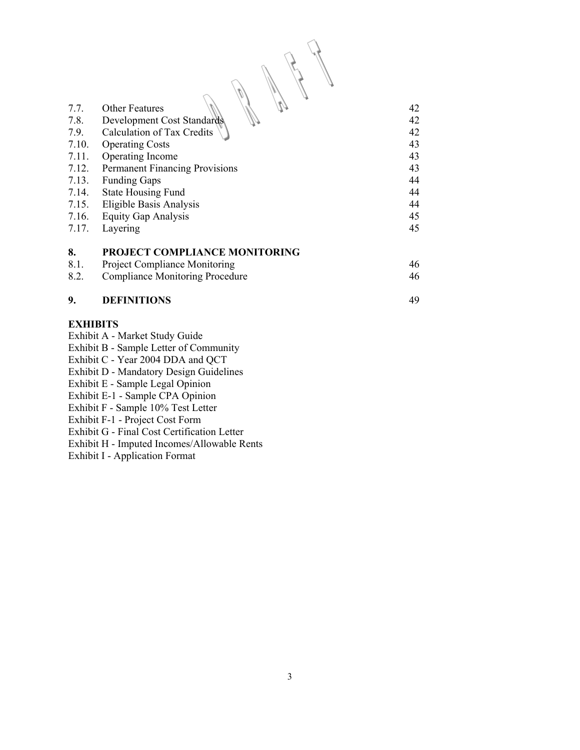| | | |
|---|---|---|
| 7.7. | Other Features | 42 |
| 7.8. | Development Cost Standards | 42 |
| 7.9. | Calculation of Tax Credits | 42 |
| 7.10. | Operating Costs | 43 |
| 7.11. | Operating Income | 43 |
| 7.12. | Permanent Financing Provisions | 43 |
| 7.13. | Funding Gaps | 44 |
| 7.14. | State Housing Fund | 44 |
| 7.15. | Eligible Basis Analysis | 44 |
| 7.16. | Equity Gap Analysis | 45 |
| 7.17. | Layering | 45 |
| **8.** | **PROJECT COMPLIANCE MONITORING** | |
| 8.1. | Project Compliance Monitoring | 46 |
| 8.2. | Compliance Monitoring Procedure | 46 |
| **9.** | **DEFINITIONS** | 49 |

**EXHIBITS**

Exhibit A - Market Study Guide
Exhibit B - Sample Letter of Community
Exhibit C - Year 2004 DDA and QCT
Exhibit D - Mandatory Design Guidelines
Exhibit E - Sample Legal Opinion
Exhibit E-1 - Sample CPA Opinion
Exhibit F - Sample 10% Test Letter
Exhibit F-1 - Project Cost Form
Exhibit G - Final Cost Certification Letter
Exhibit H - Imputed Incomes/Allowable Rents
Exhibit I - Application Format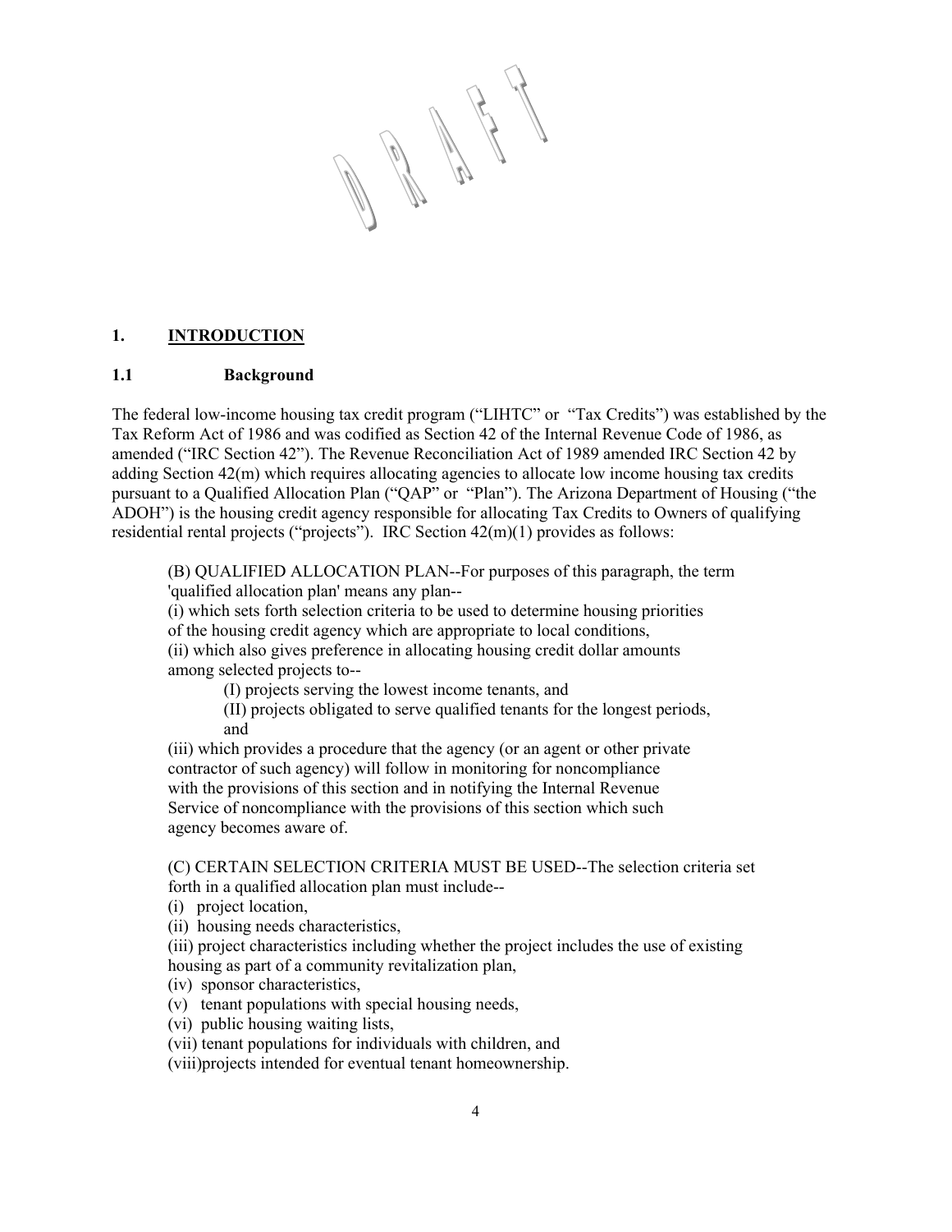DRAFT

# 1. INTRODUCTION

## 1.1 Background

The federal low-income housing tax credit program ("LIHTC" or "Tax Credits") was established by the Tax Reform Act of 1986 and was codified as Section 42 of the Internal Revenue Code of 1986, as amended ("IRC Section 42"). The Revenue Reconciliation Act of 1989 amended IRC Section 42 by adding Section 42(m) which requires allocating agencies to allocate low income housing tax credits pursuant to a Qualified Allocation Plan ("QAP" or "Plan"). The Arizona Department of Housing ("the ADOH") is the housing credit agency responsible for allocating Tax Credits to Owners of qualifying residential rental projects ("projects"). IRC Section 42(m)(1) provides as follows:

> (B) QUALIFIED ALLOCATION PLAN--For purposes of this paragraph, the term 'qualified allocation plan' means any plan--
> (i) which sets forth selection criteria to be used to determine housing priorities of the housing credit agency which are appropriate to local conditions,
> (ii) which also gives preference in allocating housing credit dollar amounts among selected projects to--
> (I) projects serving the lowest income tenants, and
> (II) projects obligated to serve qualified tenants for the longest periods, and
> (iii) which provides a procedure that the agency (or an agent or other private contractor of such agency) will follow in monitoring for noncompliance with the provisions of this section and in notifying the Internal Revenue Service of noncompliance with the provisions of this section which such agency becomes aware of.
>
> (C) CERTAIN SELECTION CRITERIA MUST BE USED--The selection criteria set forth in a qualified allocation plan must include--
> (i) project location,
> (ii) housing needs characteristics,
> (iii) project characteristics including whether the project includes the use of existing housing as part of a community revitalization plan,
> (iv) sponsor characteristics,
> (v) tenant populations with special housing needs,
> (vi) public housing waiting lists,
> (vii) tenant populations for individuals with children, and
> (viii)projects intended for eventual tenant homeownership.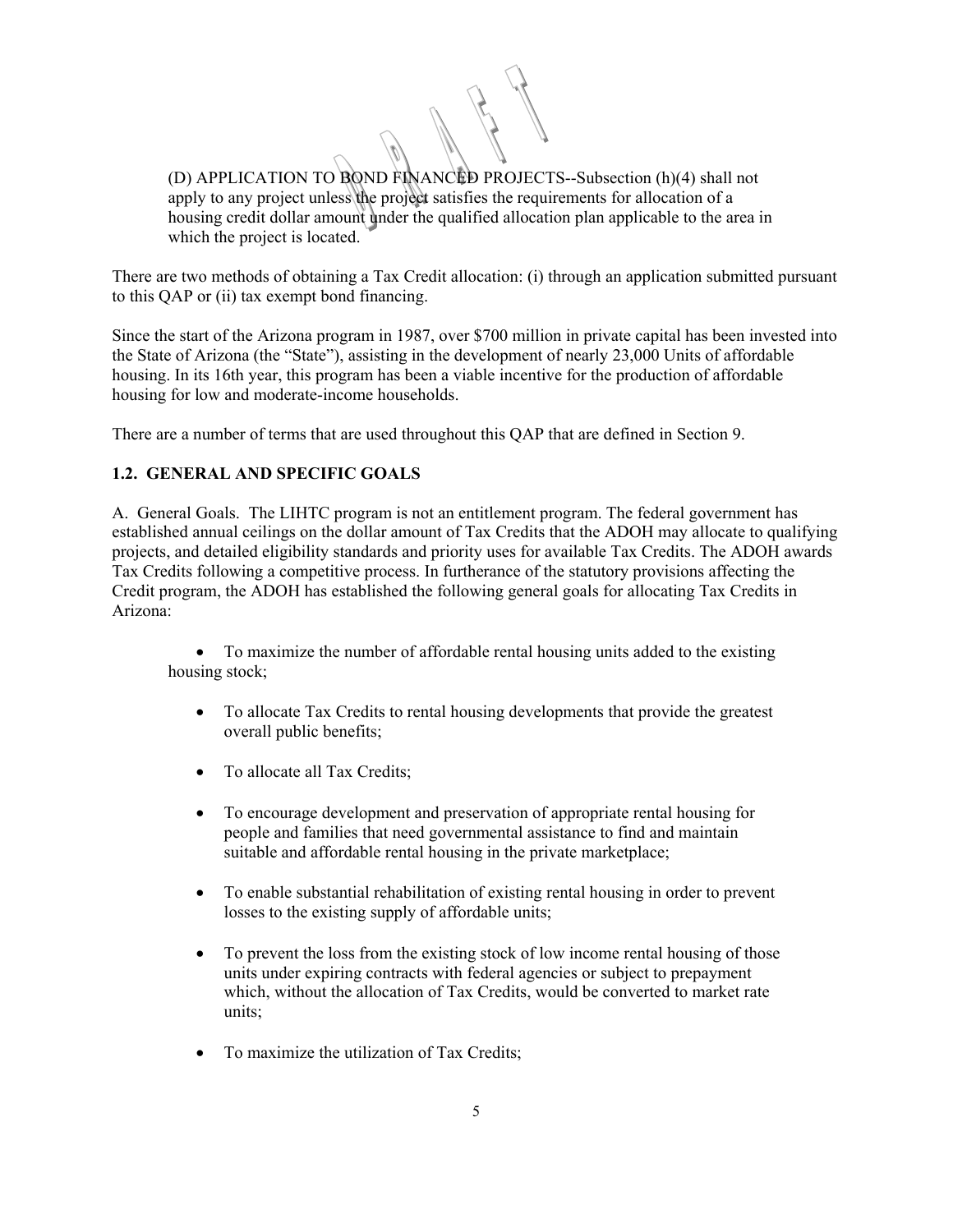(D) APPLICATION TO BOND FINANCED PROJECTS--Subsection (h)(4) shall not apply to any project unless the project satisfies the requirements for allocation of a housing credit dollar amount under the qualified allocation plan applicable to the area in which the project is located.

There are two methods of obtaining a Tax Credit allocation: (i) through an application submitted pursuant to this QAP or (ii) tax exempt bond financing.

Since the start of the Arizona program in 1987, over $700 million in private capital has been invested into the State of Arizona (the "State"), assisting in the development of nearly 23,000 Units of affordable housing. In its 16th year, this program has been a viable incentive for the production of affordable housing for low and moderate-income households.

There are a number of terms that are used throughout this QAP that are defined in Section 9.

### 1.2. GENERAL AND SPECIFIC GOALS

A. General Goals. The LIHTC program is not an entitlement program. The federal government has established annual ceilings on the dollar amount of Tax Credits that the ADOH may allocate to qualifying projects, and detailed eligibility standards and priority uses for available Tax Credits. The ADOH awards Tax Credits following a competitive process. In furtherance of the statutory provisions affecting the Credit program, the ADOH has established the following general goals for allocating Tax Credits in Arizona:

- To maximize the number of affordable rental housing units added to the existing housing stock;
- To allocate Tax Credits to rental housing developments that provide the greatest overall public benefits;
- To allocate all Tax Credits;
- To encourage development and preservation of appropriate rental housing for people and families that need governmental assistance to find and maintain suitable and affordable rental housing in the private marketplace;
- To enable substantial rehabilitation of existing rental housing in order to prevent losses to the existing supply of affordable units;
- To prevent the loss from the existing stock of low income rental housing of those units under expiring contracts with federal agencies or subject to prepayment which, without the allocation of Tax Credits, would be converted to market rate units;
- To maximize the utilization of Tax Credits;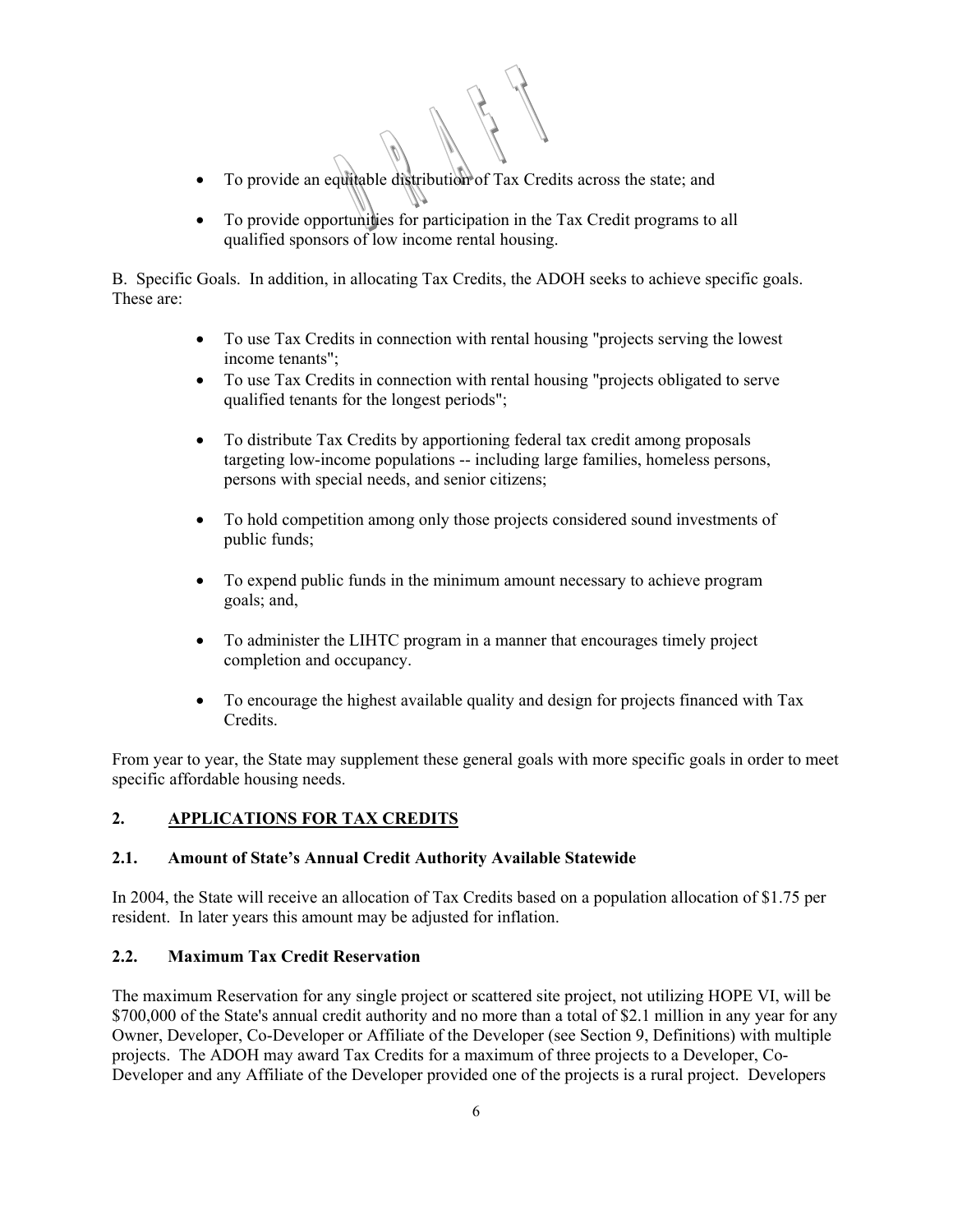- To provide an equitable distribution of Tax Credits across the state; and
- To provide opportunities for participation in the Tax Credit programs to all qualified sponsors of low income rental housing.

B. Specific Goals. In addition, in allocating Tax Credits, the ADOH seeks to achieve specific goals. These are:

- To use Tax Credits in connection with rental housing "projects serving the lowest income tenants";
- To use Tax Credits in connection with rental housing "projects obligated to serve qualified tenants for the longest periods";
- To distribute Tax Credits by apportioning federal tax credit among proposals targeting low-income populations -- including large families, homeless persons, persons with special needs, and senior citizens;
- To hold competition among only those projects considered sound investments of public funds;
- To expend public funds in the minimum amount necessary to achieve program goals; and,
- To administer the LIHTC program in a manner that encourages timely project completion and occupancy.
- To encourage the highest available quality and design for projects financed with Tax Credits.

From year to year, the State may supplement these general goals with more specific goals in order to meet specific affordable housing needs.

## 2. <u>APPLICATIONS FOR TAX CREDITS</u>

### 2.1. Amount of State's Annual Credit Authority Available Statewide

In 2004, the State will receive an allocation of Tax Credits based on a population allocation of $1.75 per resident. In later years this amount may be adjusted for inflation.

### 2.2. Maximum Tax Credit Reservation

The maximum Reservation for any single project or scattered site project, not utilizing HOPE VI, will be $700,000 of the State's annual credit authority and no more than a total of $2.1 million in any year for any Owner, Developer, Co-Developer or Affiliate of the Developer (see Section 9, Definitions) with multiple projects. The ADOH may award Tax Credits for a maximum of three projects to a Developer, Co-Developer and any Affiliate of the Developer provided one of the projects is a rural project. Developers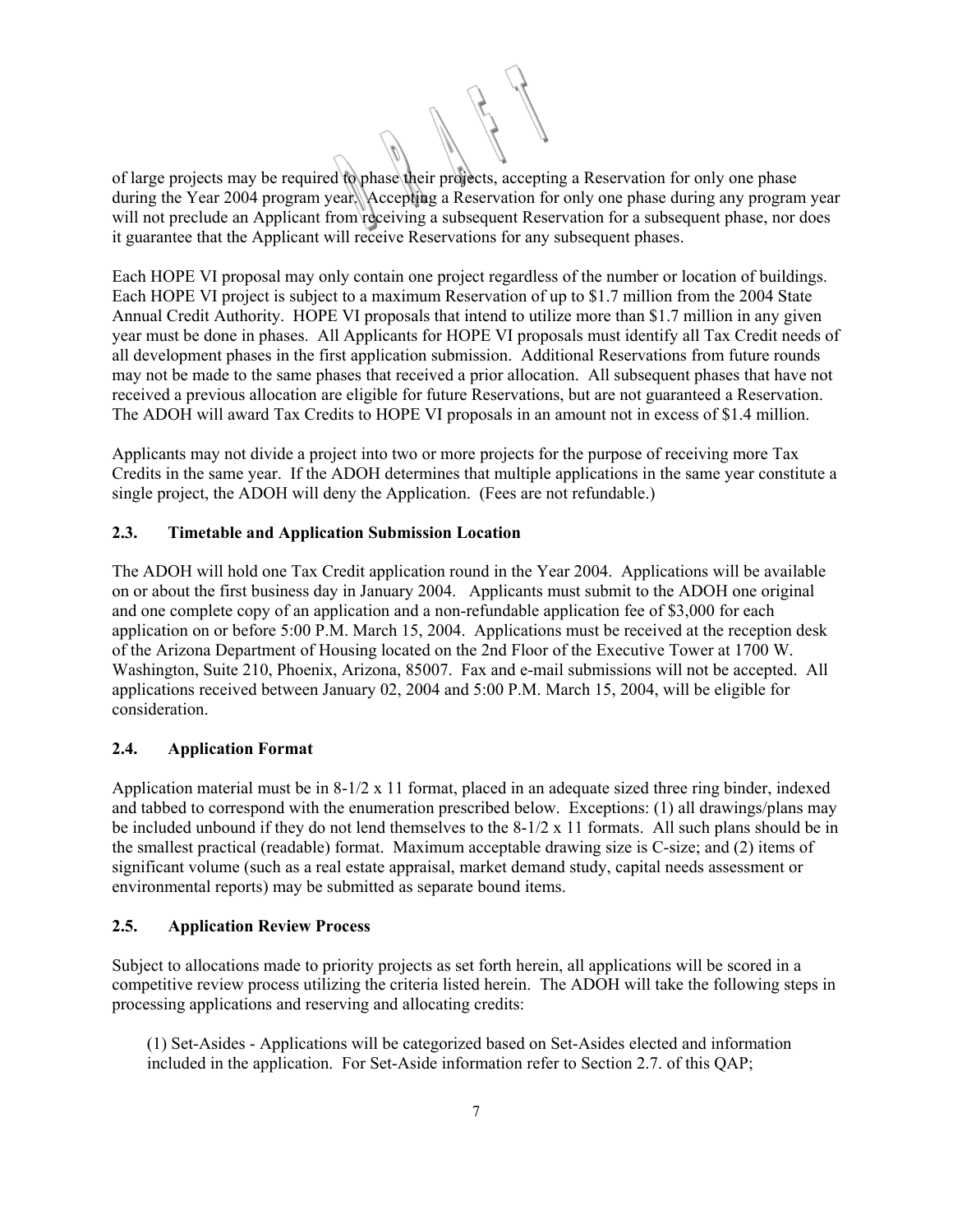of large projects may be required to phase their projects, accepting a Reservation for only one phase during the Year 2004 program year. Accepting a Reservation for only one phase during any program year will not preclude an Applicant from receiving a subsequent Reservation for a subsequent phase, nor does it guarantee that the Applicant will receive Reservations for any subsequent phases.

Each HOPE VI proposal may only contain one project regardless of the number or location of buildings. Each HOPE VI project is subject to a maximum Reservation of up to $1.7 million from the 2004 State Annual Credit Authority. HOPE VI proposals that intend to utilize more than $1.7 million in any given year must be done in phases. All Applicants for HOPE VI proposals must identify all Tax Credit needs of all development phases in the first application submission. Additional Reservations from future rounds may not be made to the same phases that received a prior allocation. All subsequent phases that have not received a previous allocation are eligible for future Reservations, but are not guaranteed a Reservation. The ADOH will award Tax Credits to HOPE VI proposals in an amount not in excess of $1.4 million.

Applicants may not divide a project into two or more projects for the purpose of receiving more Tax Credits in the same year. If the ADOH determines that multiple applications in the same year constitute a single project, the ADOH will deny the Application. (Fees are not refundable.)

### 2.3. Timetable and Application Submission Location

The ADOH will hold one Tax Credit application round in the Year 2004. Applications will be available on or about the first business day in January 2004. Applicants must submit to the ADOH one original and one complete copy of an application and a non-refundable application fee of $3,000 for each application on or before 5:00 P.M. March 15, 2004. Applications must be received at the reception desk of the Arizona Department of Housing located on the 2nd Floor of the Executive Tower at 1700 W. Washington, Suite 210, Phoenix, Arizona, 85007. Fax and e-mail submissions will not be accepted. All applications received between January 02, 2004 and 5:00 P.M. March 15, 2004, will be eligible for consideration.

### 2.4. Application Format

Application material must be in 8-1/2 x 11 format, placed in an adequate sized three ring binder, indexed and tabbed to correspond with the enumeration prescribed below. Exceptions: (1) all drawings/plans may be included unbound if they do not lend themselves to the 8-1/2 x 11 formats. All such plans should be in the smallest practical (readable) format. Maximum acceptable drawing size is C-size; and (2) items of significant volume (such as a real estate appraisal, market demand study, capital needs assessment or environmental reports) may be submitted as separate bound items.

### 2.5. Application Review Process

Subject to allocations made to priority projects as set forth herein, all applications will be scored in a competitive review process utilizing the criteria listed herein. The ADOH will take the following steps in processing applications and reserving and allocating credits:

(1) Set-Asides - Applications will be categorized based on Set-Asides elected and information included in the application. For Set-Aside information refer to Section 2.7. of this QAP;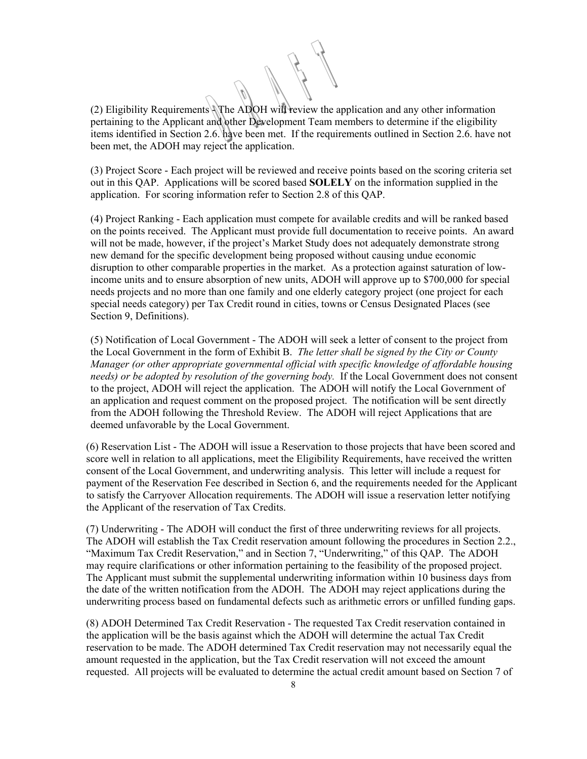(2) Eligibility Requirements - The ADOH will review the application and any other information pertaining to the Applicant and other Development Team members to determine if the eligibility items identified in Section 2.6. have been met. If the requirements outlined in Section 2.6. have not been met, the ADOH may reject the application.

(3) Project Score - Each project will be reviewed and receive points based on the scoring criteria set out in this QAP. Applications will be scored based **SOLELY** on the information supplied in the application. For scoring information refer to Section 2.8 of this QAP.

(4) Project Ranking - Each application must compete for available credits and will be ranked based on the points received. The Applicant must provide full documentation to receive points. An award will not be made, however, if the project's Market Study does not adequately demonstrate strong new demand for the specific development being proposed without causing undue economic disruption to other comparable properties in the market. As a protection against saturation of low-income units and to ensure absorption of new units, ADOH will approve up to $700,000 for special needs projects and no more than one family and one elderly category project (one project for each special needs category) per Tax Credit round in cities, towns or Census Designated Places (see Section 9, Definitions).

(5) Notification of Local Government - The ADOH will seek a letter of consent to the project from the Local Government in the form of Exhibit B. *The letter shall be signed by the City or County Manager (or other appropriate governmental official with specific knowledge of affordable housing needs) or be adopted by resolution of the governing body.* If the Local Government does not consent to the project, ADOH will reject the application. The ADOH will notify the Local Government of an application and request comment on the proposed project. The notification will be sent directly from the ADOH following the Threshold Review. The ADOH will reject Applications that are deemed unfavorable by the Local Government.

(6) Reservation List - The ADOH will issue a Reservation to those projects that have been scored and score well in relation to all applications, meet the Eligibility Requirements, have received the written consent of the Local Government, and underwriting analysis. This letter will include a request for payment of the Reservation Fee described in Section 6, and the requirements needed for the Applicant to satisfy the Carryover Allocation requirements. The ADOH will issue a reservation letter notifying the Applicant of the reservation of Tax Credits.

(7) Underwriting - The ADOH will conduct the first of three underwriting reviews for all projects. The ADOH will establish the Tax Credit reservation amount following the procedures in Section 2.2., "Maximum Tax Credit Reservation," and in Section 7, "Underwriting," of this QAP. The ADOH may require clarifications or other information pertaining to the feasibility of the proposed project. The Applicant must submit the supplemental underwriting information within 10 business days from the date of the written notification from the ADOH. The ADOH may reject applications during the underwriting process based on fundamental defects such as arithmetic errors or unfilled funding gaps.

(8) ADOH Determined Tax Credit Reservation - The requested Tax Credit reservation contained in the application will be the basis against which the ADOH will determine the actual Tax Credit reservation to be made. The ADOH determined Tax Credit reservation may not necessarily equal the amount requested in the application, but the Tax Credit reservation will not exceed the amount requested. All projects will be evaluated to determine the actual credit amount based on Section 7 of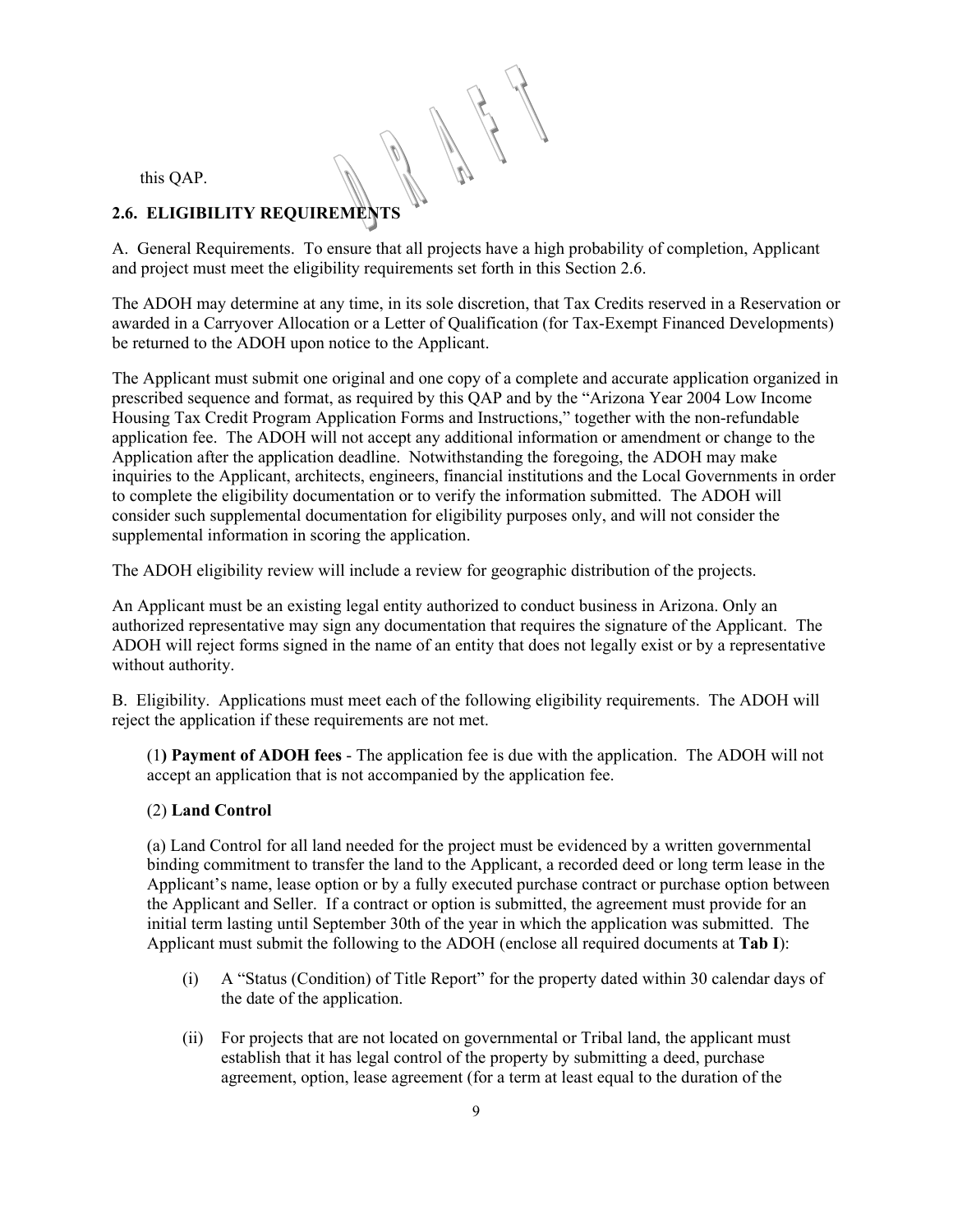this QAP.

## 2.6. ELIGIBILITY REQUIREMENTS

A. General Requirements. To ensure that all projects have a high probability of completion, Applicant and project must meet the eligibility requirements set forth in this Section 2.6.

The ADOH may determine at any time, in its sole discretion, that Tax Credits reserved in a Reservation or awarded in a Carryover Allocation or a Letter of Qualification (for Tax-Exempt Financed Developments) be returned to the ADOH upon notice to the Applicant.

The Applicant must submit one original and one copy of a complete and accurate application organized in prescribed sequence and format, as required by this QAP and by the "Arizona Year 2004 Low Income Housing Tax Credit Program Application Forms and Instructions," together with the non-refundable application fee. The ADOH will not accept any additional information or amendment or change to the Application after the application deadline. Notwithstanding the foregoing, the ADOH may make inquiries to the Applicant, architects, engineers, financial institutions and the Local Governments in order to complete the eligibility documentation or to verify the information submitted. The ADOH will consider such supplemental documentation for eligibility purposes only, and will not consider the supplemental information in scoring the application.

The ADOH eligibility review will include a review for geographic distribution of the projects.

An Applicant must be an existing legal entity authorized to conduct business in Arizona. Only an authorized representative may sign any documentation that requires the signature of the Applicant. The ADOH will reject forms signed in the name of an entity that does not legally exist or by a representative without authority.

B. Eligibility. Applications must meet each of the following eligibility requirements. The ADOH will reject the application if these requirements are not met.

(1**) Payment of ADOH fees** - The application fee is due with the application. The ADOH will not accept an application that is not accompanied by the application fee.

(2) **Land Control**

(a) Land Control for all land needed for the project must be evidenced by a written governmental binding commitment to transfer the land to the Applicant, a recorded deed or long term lease in the Applicant's name, lease option or by a fully executed purchase contract or purchase option between the Applicant and Seller. If a contract or option is submitted, the agreement must provide for an initial term lasting until September 30th of the year in which the application was submitted. The Applicant must submit the following to the ADOH (enclose all required documents at **Tab I**):

- (i) A "Status (Condition) of Title Report" for the property dated within 30 calendar days of the date of the application.
- (ii) For projects that are not located on governmental or Tribal land, the applicant must establish that it has legal control of the property by submitting a deed, purchase agreement, option, lease agreement (for a term at least equal to the duration of the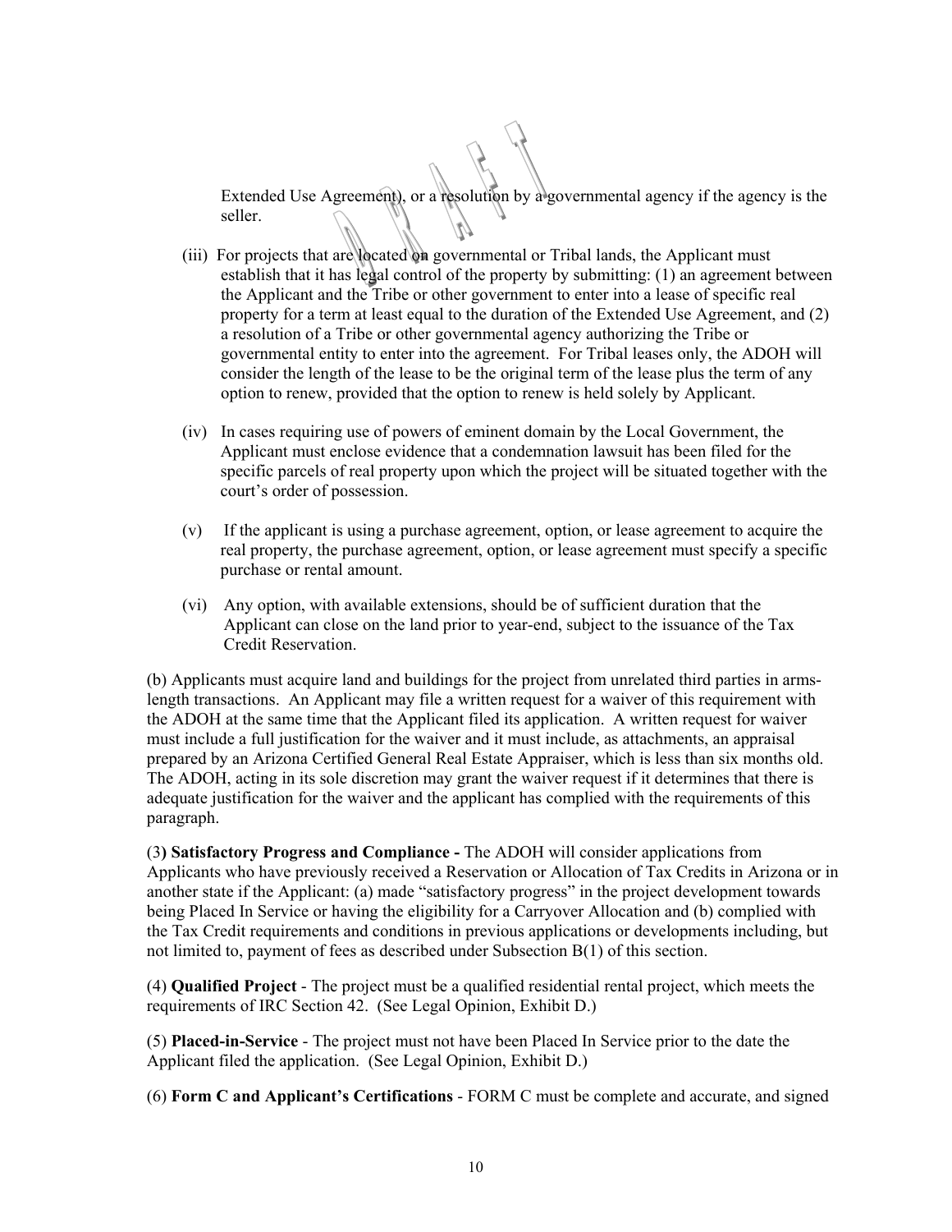Extended Use Agreement), or a resolution by a governmental agency if the agency is the seller.

(iii) For projects that are located on governmental or Tribal lands, the Applicant must establish that it has legal control of the property by submitting: (1) an agreement between the Applicant and the Tribe or other government to enter into a lease of specific real property for a term at least equal to the duration of the Extended Use Agreement, and (2) a resolution of a Tribe or other governmental agency authorizing the Tribe or governmental entity to enter into the agreement. For Tribal leases only, the ADOH will consider the length of the lease to be the original term of the lease plus the term of any option to renew, provided that the option to renew is held solely by Applicant.

(iv) In cases requiring use of powers of eminent domain by the Local Government, the Applicant must enclose evidence that a condemnation lawsuit has been filed for the specific parcels of real property upon which the project will be situated together with the court's order of possession.

(v) If the applicant is using a purchase agreement, option, or lease agreement to acquire the real property, the purchase agreement, option, or lease agreement must specify a specific purchase or rental amount.

(vi) Any option, with available extensions, should be of sufficient duration that the Applicant can close on the land prior to year-end, subject to the issuance of the Tax Credit Reservation.

(b) Applicants must acquire land and buildings for the project from unrelated third parties in arms-length transactions. An Applicant may file a written request for a waiver of this requirement with the ADOH at the same time that the Applicant filed its application. A written request for waiver must include a full justification for the waiver and it must include, as attachments, an appraisal prepared by an Arizona Certified General Real Estate Appraiser, which is less than six months old. The ADOH, acting in its sole discretion may grant the waiver request if it determines that there is adequate justification for the waiver and the applicant has complied with the requirements of this paragraph.

(3**) Satisfactory Progress and Compliance -** The ADOH will consider applications from Applicants who have previously received a Reservation or Allocation of Tax Credits in Arizona or in another state if the Applicant: (a) made "satisfactory progress" in the project development towards being Placed In Service or having the eligibility for a Carryover Allocation and (b) complied with the Tax Credit requirements and conditions in previous applications or developments including, but not limited to, payment of fees as described under Subsection B(1) of this section.

(4) **Qualified Project** - The project must be a qualified residential rental project, which meets the requirements of IRC Section 42. (See Legal Opinion, Exhibit D.)

(5) **Placed-in-Service** - The project must not have been Placed In Service prior to the date the Applicant filed the application. (See Legal Opinion, Exhibit D.)

(6) **Form C and Applicant's Certifications** - FORM C must be complete and accurate, and signed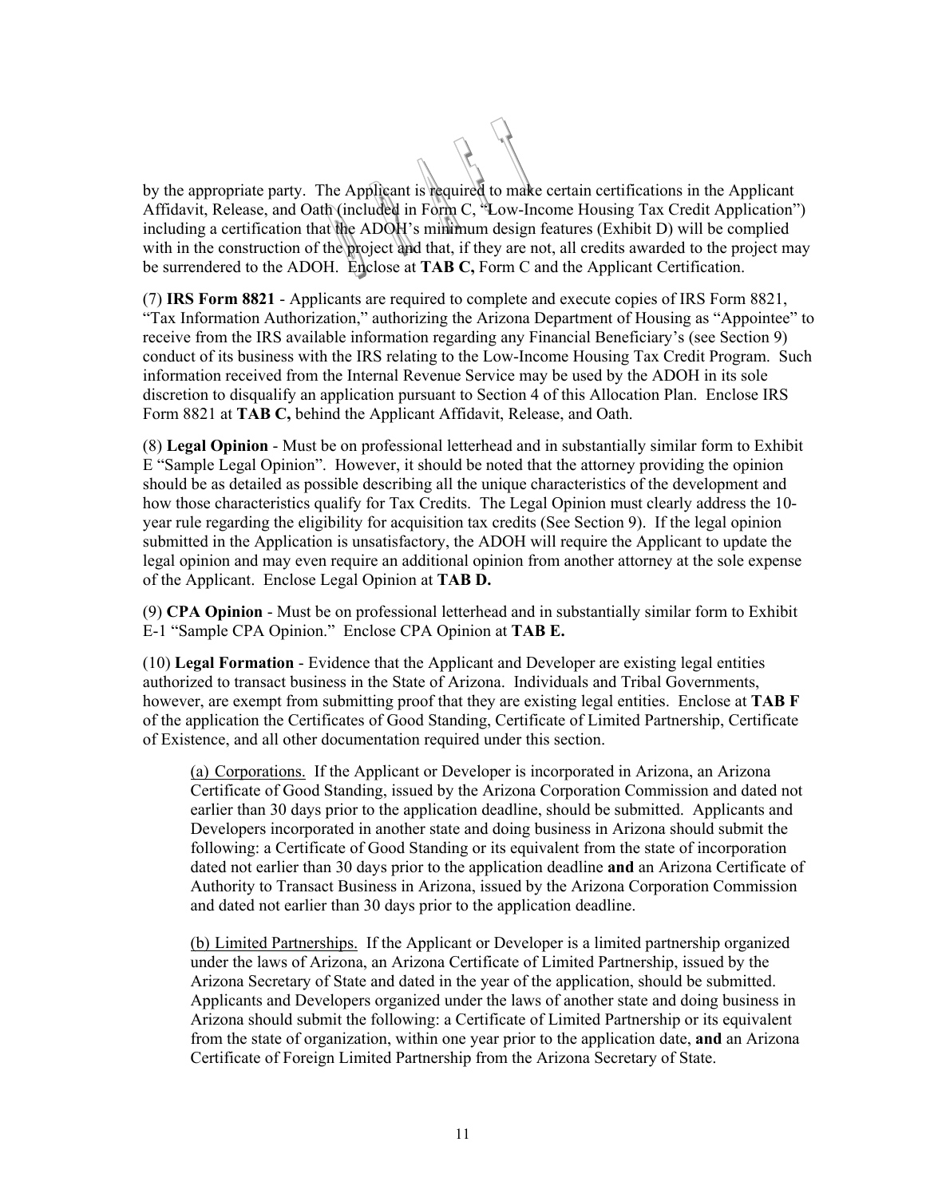by the appropriate party. The Applicant is required to make certain certifications in the Applicant Affidavit, Release, and Oath (included in Form C, "Low-Income Housing Tax Credit Application") including a certification that the ADOH's minimum design features (Exhibit D) will be complied with in the construction of the project and that, if they are not, all credits awarded to the project may be surrendered to the ADOH. Enclose at **TAB C,** Form C and the Applicant Certification.

(7) **IRS Form 8821** - Applicants are required to complete and execute copies of IRS Form 8821, "Tax Information Authorization," authorizing the Arizona Department of Housing as "Appointee" to receive from the IRS available information regarding any Financial Beneficiary's (see Section 9) conduct of its business with the IRS relating to the Low-Income Housing Tax Credit Program. Such information received from the Internal Revenue Service may be used by the ADOH in its sole discretion to disqualify an application pursuant to Section 4 of this Allocation Plan. Enclose IRS Form 8821 at **TAB C,** behind the Applicant Affidavit, Release, and Oath.

(8) **Legal Opinion** - Must be on professional letterhead and in substantially similar form to Exhibit E "Sample Legal Opinion". However, it should be noted that the attorney providing the opinion should be as detailed as possible describing all the unique characteristics of the development and how those characteristics qualify for Tax Credits. The Legal Opinion must clearly address the 10-year rule regarding the eligibility for acquisition tax credits (See Section 9). If the legal opinion submitted in the Application is unsatisfactory, the ADOH will require the Applicant to update the legal opinion and may even require an additional opinion from another attorney at the sole expense of the Applicant. Enclose Legal Opinion at **TAB D.**

(9) **CPA Opinion** - Must be on professional letterhead and in substantially similar form to Exhibit E-1 "Sample CPA Opinion." Enclose CPA Opinion at **TAB E.**

(10) **Legal Formation** - Evidence that the Applicant and Developer are existing legal entities authorized to transact business in the State of Arizona. Individuals and Tribal Governments, however, are exempt from submitting proof that they are existing legal entities. Enclose at **TAB F** of the application the Certificates of Good Standing, Certificate of Limited Partnership, Certificate of Existence, and all other documentation required under this section.

> (a) Corporations. If the Applicant or Developer is incorporated in Arizona, an Arizona Certificate of Good Standing, issued by the Arizona Corporation Commission and dated not earlier than 30 days prior to the application deadline, should be submitted. Applicants and Developers incorporated in another state and doing business in Arizona should submit the following: a Certificate of Good Standing or its equivalent from the state of incorporation dated not earlier than 30 days prior to the application deadline **and** an Arizona Certificate of Authority to Transact Business in Arizona, issued by the Arizona Corporation Commission and dated not earlier than 30 days prior to the application deadline.
>
> (b) Limited Partnerships. If the Applicant or Developer is a limited partnership organized under the laws of Arizona, an Arizona Certificate of Limited Partnership, issued by the Arizona Secretary of State and dated in the year of the application, should be submitted. Applicants and Developers organized under the laws of another state and doing business in Arizona should submit the following: a Certificate of Limited Partnership or its equivalent from the state of organization, within one year prior to the application date, **and** an Arizona Certificate of Foreign Limited Partnership from the Arizona Secretary of State.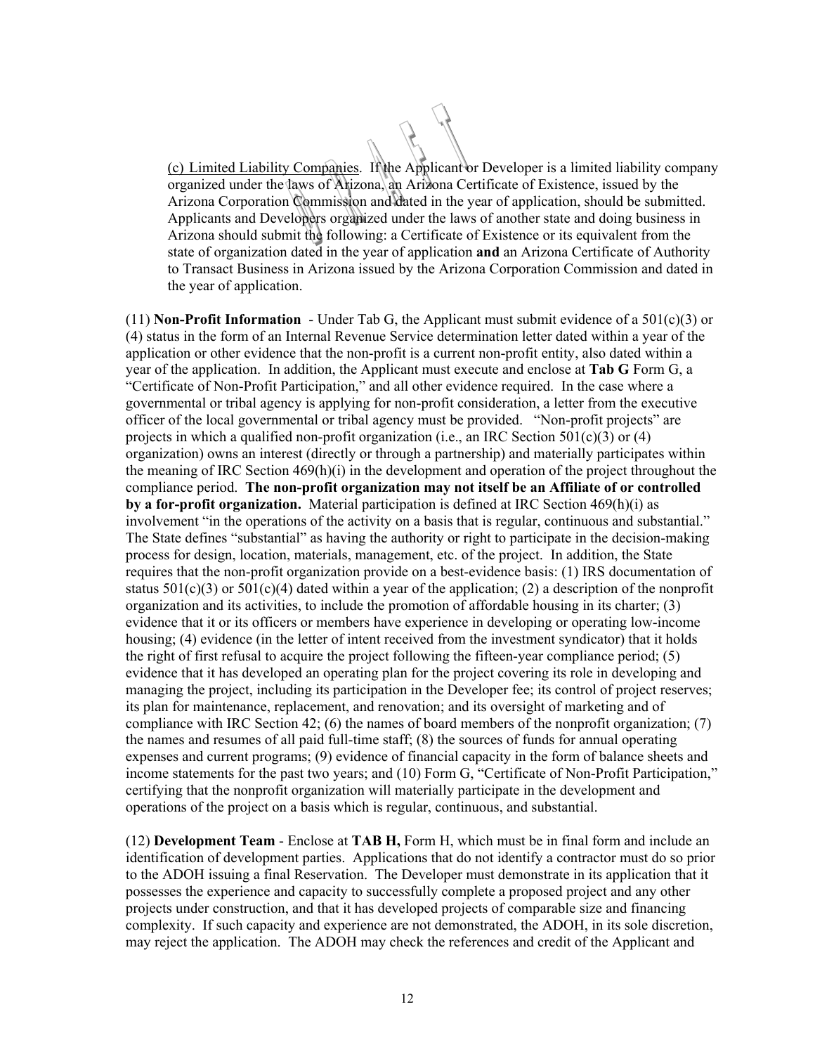(c) Limited Liability Companies. If the Applicant or Developer is a limited liability company organized under the laws of Arizona, an Arizona Certificate of Existence, issued by the Arizona Corporation Commission and dated in the year of application, should be submitted. Applicants and Developers organized under the laws of another state and doing business in Arizona should submit the following: a Certificate of Existence or its equivalent from the state of organization dated in the year of application **and** an Arizona Certificate of Authority to Transact Business in Arizona issued by the Arizona Corporation Commission and dated in the year of application.

(11) **Non-Profit Information** - Under Tab G, the Applicant must submit evidence of a 501(c)(3) or (4) status in the form of an Internal Revenue Service determination letter dated within a year of the application or other evidence that the non-profit is a current non-profit entity, also dated within a year of the application. In addition, the Applicant must execute and enclose at **Tab G** Form G, a "Certificate of Non-Profit Participation," and all other evidence required. In the case where a governmental or tribal agency is applying for non-profit consideration, a letter from the executive officer of the local governmental or tribal agency must be provided. "Non-profit projects" are projects in which a qualified non-profit organization (i.e., an IRC Section 501(c)(3) or (4) organization) owns an interest (directly or through a partnership) and materially participates within the meaning of IRC Section 469(h)(i) in the development and operation of the project throughout the compliance period. **The non-profit organization may not itself be an Affiliate of or controlled by a for-profit organization.** Material participation is defined at IRC Section 469(h)(i) as involvement "in the operations of the activity on a basis that is regular, continuous and substantial." The State defines "substantial" as having the authority or right to participate in the decision-making process for design, location, materials, management, etc. of the project. In addition, the State requires that the non-profit organization provide on a best-evidence basis: (1) IRS documentation of status 501(c)(3) or 501(c)(4) dated within a year of the application; (2) a description of the nonprofit organization and its activities, to include the promotion of affordable housing in its charter; (3) evidence that it or its officers or members have experience in developing or operating low-income housing; (4) evidence (in the letter of intent received from the investment syndicator) that it holds the right of first refusal to acquire the project following the fifteen-year compliance period; (5) evidence that it has developed an operating plan for the project covering its role in developing and managing the project, including its participation in the Developer fee; its control of project reserves; its plan for maintenance, replacement, and renovation; and its oversight of marketing and of compliance with IRC Section 42; (6) the names of board members of the nonprofit organization; (7) the names and resumes of all paid full-time staff; (8) the sources of funds for annual operating expenses and current programs; (9) evidence of financial capacity in the form of balance sheets and income statements for the past two years; and (10) Form G, "Certificate of Non-Profit Participation," certifying that the nonprofit organization will materially participate in the development and operations of the project on a basis which is regular, continuous, and substantial.

(12) **Development Team** - Enclose at **TAB H,** Form H, which must be in final form and include an identification of development parties. Applications that do not identify a contractor must do so prior to the ADOH issuing a final Reservation. The Developer must demonstrate in its application that it possesses the experience and capacity to successfully complete a proposed project and any other projects under construction, and that it has developed projects of comparable size and financing complexity. If such capacity and experience are not demonstrated, the ADOH, in its sole discretion, may reject the application. The ADOH may check the references and credit of the Applicant and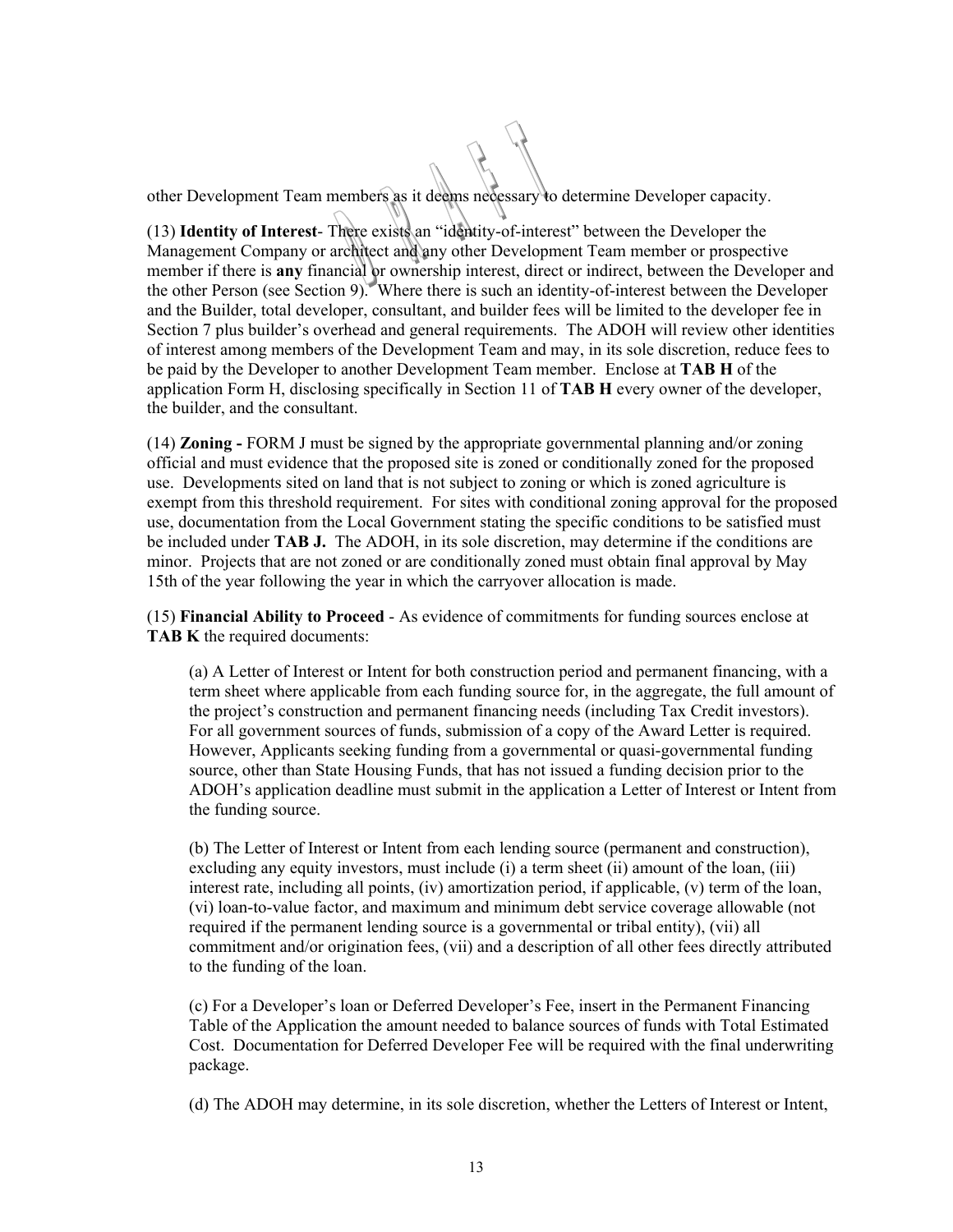other Development Team members as it deems necessary to determine Developer capacity.

(13) **Identity of Interest**- There exists an "identity-of-interest" between the Developer the Management Company or architect and any other Development Team member or prospective member if there is **any** financial or ownership interest, direct or indirect, between the Developer and the other Person (see Section 9). Where there is such an identity-of-interest between the Developer and the Builder, total developer, consultant, and builder fees will be limited to the developer fee in Section 7 plus builder's overhead and general requirements. The ADOH will review other identities of interest among members of the Development Team and may, in its sole discretion, reduce fees to be paid by the Developer to another Development Team member. Enclose at **TAB H** of the application Form H, disclosing specifically in Section 11 of **TAB H** every owner of the developer, the builder, and the consultant.

(14) **Zoning -** FORM J must be signed by the appropriate governmental planning and/or zoning official and must evidence that the proposed site is zoned or conditionally zoned for the proposed use. Developments sited on land that is not subject to zoning or which is zoned agriculture is exempt from this threshold requirement. For sites with conditional zoning approval for the proposed use, documentation from the Local Government stating the specific conditions to be satisfied must be included under **TAB J.** The ADOH, in its sole discretion, may determine if the conditions are minor. Projects that are not zoned or are conditionally zoned must obtain final approval by May 15th of the year following the year in which the carryover allocation is made.

(15) **Financial Ability to Proceed** - As evidence of commitments for funding sources enclose at **TAB K** the required documents:

(a) A Letter of Interest or Intent for both construction period and permanent financing, with a term sheet where applicable from each funding source for, in the aggregate, the full amount of the project's construction and permanent financing needs (including Tax Credit investors). For all government sources of funds, submission of a copy of the Award Letter is required. However, Applicants seeking funding from a governmental or quasi-governmental funding source, other than State Housing Funds, that has not issued a funding decision prior to the ADOH's application deadline must submit in the application a Letter of Interest or Intent from the funding source.

(b) The Letter of Interest or Intent from each lending source (permanent and construction), excluding any equity investors, must include (i) a term sheet (ii) amount of the loan, (iii) interest rate, including all points, (iv) amortization period, if applicable, (v) term of the loan, (vi) loan-to-value factor, and maximum and minimum debt service coverage allowable (not required if the permanent lending source is a governmental or tribal entity), (vii) all commitment and/or origination fees, (vii) and a description of all other fees directly attributed to the funding of the loan.

(c) For a Developer's loan or Deferred Developer's Fee, insert in the Permanent Financing Table of the Application the amount needed to balance sources of funds with Total Estimated Cost. Documentation for Deferred Developer Fee will be required with the final underwriting package.

(d) The ADOH may determine, in its sole discretion, whether the Letters of Interest or Intent,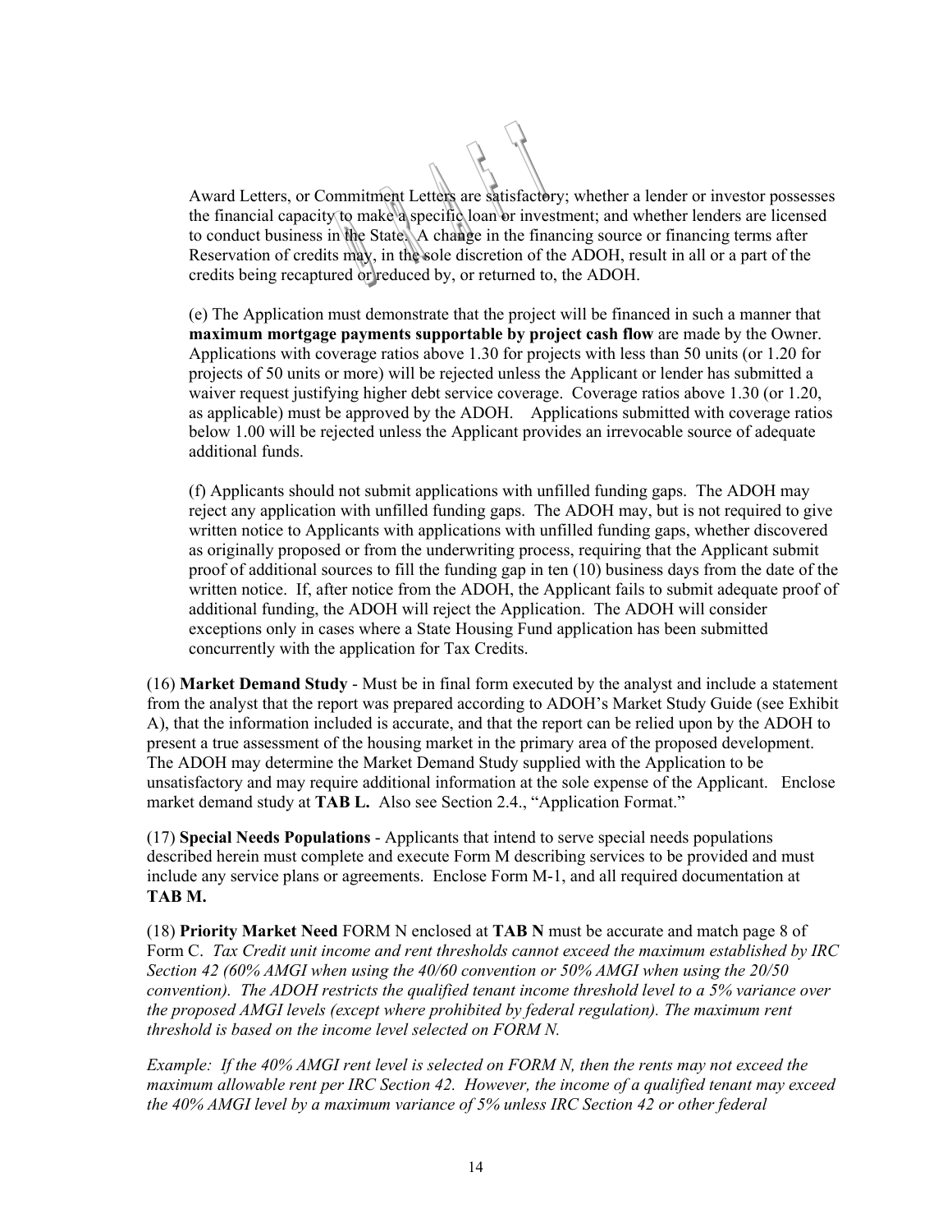Award Letters, or Commitment Letters are satisfactory; whether a lender or investor possesses the financial capacity to make a specific loan or investment; and whether lenders are licensed to conduct business in the State. A change in the financing source or financing terms after Reservation of credits may, in the sole discretion of the ADOH, result in all or a part of the credits being recaptured or reduced by, or returned to, the ADOH.

(e) The Application must demonstrate that the project will be financed in such a manner that **maximum mortgage payments supportable by project cash flow** are made by the Owner. Applications with coverage ratios above 1.30 for projects with less than 50 units (or 1.20 for projects of 50 units or more) will be rejected unless the Applicant or lender has submitted a waiver request justifying higher debt service coverage. Coverage ratios above 1.30 (or 1.20, as applicable) must be approved by the ADOH. Applications submitted with coverage ratios below 1.00 will be rejected unless the Applicant provides an irrevocable source of adequate additional funds.

(f) Applicants should not submit applications with unfilled funding gaps. The ADOH may reject any application with unfilled funding gaps. The ADOH may, but is not required to give written notice to Applicants with applications with unfilled funding gaps, whether discovered as originally proposed or from the underwriting process, requiring that the Applicant submit proof of additional sources to fill the funding gap in ten (10) business days from the date of the written notice. If, after notice from the ADOH, the Applicant fails to submit adequate proof of additional funding, the ADOH will reject the Application. The ADOH will consider exceptions only in cases where a State Housing Fund application has been submitted concurrently with the application for Tax Credits.

(16) **Market Demand Study** - Must be in final form executed by the analyst and include a statement from the analyst that the report was prepared according to ADOH's Market Study Guide (see Exhibit A), that the information included is accurate, and that the report can be relied upon by the ADOH to present a true assessment of the housing market in the primary area of the proposed development. The ADOH may determine the Market Demand Study supplied with the Application to be unsatisfactory and may require additional information at the sole expense of the Applicant. Enclose market demand study at **TAB L.** Also see Section 2.4., "Application Format."

(17) **Special Needs Populations** - Applicants that intend to serve special needs populations described herein must complete and execute Form M describing services to be provided and must include any service plans or agreements. Enclose Form M-1, and all required documentation at **TAB M.**

(18) **Priority Market Need** FORM N enclosed at **TAB N** must be accurate and match page 8 of Form C. *Tax Credit unit income and rent thresholds cannot exceed the maximum established by IRC Section 42 (60% AMGI when using the 40/60 convention or 50% AMGI when using the 20/50 convention). The ADOH restricts the qualified tenant income threshold level to a 5% variance over the proposed AMGI levels (except where prohibited by federal regulation). The maximum rent threshold is based on the income level selected on FORM N.*

*Example: If the 40% AMGI rent level is selected on FORM N, then the rents may not exceed the maximum allowable rent per IRC Section 42. However, the income of a qualified tenant may exceed the 40% AMGI level by a maximum variance of 5% unless IRC Section 42 or other federal*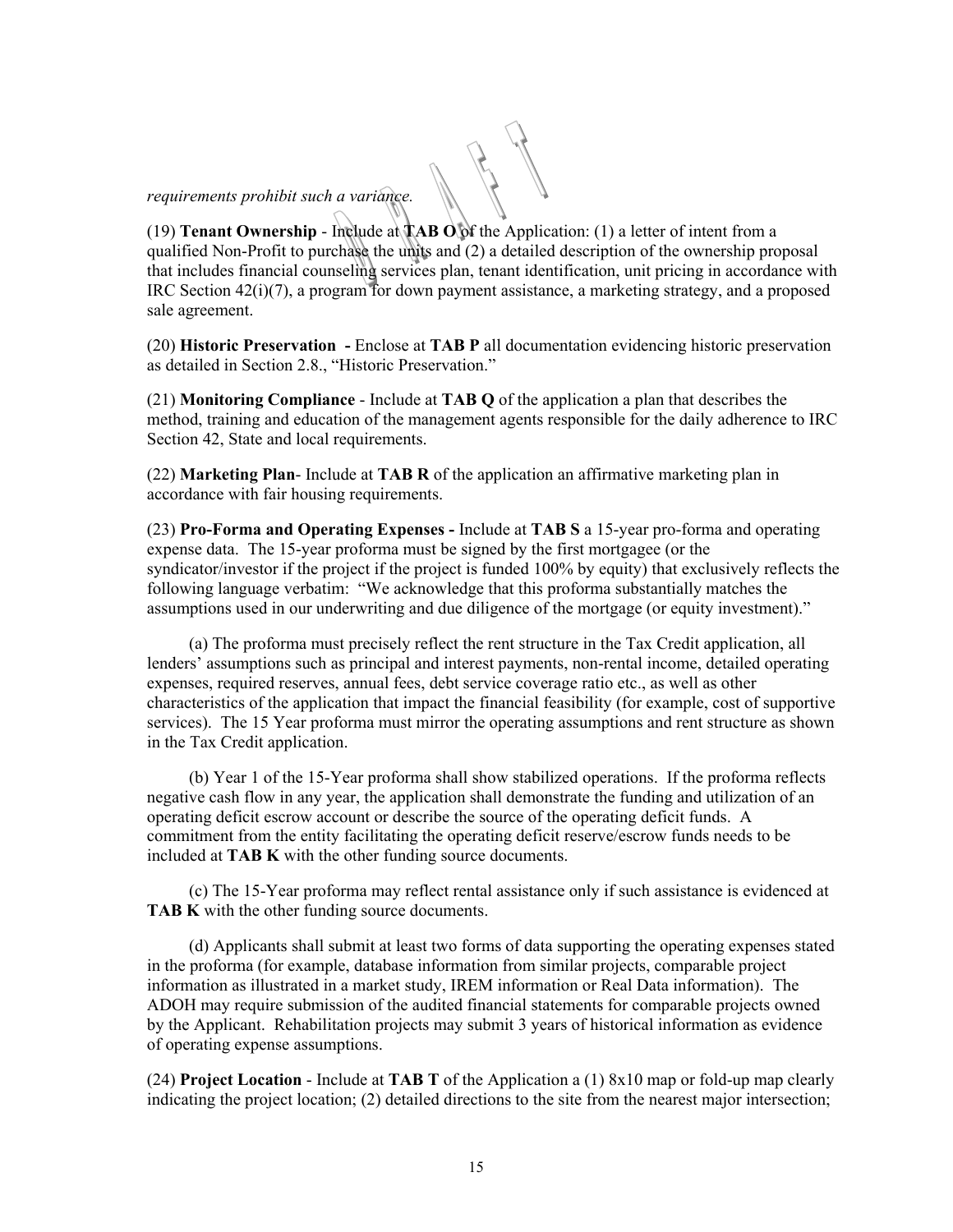*requirements prohibit such a variance.*

(19) **Tenant Ownership** - Include at **TAB O** of the Application: (1) a letter of intent from a qualified Non-Profit to purchase the units and (2) a detailed description of the ownership proposal that includes financial counseling services plan, tenant identification, unit pricing in accordance with IRC Section 42(i)(7), a program for down payment assistance, a marketing strategy, and a proposed sale agreement.

(20) **Historic Preservation -** Enclose at **TAB P** all documentation evidencing historic preservation as detailed in Section 2.8., "Historic Preservation."

(21) **Monitoring Compliance** - Include at **TAB Q** of the application a plan that describes the method, training and education of the management agents responsible for the daily adherence to IRC Section 42, State and local requirements.

(22) **Marketing Plan**- Include at **TAB R** of the application an affirmative marketing plan in accordance with fair housing requirements.

(23) **Pro-Forma and Operating Expenses -** Include at **TAB S** a 15-year pro-forma and operating expense data. The 15-year proforma must be signed by the first mortgagee (or the syndicator/investor if the project if the project is funded 100% by equity) that exclusively reflects the following language verbatim: "We acknowledge that this proforma substantially matches the assumptions used in our underwriting and due diligence of the mortgage (or equity investment)."

(a) The proforma must precisely reflect the rent structure in the Tax Credit application, all lenders' assumptions such as principal and interest payments, non-rental income, detailed operating expenses, required reserves, annual fees, debt service coverage ratio etc., as well as other characteristics of the application that impact the financial feasibility (for example, cost of supportive services). The 15 Year proforma must mirror the operating assumptions and rent structure as shown in the Tax Credit application.

(b) Year 1 of the 15-Year proforma shall show stabilized operations. If the proforma reflects negative cash flow in any year, the application shall demonstrate the funding and utilization of an operating deficit escrow account or describe the source of the operating deficit funds. A commitment from the entity facilitating the operating deficit reserve/escrow funds needs to be included at **TAB K** with the other funding source documents.

(c) The 15-Year proforma may reflect rental assistance only if such assistance is evidenced at **TAB K** with the other funding source documents.

(d) Applicants shall submit at least two forms of data supporting the operating expenses stated in the proforma (for example, database information from similar projects, comparable project information as illustrated in a market study, IREM information or Real Data information). The ADOH may require submission of the audited financial statements for comparable projects owned by the Applicant. Rehabilitation projects may submit 3 years of historical information as evidence of operating expense assumptions.

(24) **Project Location** - Include at **TAB T** of the Application a (1) 8x10 map or fold-up map clearly indicating the project location; (2) detailed directions to the site from the nearest major intersection;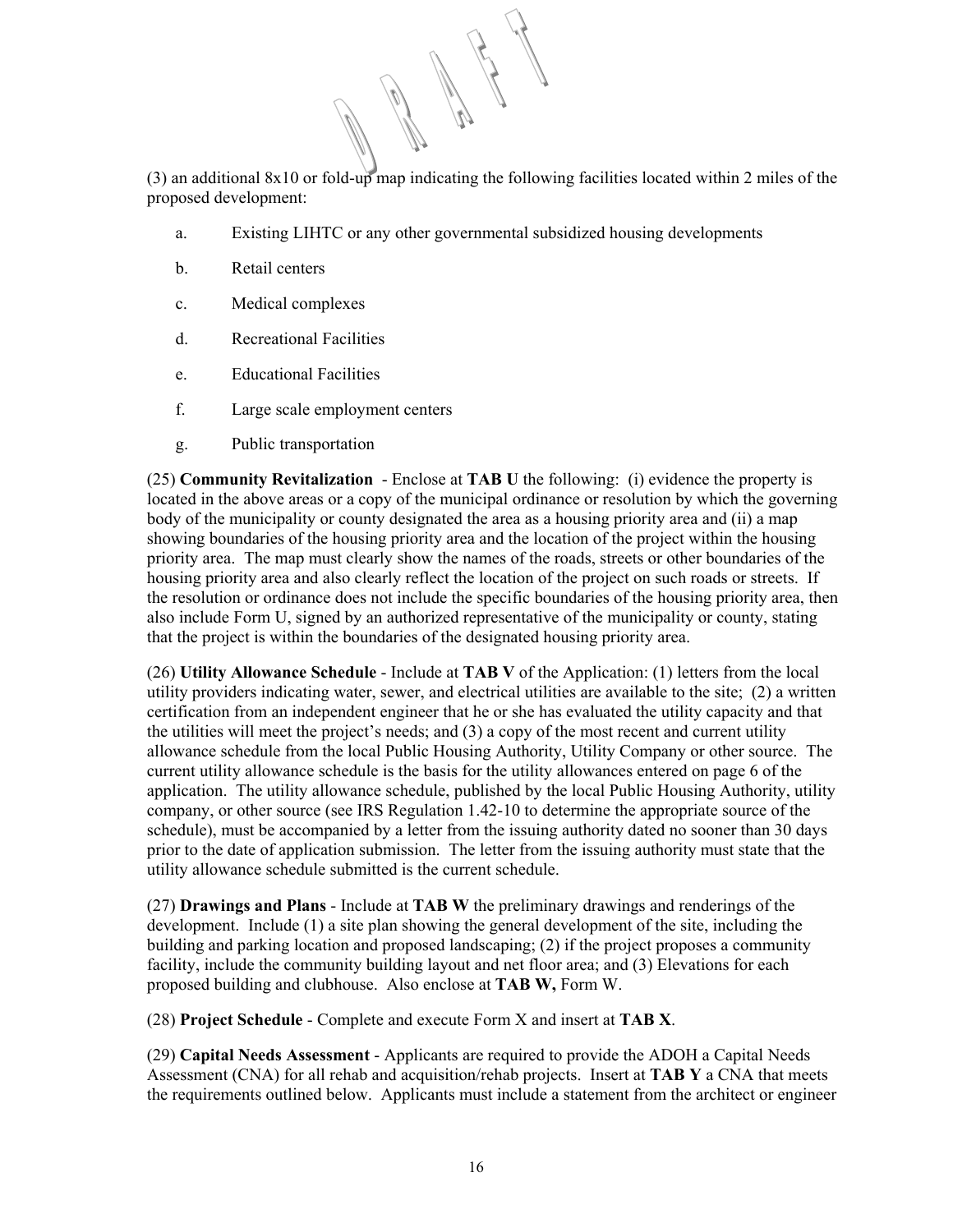(3) an additional 8x10 or fold-up map indicating the following facilities located within 2 miles of the proposed development:

a. Existing LIHTC or any other governmental subsidized housing developments

b. Retail centers

c. Medical complexes

d. Recreational Facilities

e. Educational Facilities

f. Large scale employment centers

g. Public transportation

(25) **Community Revitalization** - Enclose at **TAB U** the following: (i) evidence the property is located in the above areas or a copy of the municipal ordinance or resolution by which the governing body of the municipality or county designated the area as a housing priority area and (ii) a map showing boundaries of the housing priority area and the location of the project within the housing priority area. The map must clearly show the names of the roads, streets or other boundaries of the housing priority area and also clearly reflect the location of the project on such roads or streets. If the resolution or ordinance does not include the specific boundaries of the housing priority area, then also include Form U, signed by an authorized representative of the municipality or county, stating that the project is within the boundaries of the designated housing priority area.

(26) **Utility Allowance Schedule** - Include at **TAB V** of the Application: (1) letters from the local utility providers indicating water, sewer, and electrical utilities are available to the site; (2) a written certification from an independent engineer that he or she has evaluated the utility capacity and that the utilities will meet the project's needs; and (3) a copy of the most recent and current utility allowance schedule from the local Public Housing Authority, Utility Company or other source. The current utility allowance schedule is the basis for the utility allowances entered on page 6 of the application. The utility allowance schedule, published by the local Public Housing Authority, utility company, or other source (see IRS Regulation 1.42-10 to determine the appropriate source of the schedule), must be accompanied by a letter from the issuing authority dated no sooner than 30 days prior to the date of application submission. The letter from the issuing authority must state that the utility allowance schedule submitted is the current schedule.

(27) **Drawings and Plans** - Include at **TAB W** the preliminary drawings and renderings of the development. Include (1) a site plan showing the general development of the site, including the building and parking location and proposed landscaping; (2) if the project proposes a community facility, include the community building layout and net floor area; and (3) Elevations for each proposed building and clubhouse. Also enclose at **TAB W,** Form W.

(28) **Project Schedule** - Complete and execute Form X and insert at **TAB X**.

(29) **Capital Needs Assessment** - Applicants are required to provide the ADOH a Capital Needs Assessment (CNA) for all rehab and acquisition/rehab projects. Insert at **TAB Y** a CNA that meets the requirements outlined below. Applicants must include a statement from the architect or engineer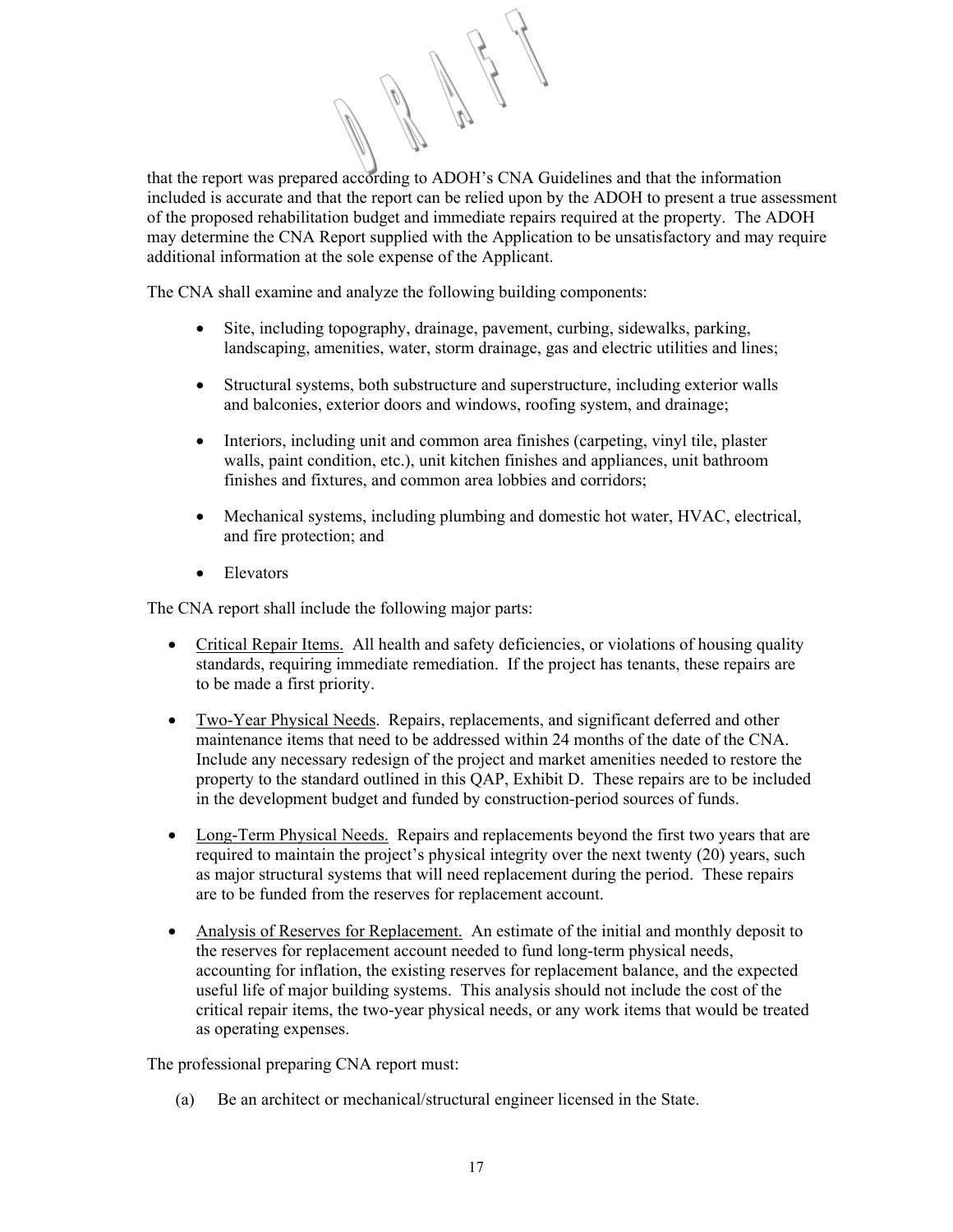that the report was prepared according to ADOH's CNA Guidelines and that the information included is accurate and that the report can be relied upon by the ADOH to present a true assessment of the proposed rehabilitation budget and immediate repairs required at the property. The ADOH may determine the CNA Report supplied with the Application to be unsatisfactory and may require additional information at the sole expense of the Applicant.

The CNA shall examine and analyze the following building components:

- Site, including topography, drainage, pavement, curbing, sidewalks, parking, landscaping, amenities, water, storm drainage, gas and electric utilities and lines;
- Structural systems, both substructure and superstructure, including exterior walls and balconies, exterior doors and windows, roofing system, and drainage;
- Interiors, including unit and common area finishes (carpeting, vinyl tile, plaster walls, paint condition, etc.), unit kitchen finishes and appliances, unit bathroom finishes and fixtures, and common area lobbies and corridors;
- Mechanical systems, including plumbing and domestic hot water, HVAC, electrical, and fire protection; and
- Elevators

The CNA report shall include the following major parts:

- Critical Repair Items. All health and safety deficiencies, or violations of housing quality standards, requiring immediate remediation. If the project has tenants, these repairs are to be made a first priority.
- Two-Year Physical Needs. Repairs, replacements, and significant deferred and other maintenance items that need to be addressed within 24 months of the date of the CNA. Include any necessary redesign of the project and market amenities needed to restore the property to the standard outlined in this QAP, Exhibit D. These repairs are to be included in the development budget and funded by construction-period sources of funds.
- Long-Term Physical Needs. Repairs and replacements beyond the first two years that are required to maintain the project's physical integrity over the next twenty (20) years, such as major structural systems that will need replacement during the period. These repairs are to be funded from the reserves for replacement account.
- Analysis of Reserves for Replacement. An estimate of the initial and monthly deposit to the reserves for replacement account needed to fund long-term physical needs, accounting for inflation, the existing reserves for replacement balance, and the expected useful life of major building systems. This analysis should not include the cost of the critical repair items, the two-year physical needs, or any work items that would be treated as operating expenses.

The professional preparing CNA report must:

(a) Be an architect or mechanical/structural engineer licensed in the State.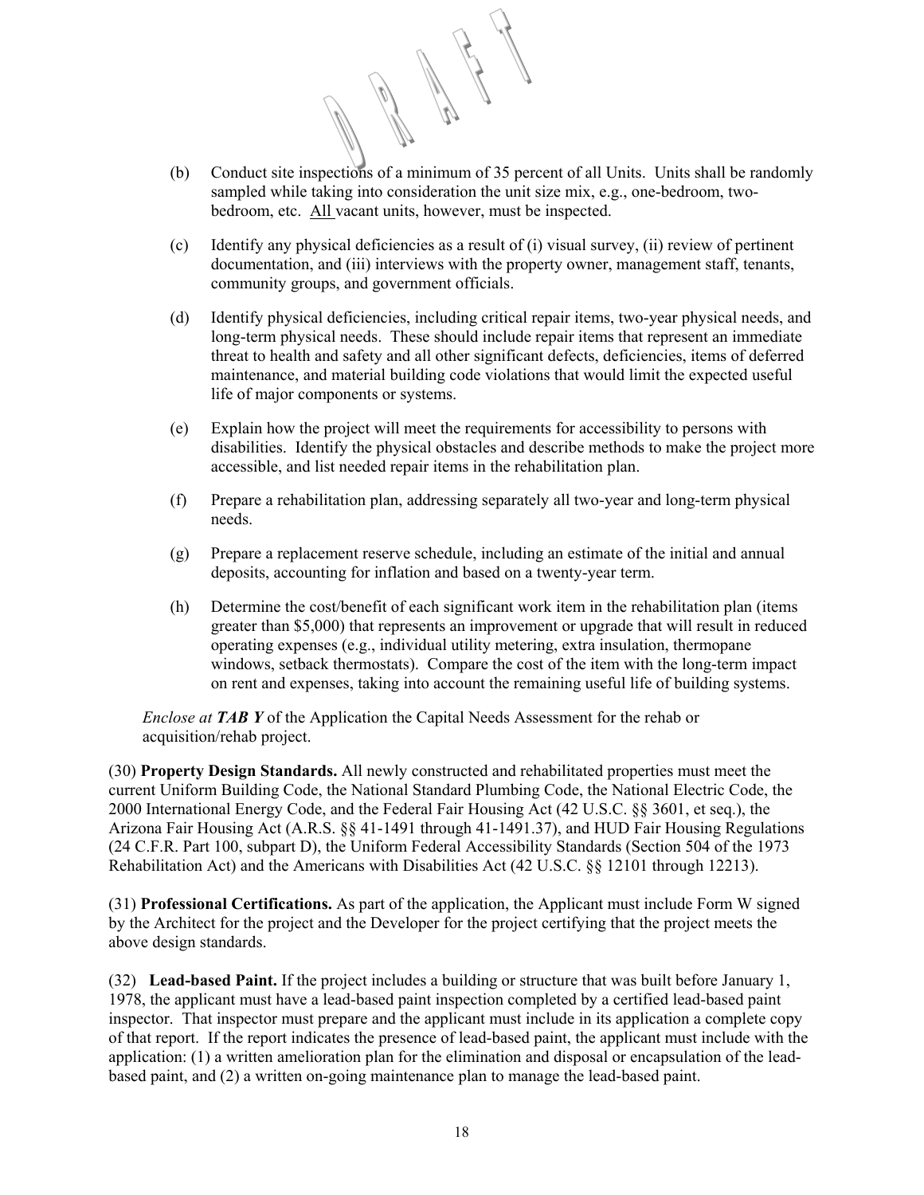(b) Conduct site inspections of a minimum of 35 percent of all Units. Units shall be randomly sampled while taking into consideration the unit size mix, e.g., one-bedroom, two-bedroom, etc. <u>All</u> vacant units, however, must be inspected.

(c) Identify any physical deficiencies as a result of (i) visual survey, (ii) review of pertinent documentation, and (iii) interviews with the property owner, management staff, tenants, community groups, and government officials.

(d) Identify physical deficiencies, including critical repair items, two-year physical needs, and long-term physical needs. These should include repair items that represent an immediate threat to health and safety and all other significant defects, deficiencies, items of deferred maintenance, and material building code violations that would limit the expected useful life of major components or systems.

(e) Explain how the project will meet the requirements for accessibility to persons with disabilities. Identify the physical obstacles and describe methods to make the project more accessible, and list needed repair items in the rehabilitation plan.

(f) Prepare a rehabilitation plan, addressing separately all two-year and long-term physical needs.

(g) Prepare a replacement reserve schedule, including an estimate of the initial and annual deposits, accounting for inflation and based on a twenty-year term.

(h) Determine the cost/benefit of each significant work item in the rehabilitation plan (items greater than $5,000) that represents an improvement or upgrade that will result in reduced operating expenses (e.g., individual utility metering, extra insulation, thermopane windows, setback thermostats). Compare the cost of the item with the long-term impact on rent and expenses, taking into account the remaining useful life of building systems.

*Enclose at **TAB Y** of the Application* the Capital Needs Assessment for the rehab or acquisition/rehab project.

(30) **Property Design Standards.** All newly constructed and rehabilitated properties must meet the current Uniform Building Code, the National Standard Plumbing Code, the National Electric Code, the 2000 International Energy Code, and the Federal Fair Housing Act (42 U.S.C. §§ 3601, et seq.), the Arizona Fair Housing Act (A.R.S. §§ 41-1491 through 41-1491.37), and HUD Fair Housing Regulations (24 C.F.R. Part 100, subpart D), the Uniform Federal Accessibility Standards (Section 504 of the 1973 Rehabilitation Act) and the Americans with Disabilities Act (42 U.S.C. §§ 12101 through 12213).

(31) **Professional Certifications.** As part of the application, the Applicant must include Form W signed by the Architect for the project and the Developer for the project certifying that the project meets the above design standards.

(32) **Lead-based Paint.** If the project includes a building or structure that was built before January 1, 1978, the applicant must have a lead-based paint inspection completed by a certified lead-based paint inspector. That inspector must prepare and the applicant must include in its application a complete copy of that report. If the report indicates the presence of lead-based paint, the applicant must include with the application: (1) a written amelioration plan for the elimination and disposal or encapsulation of the lead-based paint, and (2) a written on-going maintenance plan to manage the lead-based paint.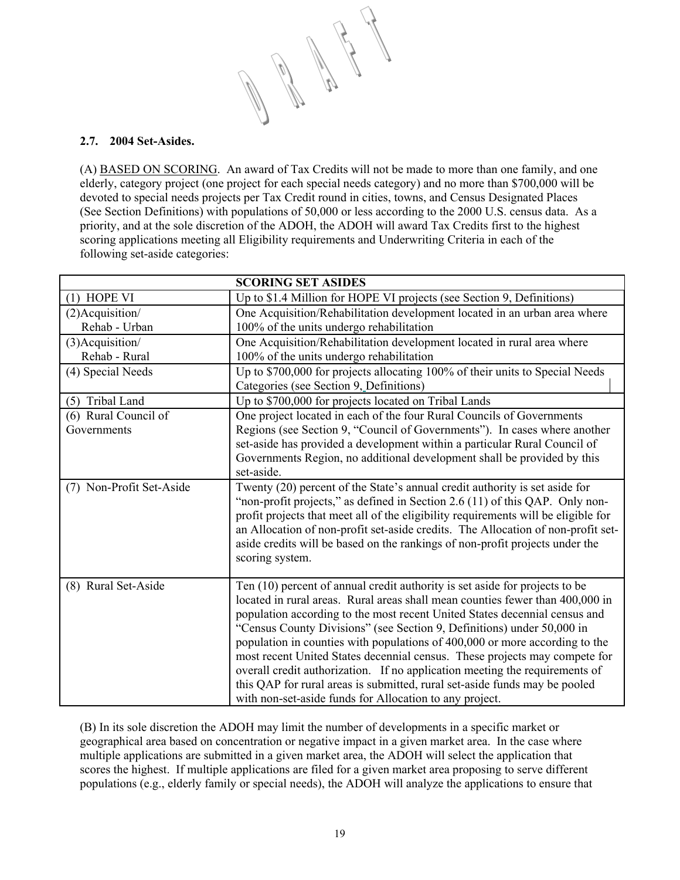## 2.7. 2004 Set-Asides.

(A) BASED ON SCORING. An award of Tax Credits will not be made to more than one family, and one elderly, category project (one project for each special needs category) and no more than $700,000 will be devoted to special needs projects per Tax Credit round in cities, towns, and Census Designated Places (See Section Definitions) with populations of 50,000 or less according to the 2000 U.S. census data. As a priority, and at the sole discretion of the ADOH, the ADOH will award Tax Credits first to the highest scoring applications meeting all Eligibility requirements and Underwriting Criteria in each of the following set-aside categories:

| SCORING SET ASIDES | |
|---|---|
| (1) HOPE VI | Up to $1.4 Million for HOPE VI projects (see Section 9, Definitions) |
| (2) Acquisition/ Rehab - Urban | One Acquisition/Rehabilitation development located in an urban area where 100% of the units undergo rehabilitation |
| (3) Acquisition/ Rehab - Rural | One Acquisition/Rehabilitation development located in rural area where 100% of the units undergo rehabilitation |
| (4) Special Needs | Up to $700,000 for projects allocating 100% of their units to Special Needs Categories (see Section 9, Definitions) |
| (5) Tribal Land | Up to $700,000 for projects located on Tribal Lands |
| (6) Rural Council of Governments | One project located in each of the four Rural Councils of Governments Regions (see Section 9, "Council of Governments"). In cases where another set-aside has provided a development within a particular Rural Council of Governments Region, no additional development shall be provided by this set-aside. |
| (7) Non-Profit Set-Aside | Twenty (20) percent of the State's annual credit authority is set aside for "non-profit projects," as defined in Section 2.6 (11) of this QAP. Only non-profit projects that meet all of the eligibility requirements will be eligible for an Allocation of non-profit set-aside credits. The Allocation of non-profit set-aside credits will be based on the rankings of non-profit projects under the scoring system. |
| (8) Rural Set-Aside | Ten (10) percent of annual credit authority is set aside for projects to be located in rural areas. Rural areas shall mean counties fewer than 400,000 in population according to the most recent United States decennial census and "Census County Divisions" (see Section 9, Definitions) under 50,000 in population in counties with populations of 400,000 or more according to the most recent United States decennial census. These projects may compete for overall credit authorization. If no application meeting the requirements of this QAP for rural areas is submitted, rural set-aside funds may be pooled with non-set-aside funds for Allocation to any project. |

(B) In its sole discretion the ADOH may limit the number of developments in a specific market or geographical area based on concentration or negative impact in a given market area. In the case where multiple applications are submitted in a given market area, the ADOH will select the application that scores the highest. If multiple applications are filed for a given market area proposing to serve different populations (e.g., elderly family or special needs), the ADOH will analyze the applications to ensure that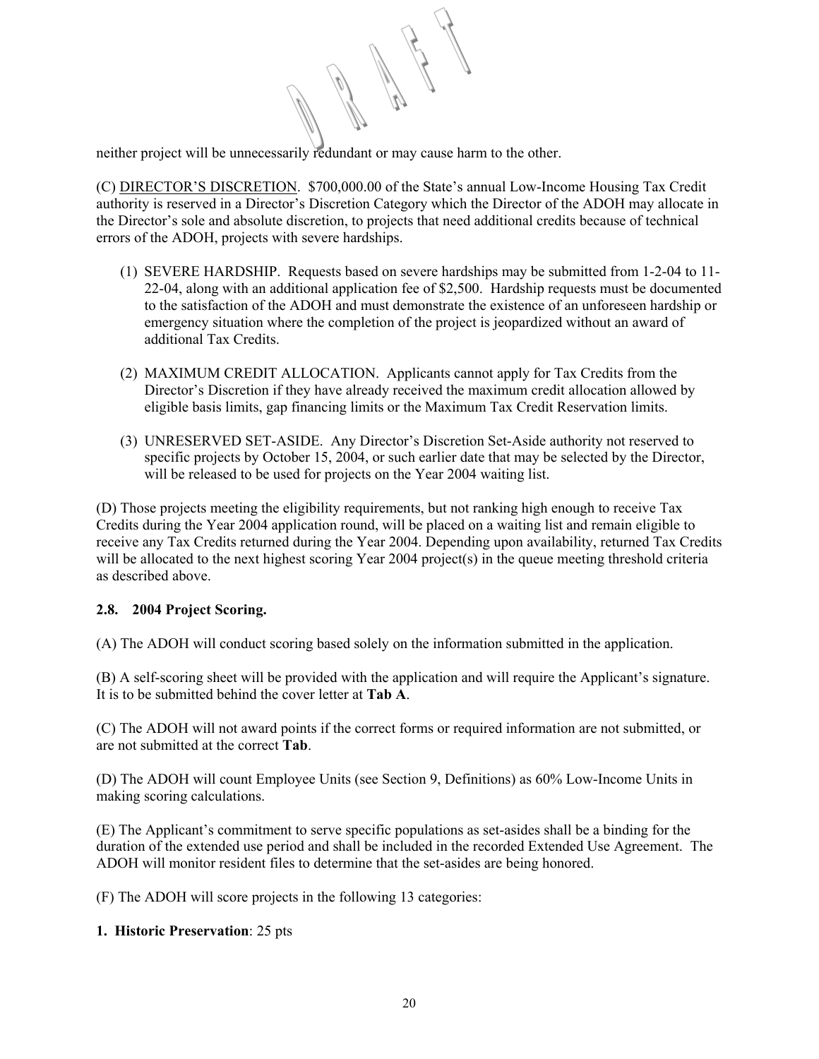neither project will be unnecessarily redundant or may cause harm to the other.

(C) DIRECTOR'S DISCRETION. $700,000.00 of the State's annual Low-Income Housing Tax Credit authority is reserved in a Director's Discretion Category which the Director of the ADOH may allocate in the Director's sole and absolute discretion, to projects that need additional credits because of technical errors of the ADOH, projects with severe hardships.

(1) SEVERE HARDSHIP. Requests based on severe hardships may be submitted from 1-2-04 to 11-22-04, along with an additional application fee of $2,500. Hardship requests must be documented to the satisfaction of the ADOH and must demonstrate the existence of an unforeseen hardship or emergency situation where the completion of the project is jeopardized without an award of additional Tax Credits.

(2) MAXIMUM CREDIT ALLOCATION. Applicants cannot apply for Tax Credits from the Director's Discretion if they have already received the maximum credit allocation allowed by eligible basis limits, gap financing limits or the Maximum Tax Credit Reservation limits.

(3) UNRESERVED SET-ASIDE. Any Director's Discretion Set-Aside authority not reserved to specific projects by October 15, 2004, or such earlier date that may be selected by the Director, will be released to be used for projects on the Year 2004 waiting list.

(D) Those projects meeting the eligibility requirements, but not ranking high enough to receive Tax Credits during the Year 2004 application round, will be placed on a waiting list and remain eligible to receive any Tax Credits returned during the Year 2004. Depending upon availability, returned Tax Credits will be allocated to the next highest scoring Year 2004 project(s) in the queue meeting threshold criteria as described above.

**2.8. 2004 Project Scoring.**

(A) The ADOH will conduct scoring based solely on the information submitted in the application.

(B) A self-scoring sheet will be provided with the application and will require the Applicant's signature. It is to be submitted behind the cover letter at **Tab A**.

(C) The ADOH will not award points if the correct forms or required information are not submitted, or are not submitted at the correct **Tab**.

(D) The ADOH will count Employee Units (see Section 9, Definitions) as 60% Low-Income Units in making scoring calculations.

(E) The Applicant's commitment to serve specific populations as set-asides shall be a binding for the duration of the extended use period and shall be included in the recorded Extended Use Agreement. The ADOH will monitor resident files to determine that the set-asides are being honored.

(F) The ADOH will score projects in the following 13 categories:

**1. Historic Preservation**: 25 pts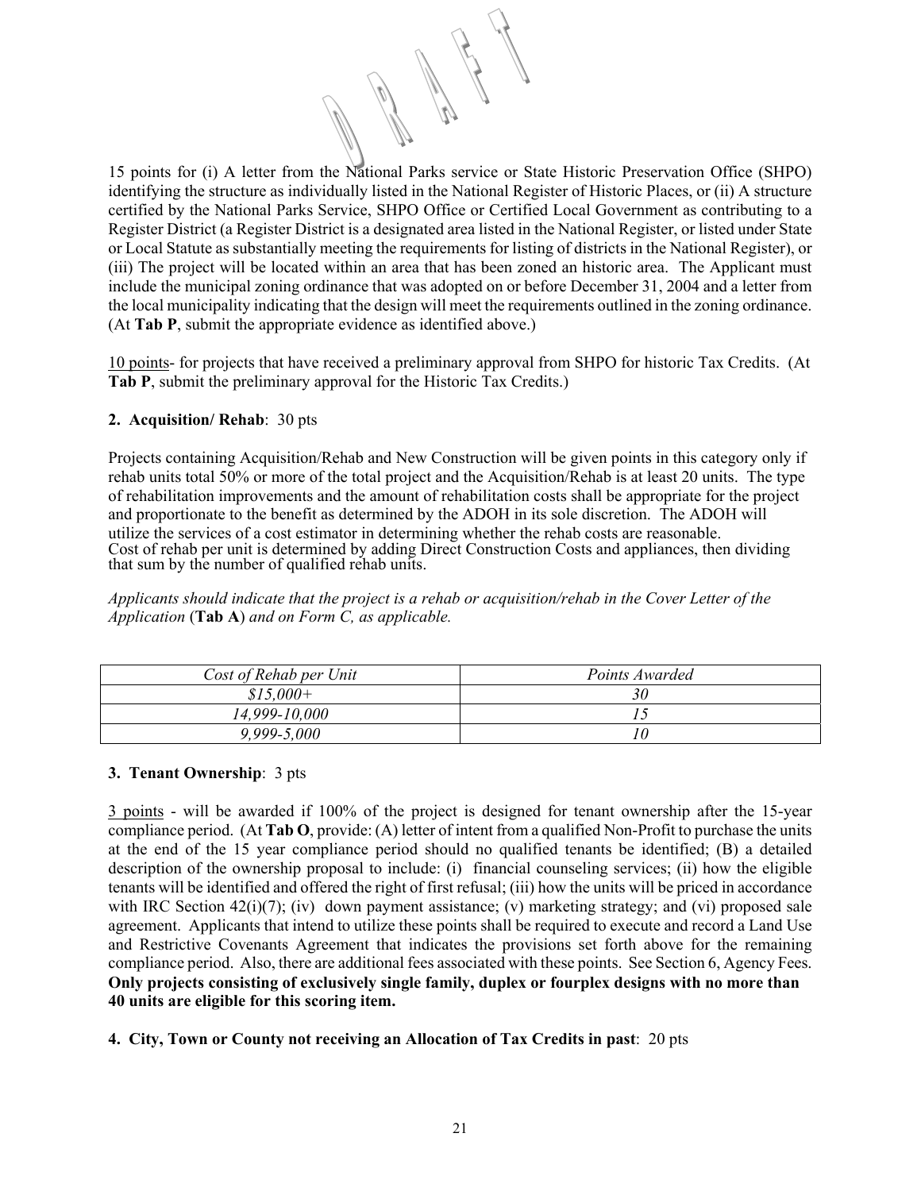15 points for (i) A letter from the National Parks service or State Historic Preservation Office (SHPO) identifying the structure as individually listed in the National Register of Historic Places, or (ii) A structure certified by the National Parks Service, SHPO Office or Certified Local Government as contributing to a Register District (a Register District is a designated area listed in the National Register, or listed under State or Local Statute as substantially meeting the requirements for listing of districts in the National Register), or (iii) The project will be located within an area that has been zoned an historic area. The Applicant must include the municipal zoning ordinance that was adopted on or before December 31, 2004 and a letter from the local municipality indicating that the design will meet the requirements outlined in the zoning ordinance. (At **Tab P**, submit the appropriate evidence as identified above.)

10 points- for projects that have received a preliminary approval from SHPO for historic Tax Credits. (At **Tab P**, submit the preliminary approval for the Historic Tax Credits.)

**2. Acquisition/ Rehab**: 30 pts

Projects containing Acquisition/Rehab and New Construction will be given points in this category only if rehab units total 50% or more of the total project and the Acquisition/Rehab is at least 20 units. The type of rehabilitation improvements and the amount of rehabilitation costs shall be appropriate for the project and proportionate to the benefit as determined by the ADOH in its sole discretion. The ADOH will utilize the services of a cost estimator in determining whether the rehab costs are reasonable.
Cost of rehab per unit is determined by adding Direct Construction Costs and appliances, then dividing that sum by the number of qualified rehab units.

*Applicants should indicate that the project is a rehab or acquisition/rehab in the Cover Letter of the Application* (**Tab A**) *and on Form C, as applicable.*

| *Cost of Rehab per Unit* | *Points Awarded* |
|---|---|
| *$15,000+* | *30* |
| *14,999-10,000* | *15* |
| *9,999-5,000* | *10* |

**3. Tenant Ownership**: 3 pts

3 points - will be awarded if 100% of the project is designed for tenant ownership after the 15-year compliance period. (At **Tab O**, provide: (A) letter of intent from a qualified Non-Profit to purchase the units at the end of the 15 year compliance period should no qualified tenants be identified; (B) a detailed description of the ownership proposal to include: (i) financial counseling services; (ii) how the eligible tenants will be identified and offered the right of first refusal; (iii) how the units will be priced in accordance with IRC Section 42(i)(7); (iv) down payment assistance; (v) marketing strategy; and (vi) proposed sale agreement. Applicants that intend to utilize these points shall be required to execute and record a Land Use and Restrictive Covenants Agreement that indicates the provisions set forth above for the remaining compliance period. Also, there are additional fees associated with these points. See Section 6, Agency Fees. **Only projects consisting of exclusively single family, duplex or fourplex designs with no more than 40 units are eligible for this scoring item.**

**4. City, Town or County not receiving an Allocation of Tax Credits in past**: 20 pts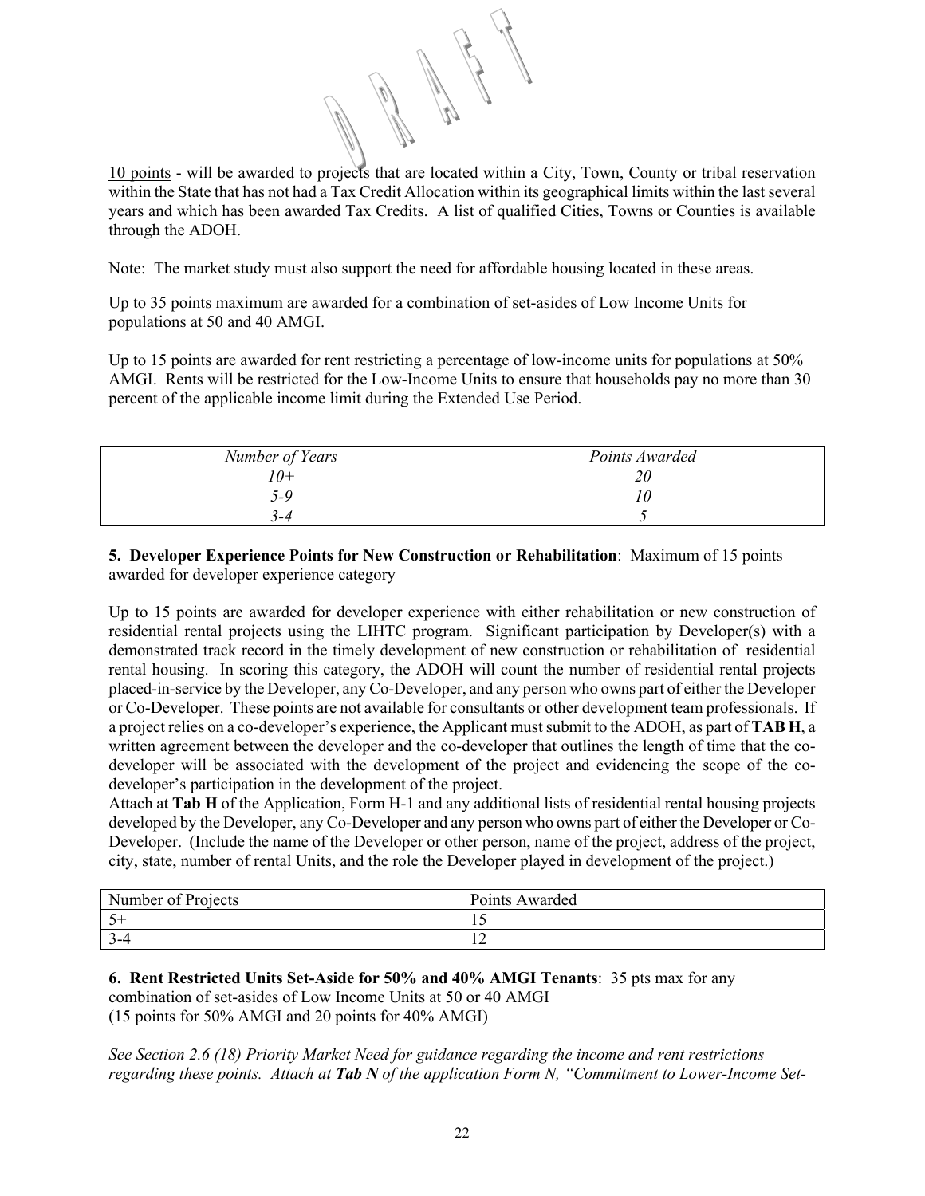<u>10 points</u> - will be awarded to projects that are located within a City, Town, County or tribal reservation within the State that has not had a Tax Credit Allocation within its geographical limits within the last several years and which has been awarded Tax Credits. A list of qualified Cities, Towns or Counties is available through the ADOH.

Note: The market study must also support the need for affordable housing located in these areas.

Up to 35 points maximum are awarded for a combination of set-asides of Low Income Units for populations at 50 and 40 AMGI.

Up to 15 points are awarded for rent restricting a percentage of low-income units for populations at 50% AMGI. Rents will be restricted for the Low-Income Units to ensure that households pay no more than 30 percent of the applicable income limit during the Extended Use Period.

| *Number of Years* | *Points Awarded* |
| --- | --- |
| *10+* | *20* |
| *5-9* | *10* |
| *3-4* | *5* |

**5. Developer Experience Points for New Construction or Rehabilitation**: Maximum of 15 points awarded for developer experience category

Up to 15 points are awarded for developer experience with either rehabilitation or new construction of residential rental projects using the LIHTC program. Significant participation by Developer(s) with a demonstrated track record in the timely development of new construction or rehabilitation of residential rental housing. In scoring this category, the ADOH will count the number of residential rental projects placed-in-service by the Developer, any Co-Developer, and any person who owns part of either the Developer or Co-Developer. These points are not available for consultants or other development team professionals. If a project relies on a co-developer's experience, the Applicant must submit to the ADOH, as part of **TAB H**, a written agreement between the developer and the co-developer that outlines the length of time that the co-developer will be associated with the development of the project and evidencing the scope of the co-developer's participation in the development of the project.
Attach at **Tab H** of the Application, Form H-1 and any additional lists of residential rental housing projects developed by the Developer, any Co-Developer and any person who owns part of either the Developer or Co-Developer. (Include the name of the Developer or other person, name of the project, address of the project, city, state, number of rental Units, and the role the Developer played in development of the project.)

| Number of Projects | Points Awarded |
| --- | --- |
| 5+ | 15 |
| 3-4 | 12 |

**6. Rent Restricted Units Set-Aside for 50% and 40% AMGI Tenants**: 35 pts max for any combination of set-asides of Low Income Units at 50 or 40 AMGI
(15 points for 50% AMGI and 20 points for 40% AMGI)

*See Section 2.6 (18) Priority Market Need for guidance regarding the income and rent restrictions regarding these points. Attach at **Tab N** of the application Form N, "Commitment to Lower-Income Set-*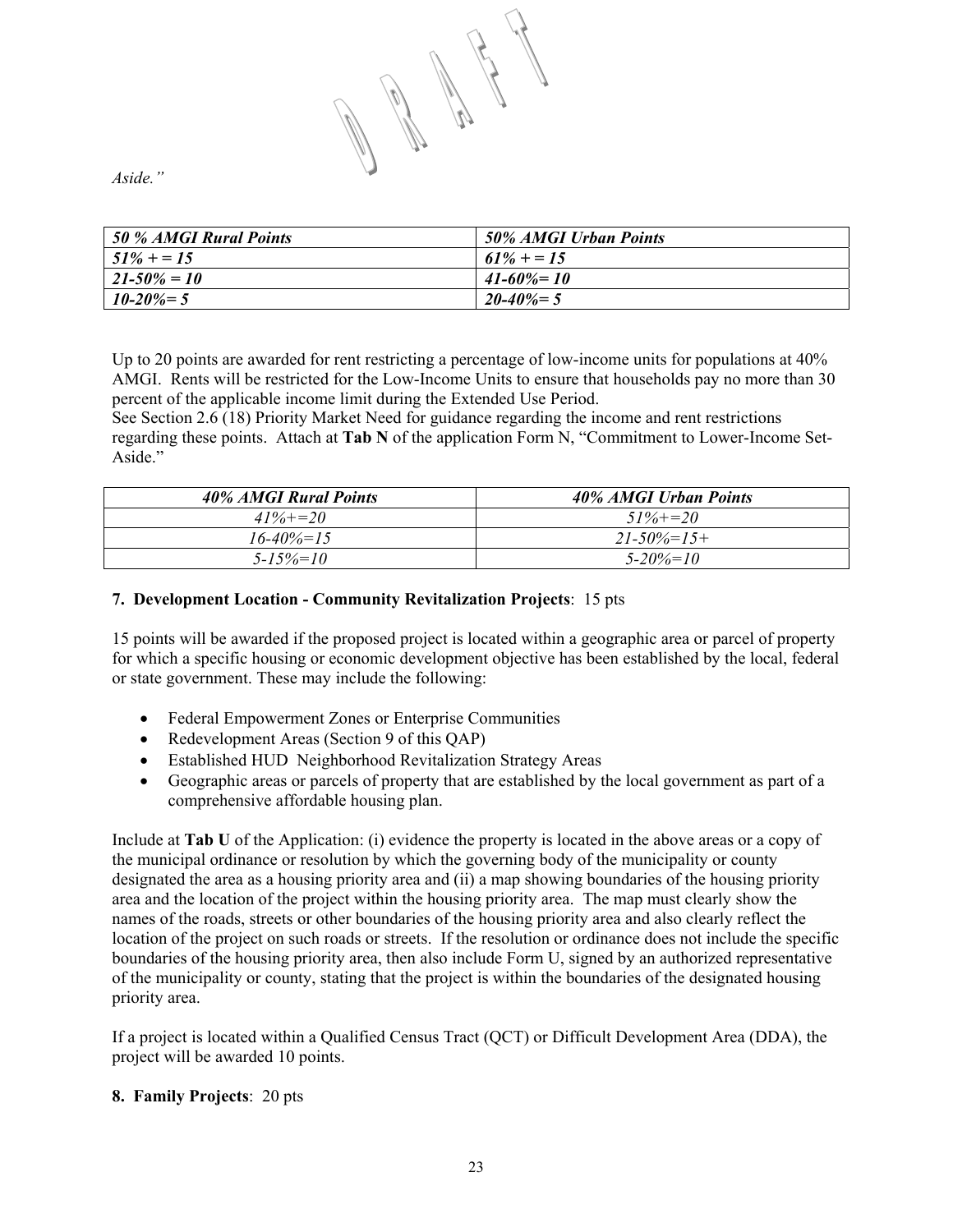*Aside."*

| ***50 % AMGI Rural Points*** | ***50% AMGI Urban Points*** |
|---|---|
| ***51% + = 15*** | ***61% + = 15*** |
| ***21-50% = 10*** | ***41-60%= 10*** |
| ***10-20%= 5*** | ***20-40%= 5*** |

Up to 20 points are awarded for rent restricting a percentage of low-income units for populations at 40% AMGI. Rents will be restricted for the Low-Income Units to ensure that households pay no more than 30 percent of the applicable income limit during the Extended Use Period.
See Section 2.6 (18) Priority Market Need for guidance regarding the income and rent restrictions regarding these points. Attach at **Tab N** of the application Form N, "Commitment to Lower-Income Set-Aside."

| ***40% AMGI Rural Points*** | ***40% AMGI Urban Points*** |
|---|---|
| *41%+=20* | *51%+=20* |
| *16-40%=15* | *21-50%=15+* |
| *5-15%=10* | *5-20%=10* |

**7. Development Location - Community Revitalization Projects**: 15 pts

15 points will be awarded if the proposed project is located within a geographic area or parcel of property for which a specific housing or economic development objective has been established by the local, federal or state government. These may include the following:

- Federal Empowerment Zones or Enterprise Communities
- Redevelopment Areas (Section 9 of this QAP)
- Established HUD Neighborhood Revitalization Strategy Areas
- Geographic areas or parcels of property that are established by the local government as part of a comprehensive affordable housing plan.

Include at **Tab U** of the Application: (i) evidence the property is located in the above areas or a copy of the municipal ordinance or resolution by which the governing body of the municipality or county designated the area as a housing priority area and (ii) a map showing boundaries of the housing priority area and the location of the project within the housing priority area. The map must clearly show the names of the roads, streets or other boundaries of the housing priority area and also clearly reflect the location of the project on such roads or streets. If the resolution or ordinance does not include the specific boundaries of the housing priority area, then also include Form U, signed by an authorized representative of the municipality or county, stating that the project is within the boundaries of the designated housing priority area.

If a project is located within a Qualified Census Tract (QCT) or Difficult Development Area (DDA), the project will be awarded 10 points.

**8. Family Projects**: 20 pts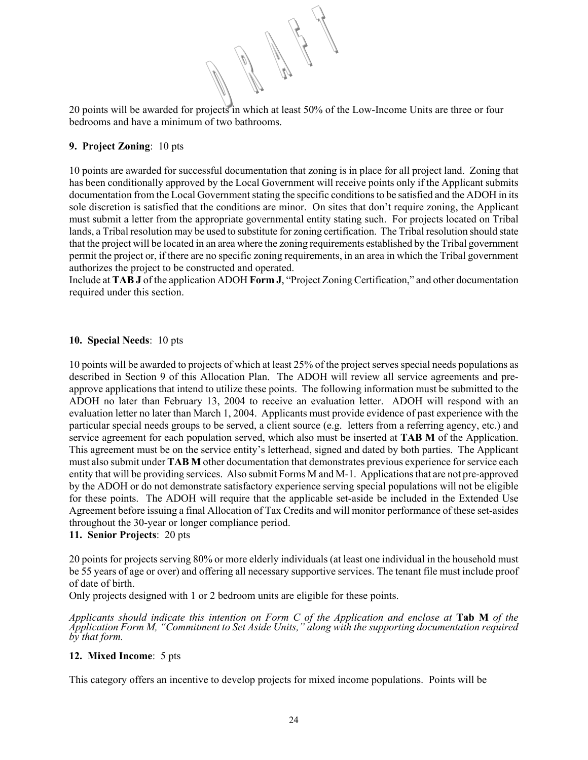20 points will be awarded for projects in which at least 50% of the Low-Income Units are three or four bedrooms and have a minimum of two bathrooms.

**9. Project Zoning**: 10 pts

10 points are awarded for successful documentation that zoning is in place for all project land. Zoning that has been conditionally approved by the Local Government will receive points only if the Applicant submits documentation from the Local Government stating the specific conditions to be satisfied and the ADOH in its sole discretion is satisfied that the conditions are minor. On sites that don't require zoning, the Applicant must submit a letter from the appropriate governmental entity stating such. For projects located on Tribal lands, a Tribal resolution may be used to substitute for zoning certification. The Tribal resolution should state that the project will be located in an area where the zoning requirements established by the Tribal government permit the project or, if there are no specific zoning requirements, in an area in which the Tribal government authorizes the project to be constructed and operated.
Include at **TAB J** of the application ADOH **Form J**, "Project Zoning Certification," and other documentation required under this section.

**10. Special Needs**: 10 pts

10 points will be awarded to projects of which at least 25% of the project serves special needs populations as described in Section 9 of this Allocation Plan. The ADOH will review all service agreements and pre-approve applications that intend to utilize these points. The following information must be submitted to the ADOH no later than February 13, 2004 to receive an evaluation letter. ADOH will respond with an evaluation letter no later than March 1, 2004. Applicants must provide evidence of past experience with the particular special needs groups to be served, a client source (e.g. letters from a referring agency, etc.) and service agreement for each population served, which also must be inserted at **TAB M** of the Application. This agreement must be on the service entity's letterhead, signed and dated by both parties. The Applicant must also submit under **TAB M** other documentation that demonstrates previous experience for service each entity that will be providing services. Also submit Forms M and M-1. Applications that are not pre-approved by the ADOH or do not demonstrate satisfactory experience serving special populations will not be eligible for these points. The ADOH will require that the applicable set-aside be included in the Extended Use Agreement before issuing a final Allocation of Tax Credits and will monitor performance of these set-asides throughout the 30-year or longer compliance period.

**11. Senior Projects**: 20 pts

20 points for projects serving 80% or more elderly individuals (at least one individual in the household must be 55 years of age or over) and offering all necessary supportive services. The tenant file must include proof of date of birth.
Only projects designed with 1 or 2 bedroom units are eligible for these points.

*Applicants should indicate this intention on Form C of the Application and enclose at* **Tab M** *of the Application Form M, "Commitment to Set Aside Units," along with the supporting documentation required by that form.*

**12. Mixed Income**: 5 pts

This category offers an incentive to develop projects for mixed income populations. Points will be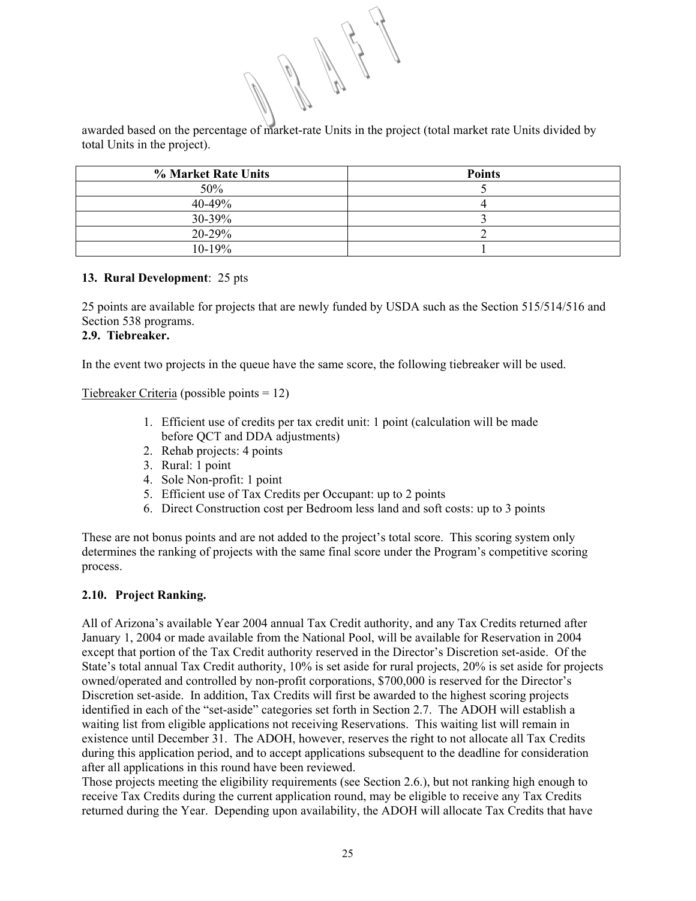awarded based on the percentage of market-rate Units in the project (total market rate Units divided by total Units in the project).

| % Market Rate Units | Points |
|---|---|
| 50% | 5 |
| 40-49% | 4 |
| 30-39% | 3 |
| 20-29% | 2 |
| 10-19% | 1 |

**13. Rural Development**: 25 pts

25 points are available for projects that are newly funded by USDA such as the Section 515/514/516 and Section 538 programs.

**2.9. Tiebreaker.**

In the event two projects in the queue have the same score, the following tiebreaker will be used.

Tiebreaker Criteria (possible points = 12)

1. Efficient use of credits per tax credit unit: 1 point (calculation will be made before QCT and DDA adjustments)
2. Rehab projects: 4 points
3. Rural: 1 point
4. Sole Non-profit: 1 point
5. Efficient use of Tax Credits per Occupant: up to 2 points
6. Direct Construction cost per Bedroom less land and soft costs: up to 3 points

These are not bonus points and are not added to the project's total score. This scoring system only determines the ranking of projects with the same final score under the Program's competitive scoring process.

**2.10. Project Ranking.**

All of Arizona's available Year 2004 annual Tax Credit authority, and any Tax Credits returned after January 1, 2004 or made available from the National Pool, will be available for Reservation in 2004 except that portion of the Tax Credit authority reserved in the Director's Discretion set-aside. Of the State's total annual Tax Credit authority, 10% is set aside for rural projects, 20% is set aside for projects owned/operated and controlled by non-profit corporations, $700,000 is reserved for the Director's Discretion set-aside. In addition, Tax Credits will first be awarded to the highest scoring projects identified in each of the "set-aside" categories set forth in Section 2.7. The ADOH will establish a waiting list from eligible applications not receiving Reservations. This waiting list will remain in existence until December 31. The ADOH, however, reserves the right to not allocate all Tax Credits during this application period, and to accept applications subsequent to the deadline for consideration after all applications in this round have been reviewed.

Those projects meeting the eligibility requirements (see Section 2.6.), but not ranking high enough to receive Tax Credits during the current application round, may be eligible to receive any Tax Credits returned during the Year. Depending upon availability, the ADOH will allocate Tax Credits that have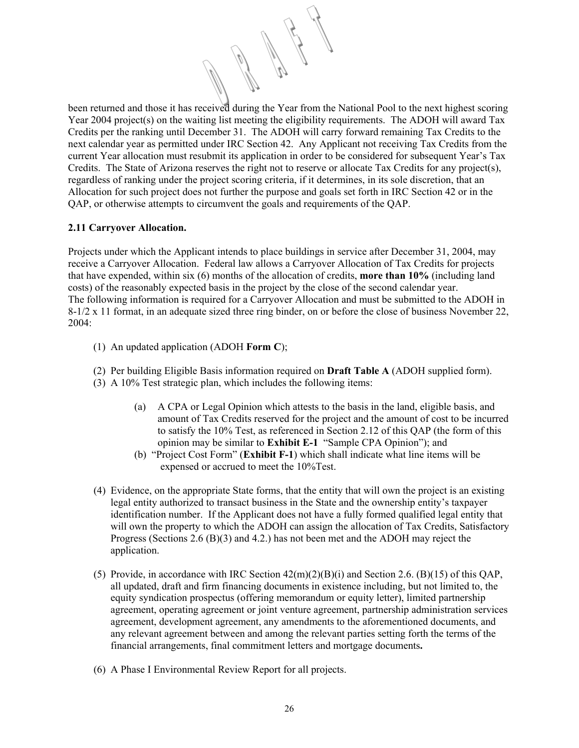been returned and those it has received during the Year from the National Pool to the next highest scoring Year 2004 project(s) on the waiting list meeting the eligibility requirements. The ADOH will award Tax Credits per the ranking until December 31. The ADOH will carry forward remaining Tax Credits to the next calendar year as permitted under IRC Section 42. Any Applicant not receiving Tax Credits from the current Year allocation must resubmit its application in order to be considered for subsequent Year's Tax Credits. The State of Arizona reserves the right not to reserve or allocate Tax Credits for any project(s), regardless of ranking under the project scoring criteria, if it determines, in its sole discretion, that an Allocation for such project does not further the purpose and goals set forth in IRC Section 42 or in the QAP, or otherwise attempts to circumvent the goals and requirements of the QAP.

**2.11 Carryover Allocation.**

Projects under which the Applicant intends to place buildings in service after December 31, 2004, may receive a Carryover Allocation. Federal law allows a Carryover Allocation of Tax Credits for projects that have expended, within six (6) months of the allocation of credits, **more than 10%** (including land costs) of the reasonably expected basis in the project by the close of the second calendar year.
The following information is required for a Carryover Allocation and must be submitted to the ADOH in 8-1/2 x 11 format, in an adequate sized three ring binder, on or before the close of business November 22, 2004:

(1) An updated application (ADOH **Form C**);

(2) Per building Eligible Basis information required on **Draft Table A** (ADOH supplied form).

(3) A 10% Test strategic plan, which includes the following items:

  (a) A CPA or Legal Opinion which attests to the basis in the land, eligible basis, and amount of Tax Credits reserved for the project and the amount of cost to be incurred to satisfy the 10% Test, as referenced in Section 2.12 of this QAP (the form of this opinion may be similar to **Exhibit E-1** "Sample CPA Opinion"); and

  (b) "Project Cost Form" (**Exhibit F-1**) which shall indicate what line items will be expensed or accrued to meet the 10%Test.

(4) Evidence, on the appropriate State forms, that the entity that will own the project is an existing legal entity authorized to transact business in the State and the ownership entity's taxpayer identification number. If the Applicant does not have a fully formed qualified legal entity that will own the property to which the ADOH can assign the allocation of Tax Credits, Satisfactory Progress (Sections 2.6 (B)(3) and 4.2.) has not been met and the ADOH may reject the application.

(5) Provide, in accordance with IRC Section 42(m)(2)(B)(i) and Section 2.6. (B)(15) of this QAP, all updated, draft and firm financing documents in existence including, but not limited to, the equity syndication prospectus (offering memorandum or equity letter), limited partnership agreement, operating agreement or joint venture agreement, partnership administration services agreement, development agreement, any amendments to the aforementioned documents, and any relevant agreement between and among the relevant parties setting forth the terms of the financial arrangements, final commitment letters and mortgage documents**.**

(6) A Phase I Environmental Review Report for all projects.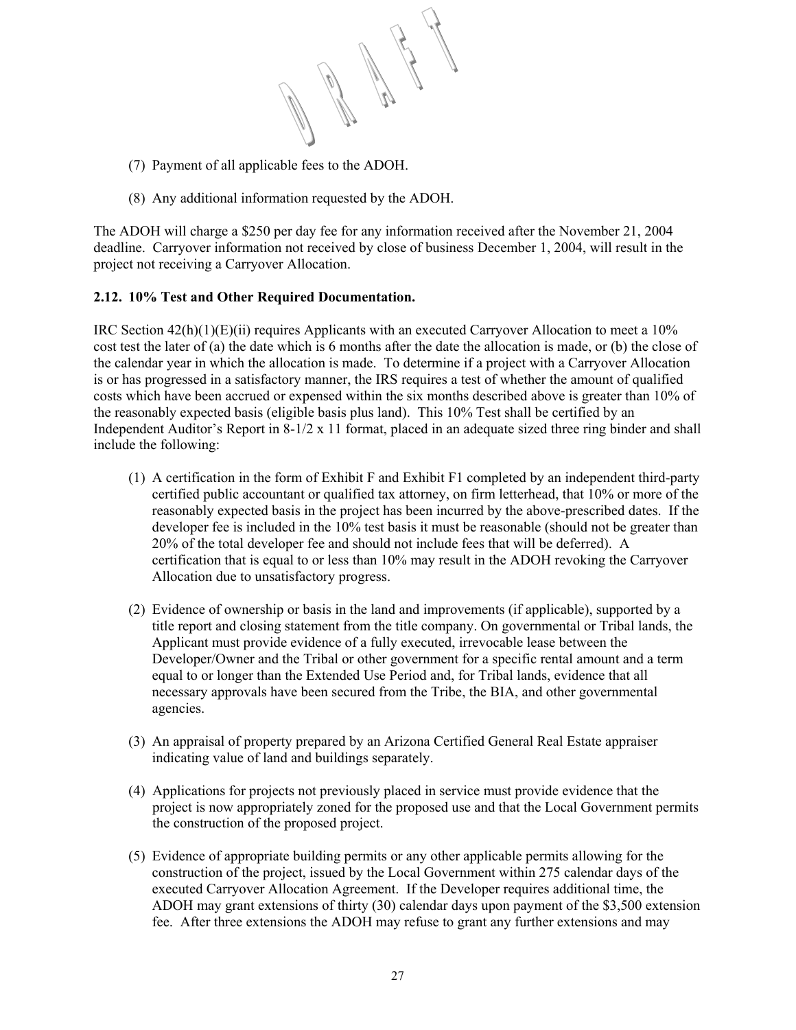(7) Payment of all applicable fees to the ADOH.

(8) Any additional information requested by the ADOH.

The ADOH will charge a $250 per day fee for any information received after the November 21, 2004 deadline. Carryover information not received by close of business December 1, 2004, will result in the project not receiving a Carryover Allocation.

### 2.12. 10% Test and Other Required Documentation.

IRC Section 42(h)(1)(E)(ii) requires Applicants with an executed Carryover Allocation to meet a 10% cost test the later of (a) the date which is 6 months after the date the allocation is made, or (b) the close of the calendar year in which the allocation is made. To determine if a project with a Carryover Allocation is or has progressed in a satisfactory manner, the IRS requires a test of whether the amount of qualified costs which have been accrued or expensed within the six months described above is greater than 10% of the reasonably expected basis (eligible basis plus land). This 10% Test shall be certified by an Independent Auditor's Report in 8-1/2 x 11 format, placed in an adequate sized three ring binder and shall include the following:

(1) A certification in the form of Exhibit F and Exhibit F1 completed by an independent third-party certified public accountant or qualified tax attorney, on firm letterhead, that 10% or more of the reasonably expected basis in the project has been incurred by the above-prescribed dates. If the developer fee is included in the 10% test basis it must be reasonable (should not be greater than 20% of the total developer fee and should not include fees that will be deferred). A certification that is equal to or less than 10% may result in the ADOH revoking the Carryover Allocation due to unsatisfactory progress.

(2) Evidence of ownership or basis in the land and improvements (if applicable), supported by a title report and closing statement from the title company. On governmental or Tribal lands, the Applicant must provide evidence of a fully executed, irrevocable lease between the Developer/Owner and the Tribal or other government for a specific rental amount and a term equal to or longer than the Extended Use Period and, for Tribal lands, evidence that all necessary approvals have been secured from the Tribe, the BIA, and other governmental agencies.

(3) An appraisal of property prepared by an Arizona Certified General Real Estate appraiser indicating value of land and buildings separately.

(4) Applications for projects not previously placed in service must provide evidence that the project is now appropriately zoned for the proposed use and that the Local Government permits the construction of the proposed project.

(5) Evidence of appropriate building permits or any other applicable permits allowing for the construction of the project, issued by the Local Government within 275 calendar days of the executed Carryover Allocation Agreement. If the Developer requires additional time, the ADOH may grant extensions of thirty (30) calendar days upon payment of the $3,500 extension fee. After three extensions the ADOH may refuse to grant any further extensions and may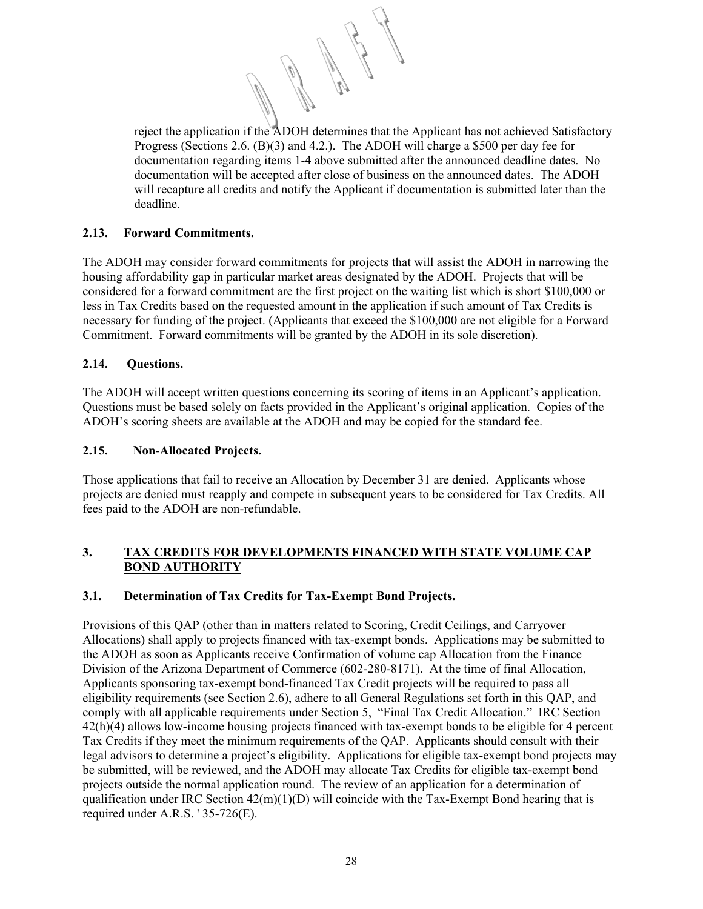reject the application if the ADOH determines that the Applicant has not achieved Satisfactory Progress (Sections 2.6. (B)(3) and 4.2.). The ADOH will charge a $500 per day fee for documentation regarding items 1-4 above submitted after the announced deadline dates. No documentation will be accepted after close of business on the announced dates. The ADOH will recapture all credits and notify the Applicant if documentation is submitted later than the deadline.

### 2.13. Forward Commitments.

The ADOH may consider forward commitments for projects that will assist the ADOH in narrowing the housing affordability gap in particular market areas designated by the ADOH. Projects that will be considered for a forward commitment are the first project on the waiting list which is short $100,000 or less in Tax Credits based on the requested amount in the application if such amount of Tax Credits is necessary for funding of the project. (Applicants that exceed the $100,000 are not eligible for a Forward Commitment. Forward commitments will be granted by the ADOH in its sole discretion).

### 2.14. Questions.

The ADOH will accept written questions concerning its scoring of items in an Applicant's application. Questions must be based solely on facts provided in the Applicant's original application. Copies of the ADOH's scoring sheets are available at the ADOH and may be copied for the standard fee.

### 2.15. Non-Allocated Projects.

Those applications that fail to receive an Allocation by December 31 are denied. Applicants whose projects are denied must reapply and compete in subsequent years to be considered for Tax Credits. All fees paid to the ADOH are non-refundable.

## 3. TAX CREDITS FOR DEVELOPMENTS FINANCED WITH STATE VOLUME CAP BOND AUTHORITY

### 3.1. Determination of Tax Credits for Tax-Exempt Bond Projects.

Provisions of this QAP (other than in matters related to Scoring, Credit Ceilings, and Carryover Allocations) shall apply to projects financed with tax-exempt bonds. Applications may be submitted to the ADOH as soon as Applicants receive Confirmation of volume cap Allocation from the Finance Division of the Arizona Department of Commerce (602-280-8171). At the time of final Allocation, Applicants sponsoring tax-exempt bond-financed Tax Credit projects will be required to pass all eligibility requirements (see Section 2.6), adhere to all General Regulations set forth in this QAP, and comply with all applicable requirements under Section 5, "Final Tax Credit Allocation." IRC Section 42(h)(4) allows low-income housing projects financed with tax-exempt bonds to be eligible for 4 percent Tax Credits if they meet the minimum requirements of the QAP. Applicants should consult with their legal advisors to determine a project's eligibility. Applications for eligible tax-exempt bond projects may be submitted, will be reviewed, and the ADOH may allocate Tax Credits for eligible tax-exempt bond projects outside the normal application round. The review of an application for a determination of qualification under IRC Section 42(m)(1)(D) will coincide with the Tax-Exempt Bond hearing that is required under A.R.S. ' 35-726(E).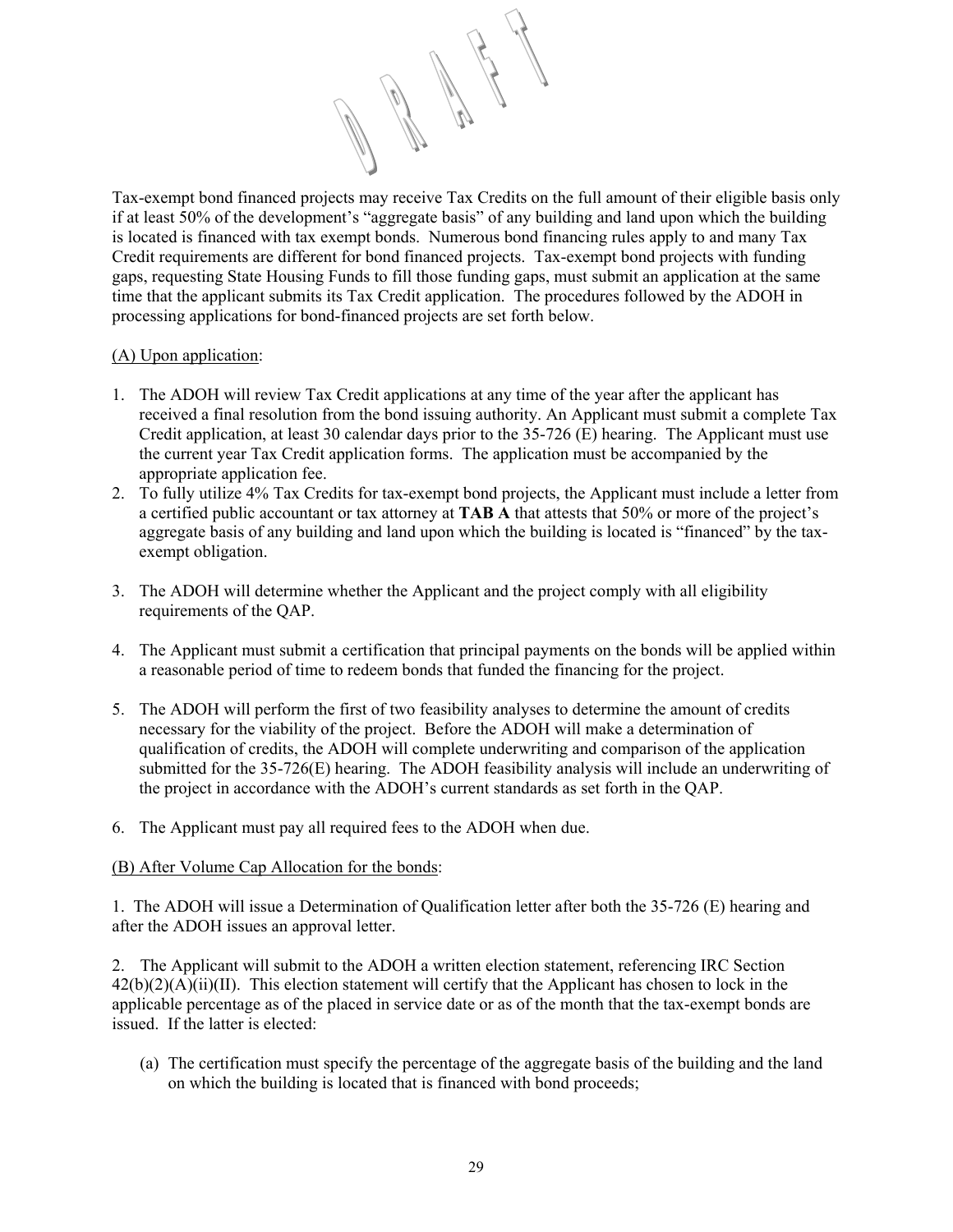Tax-exempt bond financed projects may receive Tax Credits on the full amount of their eligible basis only if at least 50% of the development's "aggregate basis" of any building and land upon which the building is located is financed with tax exempt bonds. Numerous bond financing rules apply to and many Tax Credit requirements are different for bond financed projects. Tax-exempt bond projects with funding gaps, requesting State Housing Funds to fill those funding gaps, must submit an application at the same time that the applicant submits its Tax Credit application. The procedures followed by the ADOH in processing applications for bond-financed projects are set forth below.

(A) Upon application:

1. The ADOH will review Tax Credit applications at any time of the year after the applicant has received a final resolution from the bond issuing authority. An Applicant must submit a complete Tax Credit application, at least 30 calendar days prior to the 35-726 (E) hearing. The Applicant must use the current year Tax Credit application forms. The application must be accompanied by the appropriate application fee.
2. To fully utilize 4% Tax Credits for tax-exempt bond projects, the Applicant must include a letter from a certified public accountant or tax attorney at **TAB A** that attests that 50% or more of the project's aggregate basis of any building and land upon which the building is located is "financed" by the tax-exempt obligation.
3. The ADOH will determine whether the Applicant and the project comply with all eligibility requirements of the QAP.
4. The Applicant must submit a certification that principal payments on the bonds will be applied within a reasonable period of time to redeem bonds that funded the financing for the project.
5. The ADOH will perform the first of two feasibility analyses to determine the amount of credits necessary for the viability of the project. Before the ADOH will make a determination of qualification of credits, the ADOH will complete underwriting and comparison of the application submitted for the 35-726(E) hearing. The ADOH feasibility analysis will include an underwriting of the project in accordance with the ADOH's current standards as set forth in the QAP.
6. The Applicant must pay all required fees to the ADOH when due.

(B) After Volume Cap Allocation for the bonds:

1. The ADOH will issue a Determination of Qualification letter after both the 35-726 (E) hearing and after the ADOH issues an approval letter.

2. The Applicant will submit to the ADOH a written election statement, referencing IRC Section 42(b)(2)(A)(ii)(II). This election statement will certify that the Applicant has chosen to lock in the applicable percentage as of the placed in service date or as of the month that the tax-exempt bonds are issued. If the latter is elected:

   (a) The certification must specify the percentage of the aggregate basis of the building and the land on which the building is located that is financed with bond proceeds;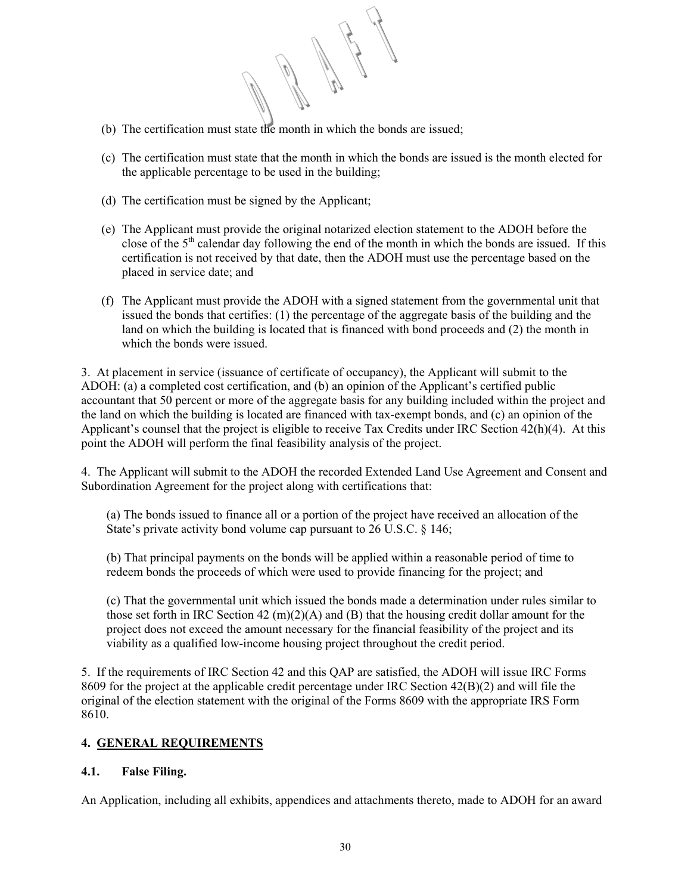(b) The certification must state the month in which the bonds are issued;

(c) The certification must state that the month in which the bonds are issued is the month elected for the applicable percentage to be used in the building;

(d) The certification must be signed by the Applicant;

(e) The Applicant must provide the original notarized election statement to the ADOH before the close of the 5th calendar day following the end of the month in which the bonds are issued. If this certification is not received by that date, then the ADOH must use the percentage based on the placed in service date; and

(f) The Applicant must provide the ADOH with a signed statement from the governmental unit that issued the bonds that certifies: (1) the percentage of the aggregate basis of the building and the land on which the building is located that is financed with bond proceeds and (2) the month in which the bonds were issued.

3. At placement in service (issuance of certificate of occupancy), the Applicant will submit to the ADOH: (a) a completed cost certification, and (b) an opinion of the Applicant's certified public accountant that 50 percent or more of the aggregate basis for any building included within the project and the land on which the building is located are financed with tax-exempt bonds, and (c) an opinion of the Applicant's counsel that the project is eligible to receive Tax Credits under IRC Section 42(h)(4). At this point the ADOH will perform the final feasibility analysis of the project.

4. The Applicant will submit to the ADOH the recorded Extended Land Use Agreement and Consent and Subordination Agreement for the project along with certifications that:

(a) The bonds issued to finance all or a portion of the project have received an allocation of the State's private activity bond volume cap pursuant to 26 U.S.C. § 146;

(b) That principal payments on the bonds will be applied within a reasonable period of time to redeem bonds the proceeds of which were used to provide financing for the project; and

(c) That the governmental unit which issued the bonds made a determination under rules similar to those set forth in IRC Section 42 (m)(2)(A) and (B) that the housing credit dollar amount for the project does not exceed the amount necessary for the financial feasibility of the project and its viability as a qualified low-income housing project throughout the credit period.

5. If the requirements of IRC Section 42 and this QAP are satisfied, the ADOH will issue IRC Forms 8609 for the project at the applicable credit percentage under IRC Section 42(B)(2) and will file the original of the election statement with the original of the Forms 8609 with the appropriate IRS Form 8610.

## 4. GENERAL REQUIREMENTS

### 4.1. False Filing.

An Application, including all exhibits, appendices and attachments thereto, made to ADOH for an award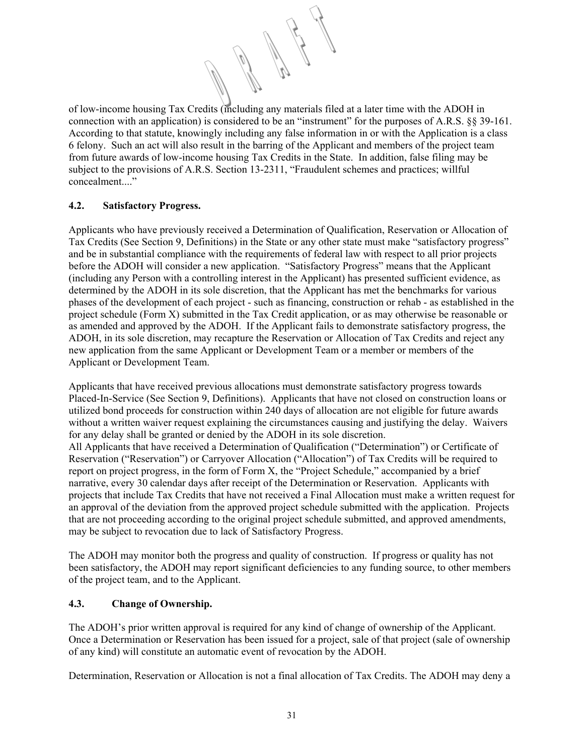of low-income housing Tax Credits (including any materials filed at a later time with the ADOH in connection with an application) is considered to be an "instrument" for the purposes of A.R.S. §§ 39-161. According to that statute, knowingly including any false information in or with the Application is a class 6 felony. Such an act will also result in the barring of the Applicant and members of the project team from future awards of low-income housing Tax Credits in the State. In addition, false filing may be subject to the provisions of A.R.S. Section 13-2311, "Fraudulent schemes and practices; willful concealment...."

### 4.2. Satisfactory Progress.

Applicants who have previously received a Determination of Qualification, Reservation or Allocation of Tax Credits (See Section 9, Definitions) in the State or any other state must make "satisfactory progress" and be in substantial compliance with the requirements of federal law with respect to all prior projects before the ADOH will consider a new application. "Satisfactory Progress" means that the Applicant (including any Person with a controlling interest in the Applicant) has presented sufficient evidence, as determined by the ADOH in its sole discretion, that the Applicant has met the benchmarks for various phases of the development of each project - such as financing, construction or rehab - as established in the project schedule (Form X) submitted in the Tax Credit application, or as may otherwise be reasonable or as amended and approved by the ADOH. If the Applicant fails to demonstrate satisfactory progress, the ADOH, in its sole discretion, may recapture the Reservation or Allocation of Tax Credits and reject any new application from the same Applicant or Development Team or a member or members of the Applicant or Development Team.

Applicants that have received previous allocations must demonstrate satisfactory progress towards Placed-In-Service (See Section 9, Definitions). Applicants that have not closed on construction loans or utilized bond proceeds for construction within 240 days of allocation are not eligible for future awards without a written waiver request explaining the circumstances causing and justifying the delay. Waivers for any delay shall be granted or denied by the ADOH in its sole discretion.
All Applicants that have received a Determination of Qualification ("Determination") or Certificate of Reservation ("Reservation") or Carryover Allocation ("Allocation") of Tax Credits will be required to report on project progress, in the form of Form X, the "Project Schedule," accompanied by a brief narrative, every 30 calendar days after receipt of the Determination or Reservation. Applicants with projects that include Tax Credits that have not received a Final Allocation must make a written request for an approval of the deviation from the approved project schedule submitted with the application. Projects that are not proceeding according to the original project schedule submitted, and approved amendments, may be subject to revocation due to lack of Satisfactory Progress.

The ADOH may monitor both the progress and quality of construction. If progress or quality has not been satisfactory, the ADOH may report significant deficiencies to any funding source, to other members of the project team, and to the Applicant.

### 4.3. Change of Ownership.

The ADOH's prior written approval is required for any kind of change of ownership of the Applicant. Once a Determination or Reservation has been issued for a project, sale of that project (sale of ownership of any kind) will constitute an automatic event of revocation by the ADOH.

Determination, Reservation or Allocation is not a final allocation of Tax Credits. The ADOH may deny a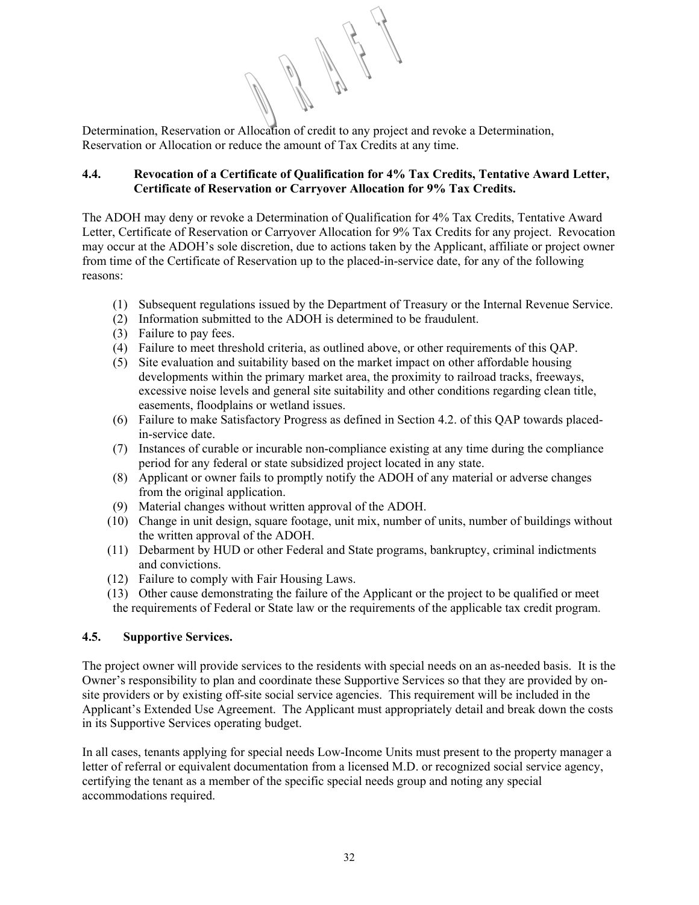Determination, Reservation or Allocation of credit to any project and revoke a Determination, Reservation or Allocation or reduce the amount of Tax Credits at any time.

#### 4.4. Revocation of a Certificate of Qualification for 4% Tax Credits, Tentative Award Letter, Certificate of Reservation or Carryover Allocation for 9% Tax Credits.

The ADOH may deny or revoke a Determination of Qualification for 4% Tax Credits, Tentative Award Letter, Certificate of Reservation or Carryover Allocation for 9% Tax Credits for any project. Revocation may occur at the ADOH's sole discretion, due to actions taken by the Applicant, affiliate or project owner from time of the Certificate of Reservation up to the placed-in-service date, for any of the following reasons:

(1) Subsequent regulations issued by the Department of Treasury or the Internal Revenue Service.
(2) Information submitted to the ADOH is determined to be fraudulent.
(3) Failure to pay fees.
(4) Failure to meet threshold criteria, as outlined above, or other requirements of this QAP.
(5) Site evaluation and suitability based on the market impact on other affordable housing developments within the primary market area, the proximity to railroad tracks, freeways, excessive noise levels and general site suitability and other conditions regarding clean title, easements, floodplains or wetland issues.
(6) Failure to make Satisfactory Progress as defined in Section 4.2. of this QAP towards placed-in-service date.
(7) Instances of curable or incurable non-compliance existing at any time during the compliance period for any federal or state subsidized project located in any state.
(8) Applicant or owner fails to promptly notify the ADOH of any material or adverse changes from the original application.
(9) Material changes without written approval of the ADOH.
(10) Change in unit design, square footage, unit mix, number of units, number of buildings without the written approval of the ADOH.
(11) Debarment by HUD or other Federal and State programs, bankruptcy, criminal indictments and convictions.
(12) Failure to comply with Fair Housing Laws.
(13) Other cause demonstrating the failure of the Applicant or the project to be qualified or meet the requirements of Federal or State law or the requirements of the applicable tax credit program.

#### 4.5. Supportive Services.

The project owner will provide services to the residents with special needs on an as-needed basis. It is the Owner's responsibility to plan and coordinate these Supportive Services so that they are provided by on-site providers or by existing off-site social service agencies. This requirement will be included in the Applicant's Extended Use Agreement. The Applicant must appropriately detail and break down the costs in its Supportive Services operating budget.

In all cases, tenants applying for special needs Low-Income Units must present to the property manager a letter of referral or equivalent documentation from a licensed M.D. or recognized social service agency, certifying the tenant as a member of the specific special needs group and noting any special accommodations required.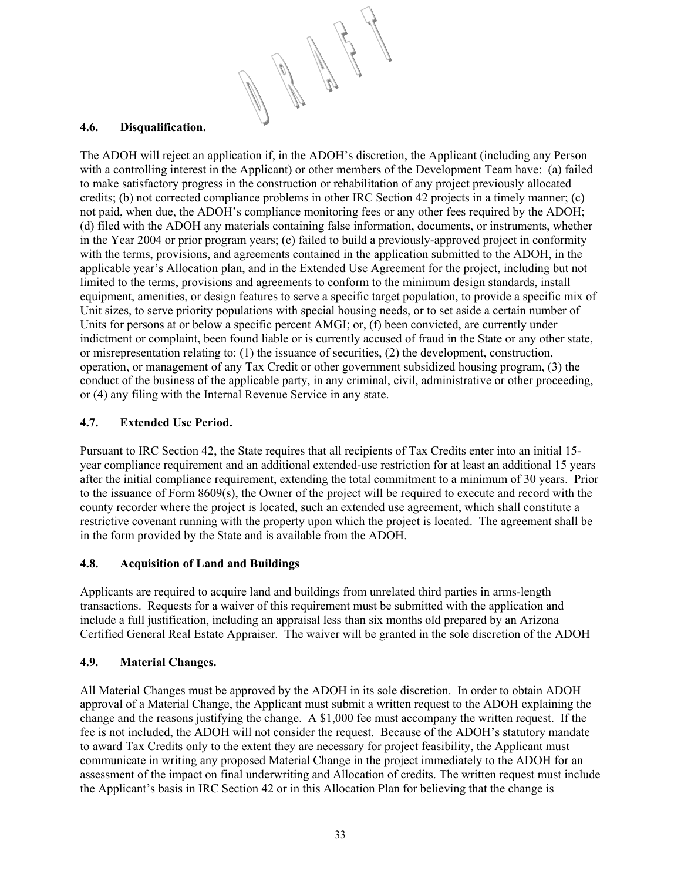### 4.6. Disqualification.

The ADOH will reject an application if, in the ADOH's discretion, the Applicant (including any Person with a controlling interest in the Applicant) or other members of the Development Team have: (a) failed to make satisfactory progress in the construction or rehabilitation of any project previously allocated credits; (b) not corrected compliance problems in other IRC Section 42 projects in a timely manner; (c) not paid, when due, the ADOH's compliance monitoring fees or any other fees required by the ADOH; (d) filed with the ADOH any materials containing false information, documents, or instruments, whether in the Year 2004 or prior program years; (e) failed to build a previously-approved project in conformity with the terms, provisions, and agreements contained in the application submitted to the ADOH, in the applicable year's Allocation plan, and in the Extended Use Agreement for the project, including but not limited to the terms, provisions and agreements to conform to the minimum design standards, install equipment, amenities, or design features to serve a specific target population, to provide a specific mix of Unit sizes, to serve priority populations with special housing needs, or to set aside a certain number of Units for persons at or below a specific percent AMGI; or, (f) been convicted, are currently under indictment or complaint, been found liable or is currently accused of fraud in the State or any other state, or misrepresentation relating to: (1) the issuance of securities, (2) the development, construction, operation, or management of any Tax Credit or other government subsidized housing program, (3) the conduct of the business of the applicable party, in any criminal, civil, administrative or other proceeding, or (4) any filing with the Internal Revenue Service in any state.

### 4.7. Extended Use Period.

Pursuant to IRC Section 42, the State requires that all recipients of Tax Credits enter into an initial 15-year compliance requirement and an additional extended-use restriction for at least an additional 15 years after the initial compliance requirement, extending the total commitment to a minimum of 30 years. Prior to the issuance of Form 8609(s), the Owner of the project will be required to execute and record with the county recorder where the project is located, such an extended use agreement, which shall constitute a restrictive covenant running with the property upon which the project is located. The agreement shall be in the form provided by the State and is available from the ADOH.

### 4.8. Acquisition of Land and Buildings

Applicants are required to acquire land and buildings from unrelated third parties in arms-length transactions. Requests for a waiver of this requirement must be submitted with the application and include a full justification, including an appraisal less than six months old prepared by an Arizona Certified General Real Estate Appraiser. The waiver will be granted in the sole discretion of the ADOH

### 4.9. Material Changes.

All Material Changes must be approved by the ADOH in its sole discretion. In order to obtain ADOH approval of a Material Change, the Applicant must submit a written request to the ADOH explaining the change and the reasons justifying the change. A $1,000 fee must accompany the written request. If the fee is not included, the ADOH will not consider the request. Because of the ADOH's statutory mandate to award Tax Credits only to the extent they are necessary for project feasibility, the Applicant must communicate in writing any proposed Material Change in the project immediately to the ADOH for an assessment of the impact on final underwriting and Allocation of credits. The written request must include the Applicant's basis in IRC Section 42 or in this Allocation Plan for believing that the change is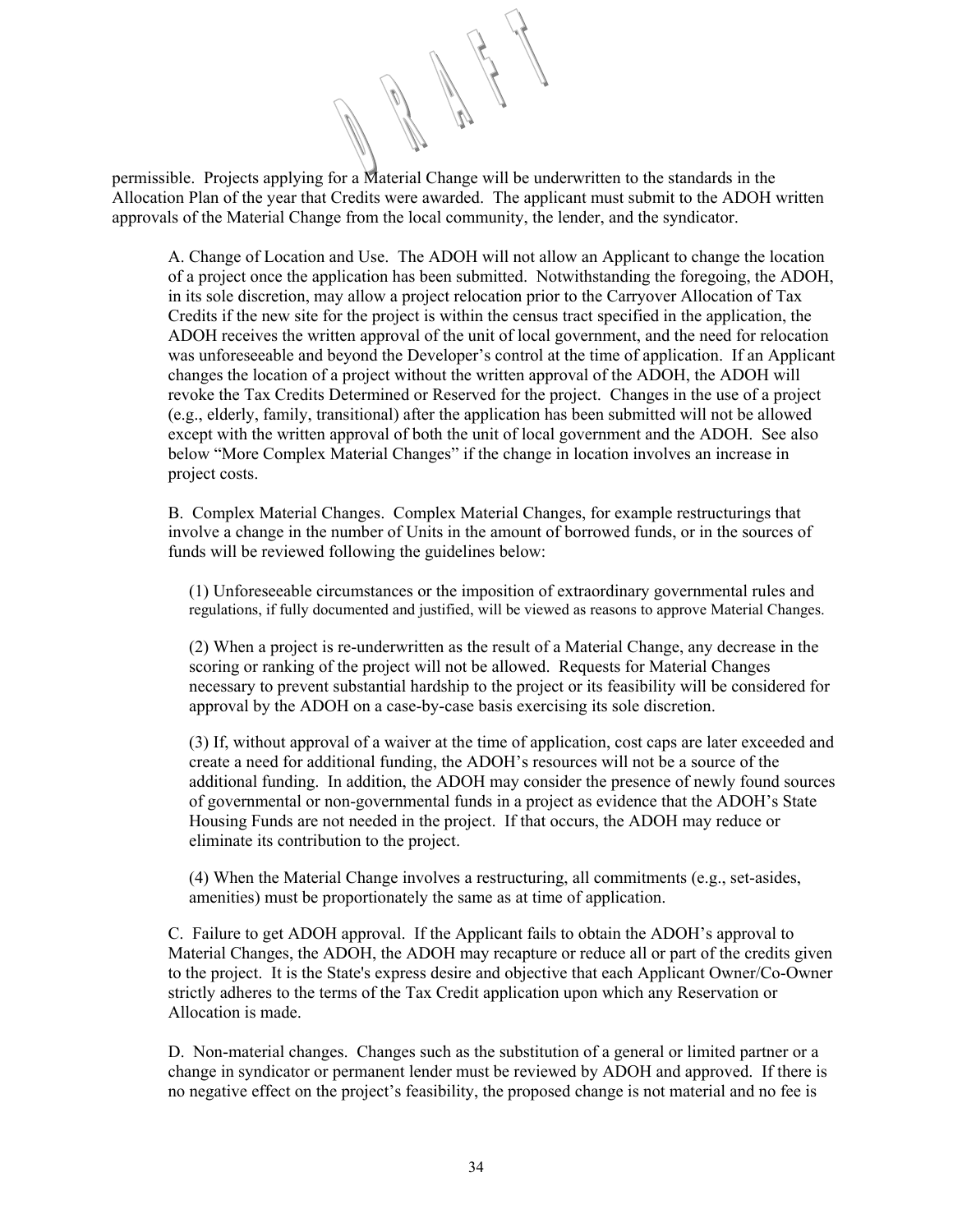permissible. Projects applying for a Material Change will be underwritten to the standards in the Allocation Plan of the year that Credits were awarded. The applicant must submit to the ADOH written approvals of the Material Change from the local community, the lender, and the syndicator.

A. Change of Location and Use. The ADOH will not allow an Applicant to change the location of a project once the application has been submitted. Notwithstanding the foregoing, the ADOH, in its sole discretion, may allow a project relocation prior to the Carryover Allocation of Tax Credits if the new site for the project is within the census tract specified in the application, the ADOH receives the written approval of the unit of local government, and the need for relocation was unforeseeable and beyond the Developer's control at the time of application. If an Applicant changes the location of a project without the written approval of the ADOH, the ADOH will revoke the Tax Credits Determined or Reserved for the project. Changes in the use of a project (e.g., elderly, family, transitional) after the application has been submitted will not be allowed except with the written approval of both the unit of local government and the ADOH. See also below "More Complex Material Changes" if the change in location involves an increase in project costs.

B. Complex Material Changes. Complex Material Changes, for example restructurings that involve a change in the number of Units in the amount of borrowed funds, or in the sources of funds will be reviewed following the guidelines below:

(1) Unforeseeable circumstances or the imposition of extraordinary governmental rules and regulations, if fully documented and justified, will be viewed as reasons to approve Material Changes.

(2) When a project is re-underwritten as the result of a Material Change, any decrease in the scoring or ranking of the project will not be allowed. Requests for Material Changes necessary to prevent substantial hardship to the project or its feasibility will be considered for approval by the ADOH on a case-by-case basis exercising its sole discretion.

(3) If, without approval of a waiver at the time of application, cost caps are later exceeded and create a need for additional funding, the ADOH's resources will not be a source of the additional funding. In addition, the ADOH may consider the presence of newly found sources of governmental or non-governmental funds in a project as evidence that the ADOH's State Housing Funds are not needed in the project. If that occurs, the ADOH may reduce or eliminate its contribution to the project.

(4) When the Material Change involves a restructuring, all commitments (e.g., set-asides, amenities) must be proportionately the same as at time of application.

C. Failure to get ADOH approval. If the Applicant fails to obtain the ADOH's approval to Material Changes, the ADOH, the ADOH may recapture or reduce all or part of the credits given to the project. It is the State's express desire and objective that each Applicant Owner/Co-Owner strictly adheres to the terms of the Tax Credit application upon which any Reservation or Allocation is made.

D. Non-material changes. Changes such as the substitution of a general or limited partner or a change in syndicator or permanent lender must be reviewed by ADOH and approved. If there is no negative effect on the project's feasibility, the proposed change is not material and no fee is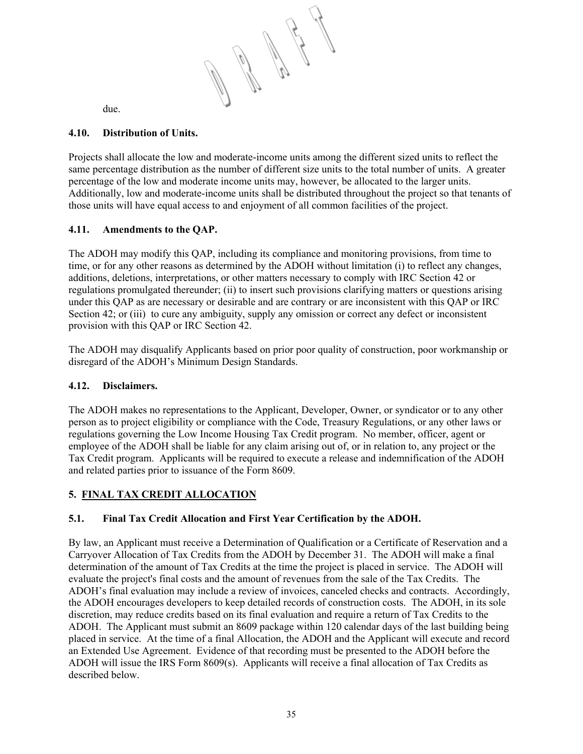due.

### 4.10. Distribution of Units.

Projects shall allocate the low and moderate-income units among the different sized units to reflect the same percentage distribution as the number of different size units to the total number of units. A greater percentage of the low and moderate income units may, however, be allocated to the larger units. Additionally, low and moderate-income units shall be distributed throughout the project so that tenants of those units will have equal access to and enjoyment of all common facilities of the project.

### 4.11. Amendments to the QAP.

The ADOH may modify this QAP, including its compliance and monitoring provisions, from time to time, or for any other reasons as determined by the ADOH without limitation (i) to reflect any changes, additions, deletions, interpretations, or other matters necessary to comply with IRC Section 42 or regulations promulgated thereunder; (ii) to insert such provisions clarifying matters or questions arising under this QAP as are necessary or desirable and are contrary or are inconsistent with this QAP or IRC Section 42; or (iii) to cure any ambiguity, supply any omission or correct any defect or inconsistent provision with this QAP or IRC Section 42.

The ADOH may disqualify Applicants based on prior poor quality of construction, poor workmanship or disregard of the ADOH's Minimum Design Standards.

### 4.12. Disclaimers.

The ADOH makes no representations to the Applicant, Developer, Owner, or syndicator or to any other person as to project eligibility or compliance with the Code, Treasury Regulations, or any other laws or regulations governing the Low Income Housing Tax Credit program. No member, officer, agent or employee of the ADOH shall be liable for any claim arising out of, or in relation to, any project or the Tax Credit program. Applicants will be required to execute a release and indemnification of the ADOH and related parties prior to issuance of the Form 8609.

## 5. FINAL TAX CREDIT ALLOCATION

### 5.1. Final Tax Credit Allocation and First Year Certification by the ADOH.

By law, an Applicant must receive a Determination of Qualification or a Certificate of Reservation and a Carryover Allocation of Tax Credits from the ADOH by December 31. The ADOH will make a final determination of the amount of Tax Credits at the time the project is placed in service. The ADOH will evaluate the project's final costs and the amount of revenues from the sale of the Tax Credits. The ADOH's final evaluation may include a review of invoices, canceled checks and contracts. Accordingly, the ADOH encourages developers to keep detailed records of construction costs. The ADOH, in its sole discretion, may reduce credits based on its final evaluation and require a return of Tax Credits to the ADOH. The Applicant must submit an 8609 package within 120 calendar days of the last building being placed in service. At the time of a final Allocation, the ADOH and the Applicant will execute and record an Extended Use Agreement. Evidence of that recording must be presented to the ADOH before the ADOH will issue the IRS Form 8609(s). Applicants will receive a final allocation of Tax Credits as described below.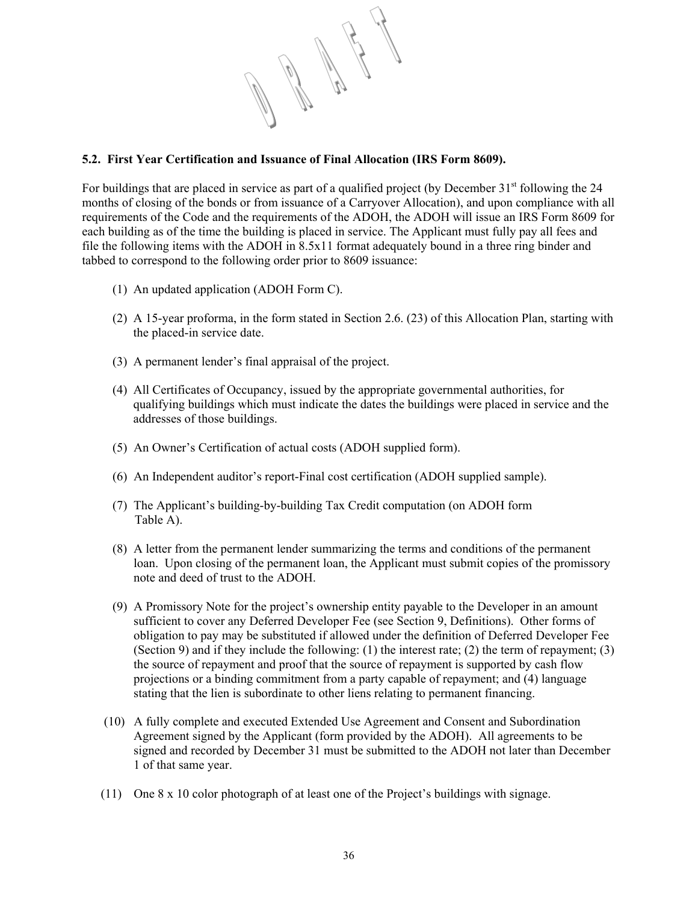### 5.2. First Year Certification and Issuance of Final Allocation (IRS Form 8609).

For buildings that are placed in service as part of a qualified project (by December 31st following the 24 months of closing of the bonds or from issuance of a Carryover Allocation), and upon compliance with all requirements of the Code and the requirements of the ADOH, the ADOH will issue an IRS Form 8609 for each building as of the time the building is placed in service. The Applicant must fully pay all fees and file the following items with the ADOH in 8.5x11 format adequately bound in a three ring binder and tabbed to correspond to the following order prior to 8609 issuance:

(1) An updated application (ADOH Form C).

(2) A 15-year proforma, in the form stated in Section 2.6. (23) of this Allocation Plan, starting with the placed-in service date.

(3) A permanent lender's final appraisal of the project.

(4) All Certificates of Occupancy, issued by the appropriate governmental authorities, for qualifying buildings which must indicate the dates the buildings were placed in service and the addresses of those buildings.

(5) An Owner's Certification of actual costs (ADOH supplied form).

(6) An Independent auditor's report-Final cost certification (ADOH supplied sample).

(7) The Applicant's building-by-building Tax Credit computation (on ADOH form Table A).

(8) A letter from the permanent lender summarizing the terms and conditions of the permanent loan. Upon closing of the permanent loan, the Applicant must submit copies of the promissory note and deed of trust to the ADOH.

(9) A Promissory Note for the project's ownership entity payable to the Developer in an amount sufficient to cover any Deferred Developer Fee (see Section 9, Definitions). Other forms of obligation to pay may be substituted if allowed under the definition of Deferred Developer Fee (Section 9) and if they include the following: (1) the interest rate; (2) the term of repayment; (3) the source of repayment and proof that the source of repayment is supported by cash flow projections or a binding commitment from a party capable of repayment; and (4) language stating that the lien is subordinate to other liens relating to permanent financing.

(10) A fully complete and executed Extended Use Agreement and Consent and Subordination Agreement signed by the Applicant (form provided by the ADOH). All agreements to be signed and recorded by December 31 must be submitted to the ADOH not later than December 1 of that same year.

(11) One 8 x 10 color photograph of at least one of the Project's buildings with signage.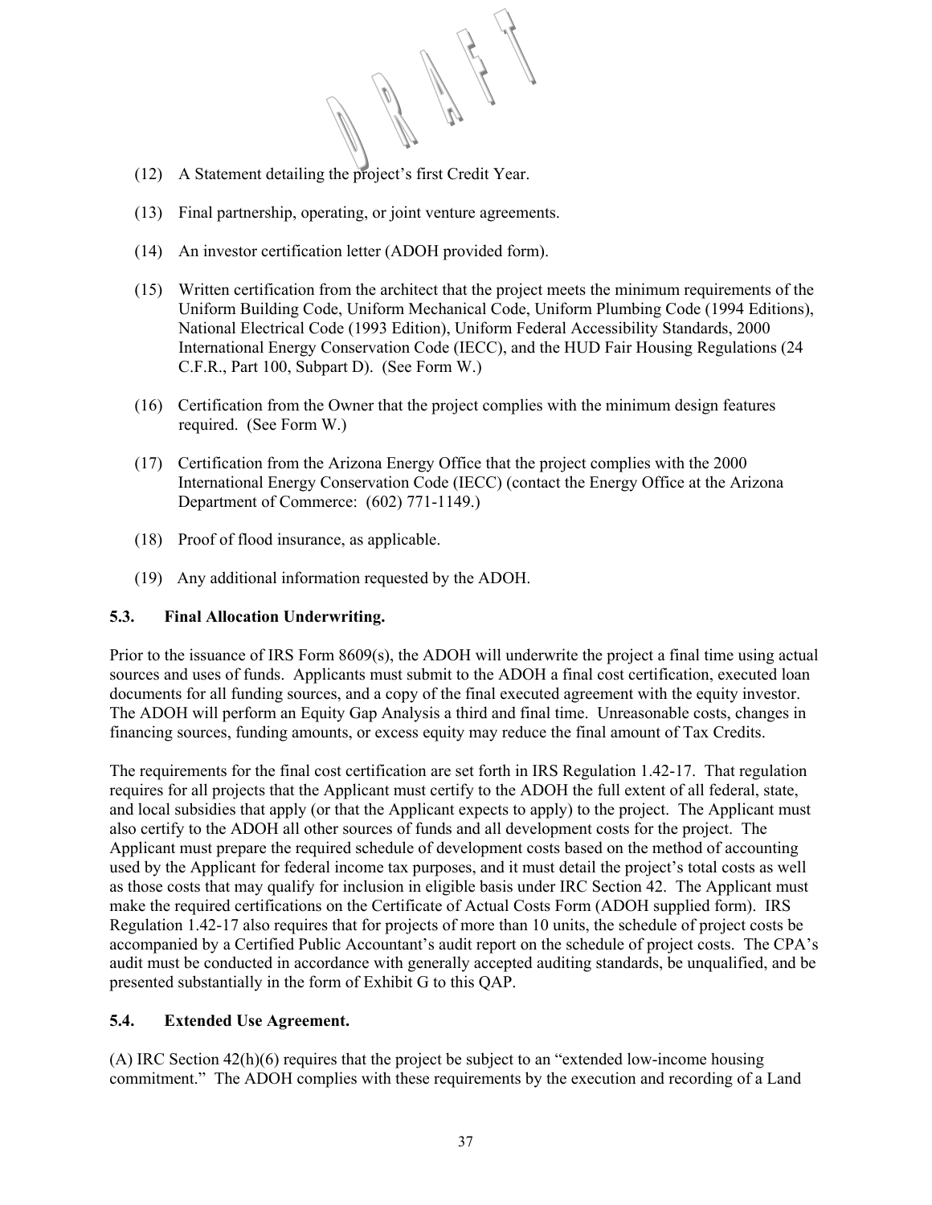(12) A Statement detailing the project's first Credit Year.

(13) Final partnership, operating, or joint venture agreements.

(14) An investor certification letter (ADOH provided form).

(15) Written certification from the architect that the project meets the minimum requirements of the Uniform Building Code, Uniform Mechanical Code, Uniform Plumbing Code (1994 Editions), National Electrical Code (1993 Edition), Uniform Federal Accessibility Standards, 2000 International Energy Conservation Code (IECC), and the HUD Fair Housing Regulations (24 C.F.R., Part 100, Subpart D). (See Form W.)

(16) Certification from the Owner that the project complies with the minimum design features required. (See Form W.)

(17) Certification from the Arizona Energy Office that the project complies with the 2000 International Energy Conservation Code (IECC) (contact the Energy Office at the Arizona Department of Commerce: (602) 771-1149.)

(18) Proof of flood insurance, as applicable.

(19) Any additional information requested by the ADOH.

### 5.3. Final Allocation Underwriting.

Prior to the issuance of IRS Form 8609(s), the ADOH will underwrite the project a final time using actual sources and uses of funds. Applicants must submit to the ADOH a final cost certification, executed loan documents for all funding sources, and a copy of the final executed agreement with the equity investor. The ADOH will perform an Equity Gap Analysis a third and final time. Unreasonable costs, changes in financing sources, funding amounts, or excess equity may reduce the final amount of Tax Credits.

The requirements for the final cost certification are set forth in IRS Regulation 1.42-17. That regulation requires for all projects that the Applicant must certify to the ADOH the full extent of all federal, state, and local subsidies that apply (or that the Applicant expects to apply) to the project. The Applicant must also certify to the ADOH all other sources of funds and all development costs for the project. The Applicant must prepare the required schedule of development costs based on the method of accounting used by the Applicant for federal income tax purposes, and it must detail the project's total costs as well as those costs that may qualify for inclusion in eligible basis under IRC Section 42. The Applicant must make the required certifications on the Certificate of Actual Costs Form (ADOH supplied form). IRS Regulation 1.42-17 also requires that for projects of more than 10 units, the schedule of project costs be accompanied by a Certified Public Accountant's audit report on the schedule of project costs. The CPA's audit must be conducted in accordance with generally accepted auditing standards, be unqualified, and be presented substantially in the form of Exhibit G to this QAP.

### 5.4. Extended Use Agreement.

(A) IRC Section 42(h)(6) requires that the project be subject to an "extended low-income housing commitment." The ADOH complies with these requirements by the execution and recording of a Land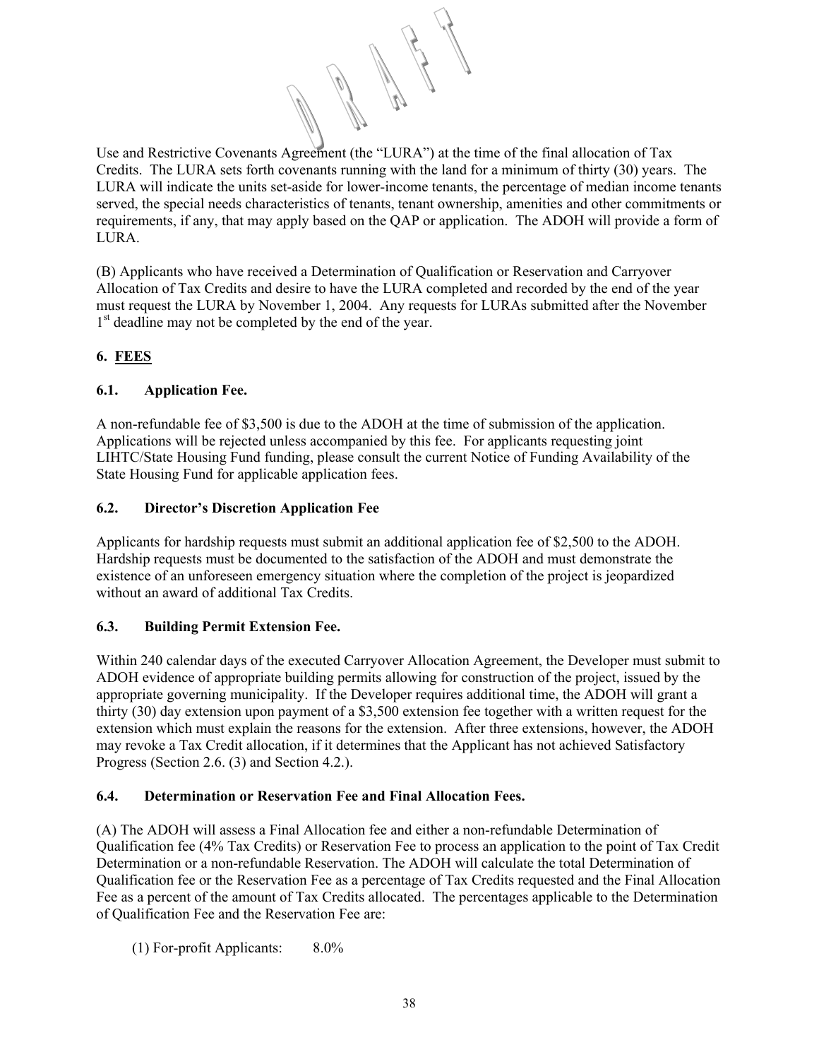Use and Restrictive Covenants Agreement (the "LURA") at the time of the final allocation of Tax Credits. The LURA sets forth covenants running with the land for a minimum of thirty (30) years. The LURA will indicate the units set-aside for lower-income tenants, the percentage of median income tenants served, the special needs characteristics of tenants, tenant ownership, amenities and other commitments or requirements, if any, that may apply based on the QAP or application. The ADOH will provide a form of LURA.

(B) Applicants who have received a Determination of Qualification or Reservation and Carryover Allocation of Tax Credits and desire to have the LURA completed and recorded by the end of the year must request the LURA by November 1, 2004. Any requests for LURAs submitted after the November 1st deadline may not be completed by the end of the year.

## 6. FEES

### 6.1. Application Fee.

A non-refundable fee of $3,500 is due to the ADOH at the time of submission of the application. Applications will be rejected unless accompanied by this fee. For applicants requesting joint LIHTC/State Housing Fund funding, please consult the current Notice of Funding Availability of the State Housing Fund for applicable application fees.

### 6.2. Director's Discretion Application Fee

Applicants for hardship requests must submit an additional application fee of $2,500 to the ADOH. Hardship requests must be documented to the satisfaction of the ADOH and must demonstrate the existence of an unforeseen emergency situation where the completion of the project is jeopardized without an award of additional Tax Credits.

### 6.3. Building Permit Extension Fee.

Within 240 calendar days of the executed Carryover Allocation Agreement, the Developer must submit to ADOH evidence of appropriate building permits allowing for construction of the project, issued by the appropriate governing municipality. If the Developer requires additional time, the ADOH will grant a thirty (30) day extension upon payment of a $3,500 extension fee together with a written request for the extension which must explain the reasons for the extension. After three extensions, however, the ADOH may revoke a Tax Credit allocation, if it determines that the Applicant has not achieved Satisfactory Progress (Section 2.6. (3) and Section 4.2.).

### 6.4. Determination or Reservation Fee and Final Allocation Fees.

(A) The ADOH will assess a Final Allocation fee and either a non-refundable Determination of Qualification fee (4% Tax Credits) or Reservation Fee to process an application to the point of Tax Credit Determination or a non-refundable Reservation. The ADOH will calculate the total Determination of Qualification fee or the Reservation Fee as a percentage of Tax Credits requested and the Final Allocation Fee as a percent of the amount of Tax Credits allocated. The percentages applicable to the Determination of Qualification Fee and the Reservation Fee are:

(1) For-profit Applicants: 8.0%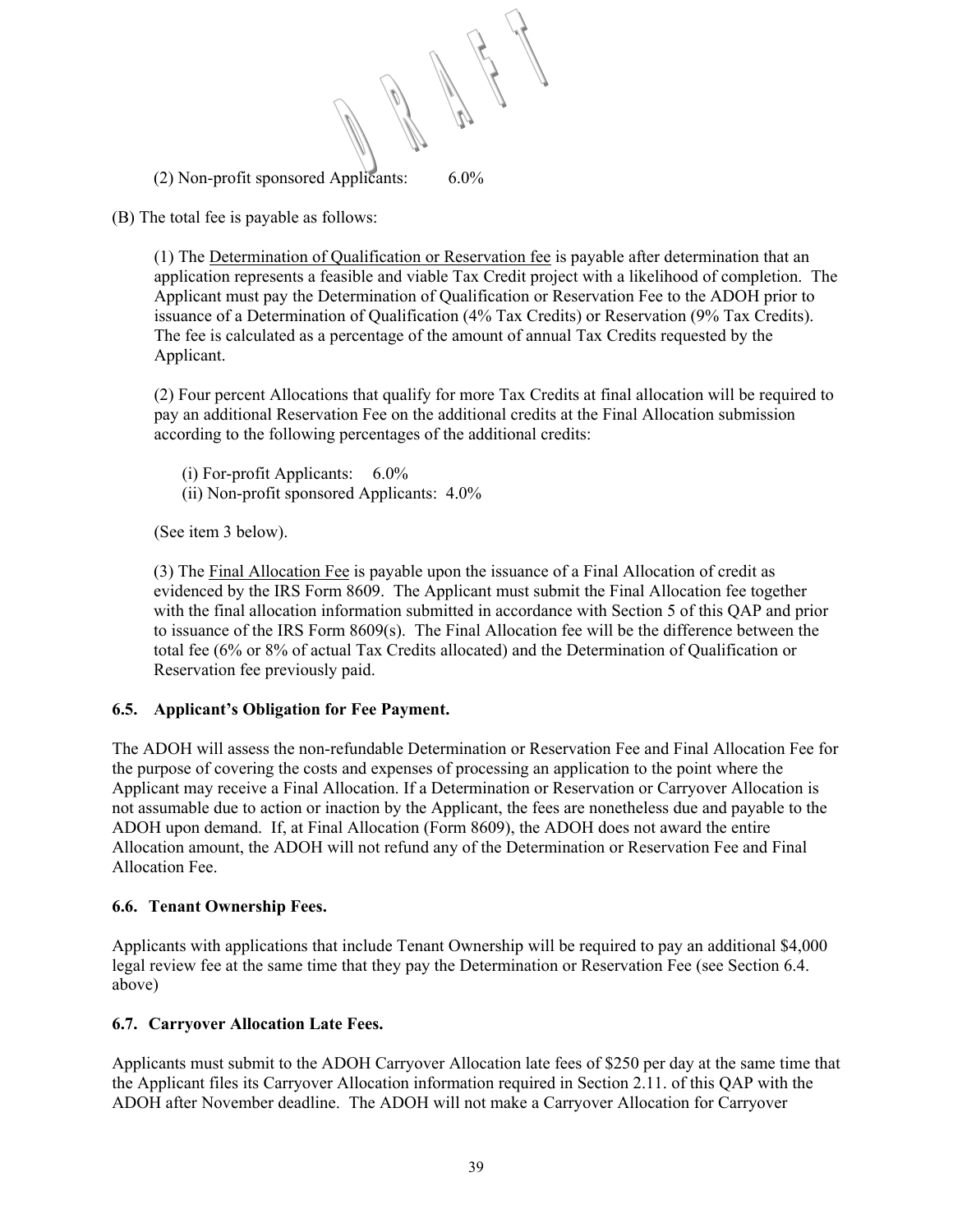(2) Non-profit sponsored Applicants: 6.0%

(B) The total fee is payable as follows:

(1) The <u>Determination of Qualification or Reservation fee</u> is payable after determination that an application represents a feasible and viable Tax Credit project with a likelihood of completion. The Applicant must pay the Determination of Qualification or Reservation Fee to the ADOH prior to issuance of a Determination of Qualification (4% Tax Credits) or Reservation (9% Tax Credits). The fee is calculated as a percentage of the amount of annual Tax Credits requested by the Applicant.

(2) Four percent Allocations that qualify for more Tax Credits at final allocation will be required to pay an additional Reservation Fee on the additional credits at the Final Allocation submission according to the following percentages of the additional credits:

(i) For-profit Applicants: 6.0%
(ii) Non-profit sponsored Applicants: 4.0%

(See item 3 below).

(3) The <u>Final Allocation Fee</u> is payable upon the issuance of a Final Allocation of credit as evidenced by the IRS Form 8609. The Applicant must submit the Final Allocation fee together with the final allocation information submitted in accordance with Section 5 of this QAP and prior to issuance of the IRS Form 8609(s). The Final Allocation fee will be the difference between the total fee (6% or 8% of actual Tax Credits allocated) and the Determination of Qualification or Reservation fee previously paid.

### 6.5. Applicant's Obligation for Fee Payment.

The ADOH will assess the non-refundable Determination or Reservation Fee and Final Allocation Fee for the purpose of covering the costs and expenses of processing an application to the point where the Applicant may receive a Final Allocation. If a Determination or Reservation or Carryover Allocation is not assumable due to action or inaction by the Applicant, the fees are nonetheless due and payable to the ADOH upon demand. If, at Final Allocation (Form 8609), the ADOH does not award the entire Allocation amount, the ADOH will not refund any of the Determination or Reservation Fee and Final Allocation Fee.

### 6.6. Tenant Ownership Fees.

Applicants with applications that include Tenant Ownership will be required to pay an additional $4,000 legal review fee at the same time that they pay the Determination or Reservation Fee (see Section 6.4. above)

### 6.7. Carryover Allocation Late Fees.

Applicants must submit to the ADOH Carryover Allocation late fees of $250 per day at the same time that the Applicant files its Carryover Allocation information required in Section 2.11. of this QAP with the ADOH after November deadline. The ADOH will not make a Carryover Allocation for Carryover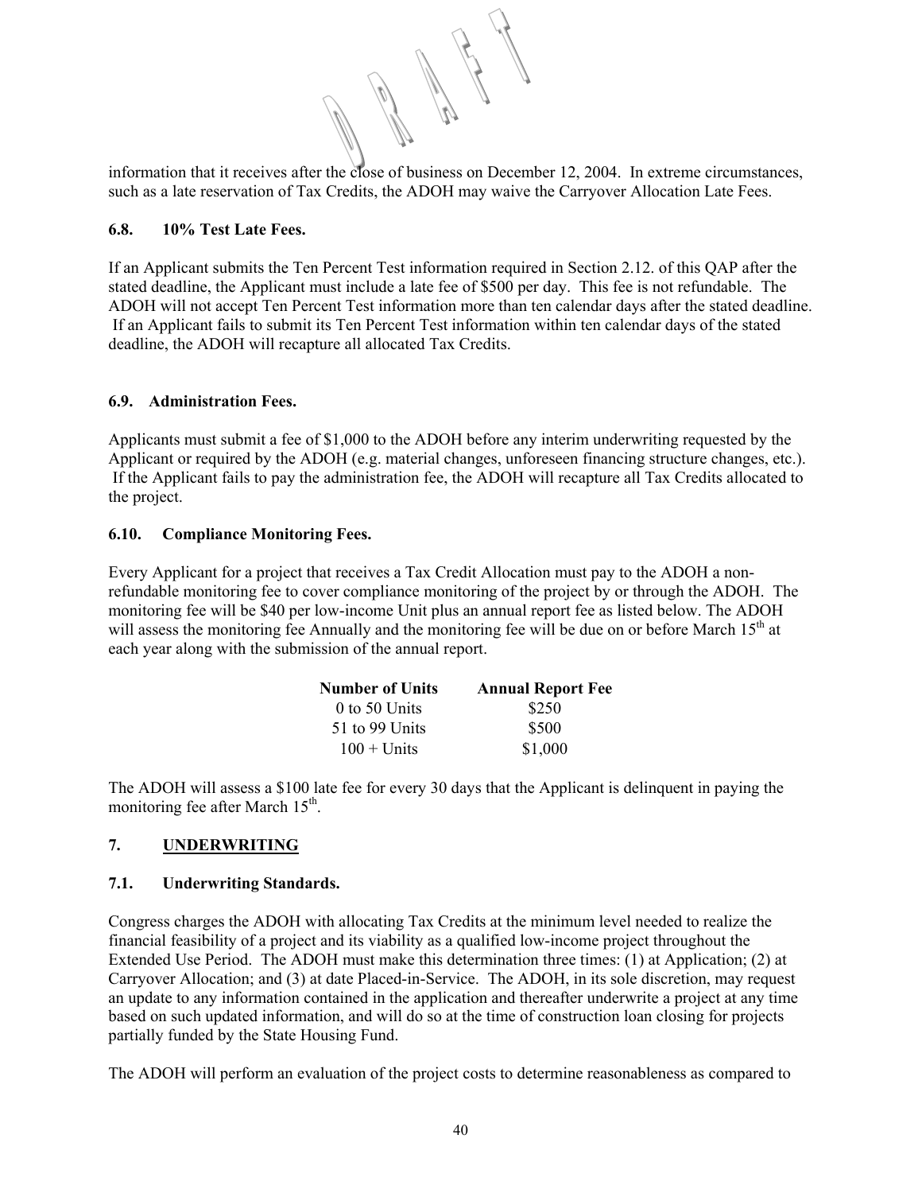information that it receives after the close of business on December 12, 2004. In extreme circumstances, such as a late reservation of Tax Credits, the ADOH may waive the Carryover Allocation Late Fees.

### 6.8. 10% Test Late Fees.

If an Applicant submits the Ten Percent Test information required in Section 2.12. of this QAP after the stated deadline, the Applicant must include a late fee of $500 per day. This fee is not refundable. The ADOH will not accept Ten Percent Test information more than ten calendar days after the stated deadline. If an Applicant fails to submit its Ten Percent Test information within ten calendar days of the stated deadline, the ADOH will recapture all allocated Tax Credits.

### 6.9. Administration Fees.

Applicants must submit a fee of $1,000 to the ADOH before any interim underwriting requested by the Applicant or required by the ADOH (e.g. material changes, unforeseen financing structure changes, etc.). If the Applicant fails to pay the administration fee, the ADOH will recapture all Tax Credits allocated to the project.

### 6.10. Compliance Monitoring Fees.

Every Applicant for a project that receives a Tax Credit Allocation must pay to the ADOH a non-refundable monitoring fee to cover compliance monitoring of the project by or through the ADOH. The monitoring fee will be $40 per low-income Unit plus an annual report fee as listed below. The ADOH will assess the monitoring fee Annually and the monitoring fee will be due on or before March 15th at each year along with the submission of the annual report.

| Number of Units | Annual Report Fee |
|---|---|
| 0 to 50 Units | $250 |
| 51 to 99 Units | $500 |
| 100 + Units | $1,000 |

The ADOH will assess a $100 late fee for every 30 days that the Applicant is delinquent in paying the monitoring fee after March 15th.

## 7. UNDERWRITING

### 7.1. Underwriting Standards.

Congress charges the ADOH with allocating Tax Credits at the minimum level needed to realize the financial feasibility of a project and its viability as a qualified low-income project throughout the Extended Use Period. The ADOH must make this determination three times: (1) at Application; (2) at Carryover Allocation; and (3) at date Placed-in-Service. The ADOH, in its sole discretion, may request an update to any information contained in the application and thereafter underwrite a project at any time based on such updated information, and will do so at the time of construction loan closing for projects partially funded by the State Housing Fund.

The ADOH will perform an evaluation of the project costs to determine reasonableness as compared to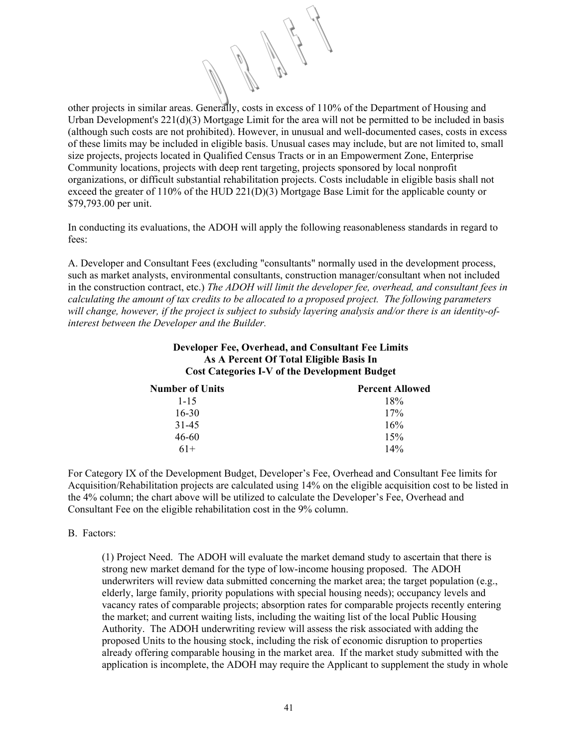other projects in similar areas. Generally, costs in excess of 110% of the Department of Housing and Urban Development's 221(d)(3) Mortgage Limit for the area will not be permitted to be included in basis (although such costs are not prohibited). However, in unusual and well-documented cases, costs in excess of these limits may be included in eligible basis. Unusual cases may include, but are not limited to, small size projects, projects located in Qualified Census Tracts or in an Empowerment Zone, Enterprise Community locations, projects with deep rent targeting, projects sponsored by local nonprofit organizations, or difficult substantial rehabilitation projects. Costs includable in eligible basis shall not exceed the greater of 110% of the HUD 221(D)(3) Mortgage Base Limit for the applicable county or $79,793.00 per unit.

In conducting its evaluations, the ADOH will apply the following reasonableness standards in regard to fees:

A. Developer and Consultant Fees (excluding "consultants" normally used in the development process, such as market analysts, environmental consultants, construction manager/consultant when not included in the construction contract, etc.) *The ADOH will limit the developer fee, overhead, and consultant fees in calculating the amount of tax credits to be allocated to a proposed project. The following parameters will change, however, if the project is subject to subsidy layering analysis and/or there is an identity-of-interest between the Developer and the Builder.*

**Developer Fee, Overhead, and Consultant Fee Limits**
**As A Percent Of Total Eligible Basis In**
**Cost Categories I-V of the Development Budget**

| Number of Units | Percent Allowed |
|---|---|
| 1-15 | 18% |
| 16-30 | 17% |
| 31-45 | 16% |
| 46-60 | 15% |
| 61+ | 14% |

For Category IX of the Development Budget, Developer's Fee, Overhead and Consultant Fee limits for Acquisition/Rehabilitation projects are calculated using 14% on the eligible acquisition cost to be listed in the 4% column; the chart above will be utilized to calculate the Developer's Fee, Overhead and Consultant Fee on the eligible rehabilitation cost in the 9% column.

B. Factors:

(1) Project Need. The ADOH will evaluate the market demand study to ascertain that there is strong new market demand for the type of low-income housing proposed. The ADOH underwriters will review data submitted concerning the market area; the target population (e.g., elderly, large family, priority populations with special housing needs); occupancy levels and vacancy rates of comparable projects; absorption rates for comparable projects recently entering the market; and current waiting lists, including the waiting list of the local Public Housing Authority. The ADOH underwriting review will assess the risk associated with adding the proposed Units to the housing stock, including the risk of economic disruption to properties already offering comparable housing in the market area. If the market study submitted with the application is incomplete, the ADOH may require the Applicant to supplement the study in whole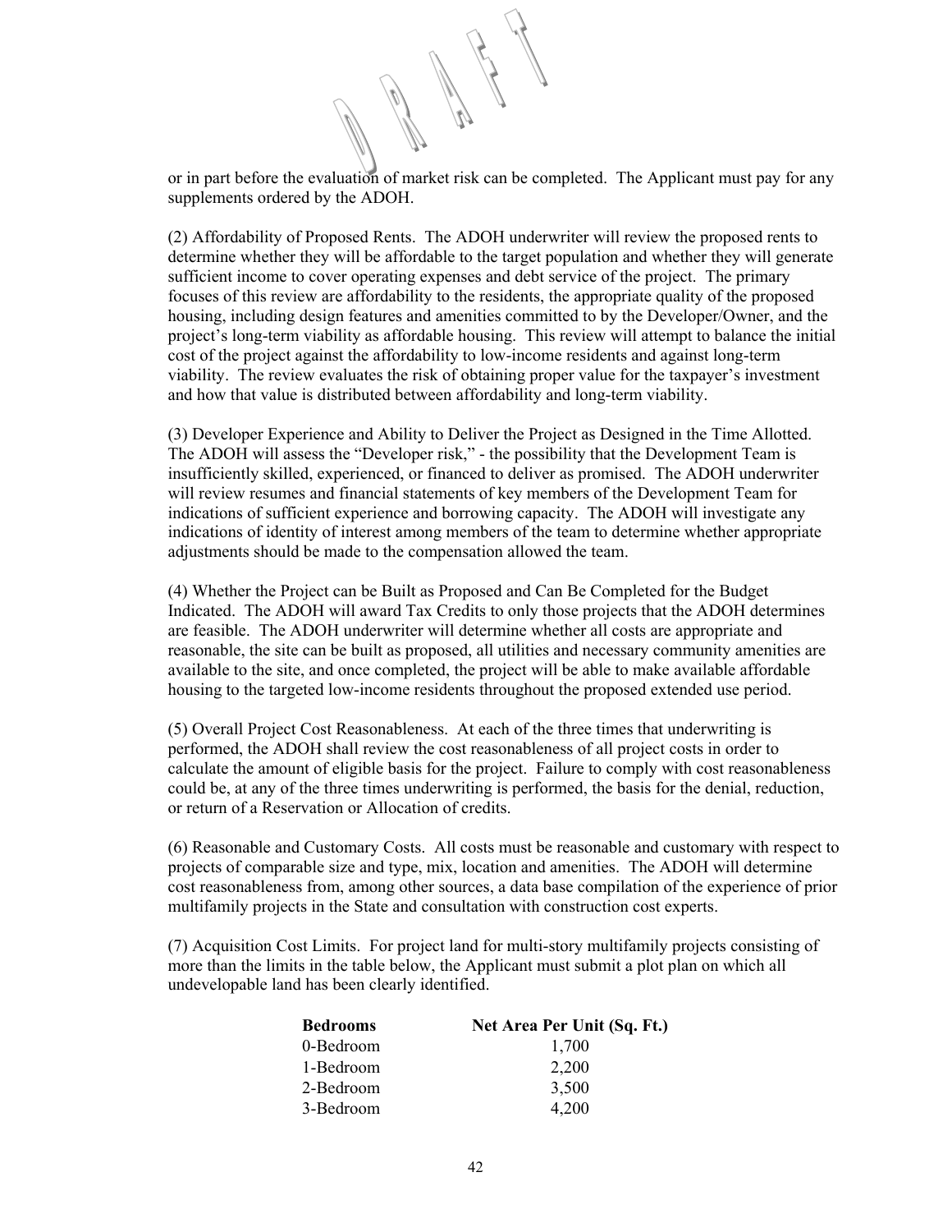or in part before the evaluation of market risk can be completed. The Applicant must pay for any supplements ordered by the ADOH.

(2) Affordability of Proposed Rents. The ADOH underwriter will review the proposed rents to determine whether they will be affordable to the target population and whether they will generate sufficient income to cover operating expenses and debt service of the project. The primary focuses of this review are affordability to the residents, the appropriate quality of the proposed housing, including design features and amenities committed to by the Developer/Owner, and the project's long-term viability as affordable housing. This review will attempt to balance the initial cost of the project against the affordability to low-income residents and against long-term viability. The review evaluates the risk of obtaining proper value for the taxpayer's investment and how that value is distributed between affordability and long-term viability.

(3) Developer Experience and Ability to Deliver the Project as Designed in the Time Allotted. The ADOH will assess the "Developer risk," - the possibility that the Development Team is insufficiently skilled, experienced, or financed to deliver as promised. The ADOH underwriter will review resumes and financial statements of key members of the Development Team for indications of sufficient experience and borrowing capacity. The ADOH will investigate any indications of identity of interest among members of the team to determine whether appropriate adjustments should be made to the compensation allowed the team.

(4) Whether the Project can be Built as Proposed and Can Be Completed for the Budget Indicated. The ADOH will award Tax Credits to only those projects that the ADOH determines are feasible. The ADOH underwriter will determine whether all costs are appropriate and reasonable, the site can be built as proposed, all utilities and necessary community amenities are available to the site, and once completed, the project will be able to make available affordable housing to the targeted low-income residents throughout the proposed extended use period.

(5) Overall Project Cost Reasonableness. At each of the three times that underwriting is performed, the ADOH shall review the cost reasonableness of all project costs in order to calculate the amount of eligible basis for the project. Failure to comply with cost reasonableness could be, at any of the three times underwriting is performed, the basis for the denial, reduction, or return of a Reservation or Allocation of credits.

(6) Reasonable and Customary Costs. All costs must be reasonable and customary with respect to projects of comparable size and type, mix, location and amenities. The ADOH will determine cost reasonableness from, among other sources, a data base compilation of the experience of prior multifamily projects in the State and consultation with construction cost experts.

(7) Acquisition Cost Limits. For project land for multi-story multifamily projects consisting of more than the limits in the table below, the Applicant must submit a plot plan on which all undevelopable land has been clearly identified.

| Bedrooms | Net Area Per Unit (Sq. Ft.) |
|---|---|
| 0-Bedroom | 1,700 |
| 1-Bedroom | 2,200 |
| 2-Bedroom | 3,500 |
| 3-Bedroom | 4,200 |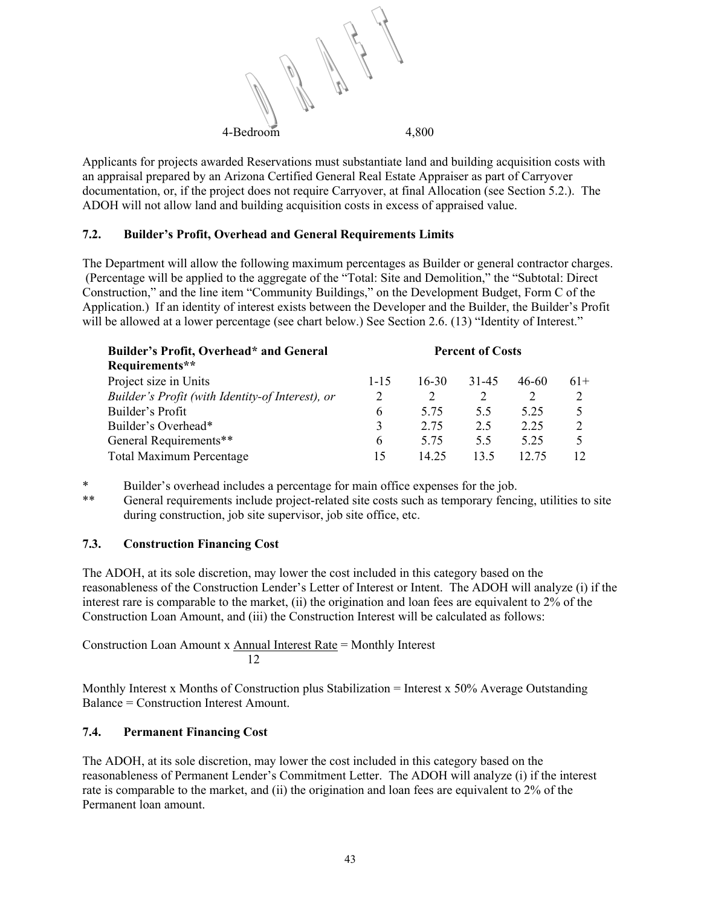4-Bedroom 4,800

Applicants for projects awarded Reservations must substantiate land and building acquisition costs with an appraisal prepared by an Arizona Certified General Real Estate Appraiser as part of Carryover documentation, or, if the project does not require Carryover, at final Allocation (see Section 5.2.). The ADOH will not allow land and building acquisition costs in excess of appraised value.

## 7.2. Builder's Profit, Overhead and General Requirements Limits

The Department will allow the following maximum percentages as Builder or general contractor charges. (Percentage will be applied to the aggregate of the "Total: Site and Demolition," the "Subtotal: Direct Construction," and the line item "Community Buildings," on the Development Budget, Form C of the Application.) If an identity of interest exists between the Developer and the Builder, the Builder's Profit will be allowed at a lower percentage (see chart below.) See Section 2.6. (13) "Identity of Interest."

| **Builder's Profit, Overhead* and General Requirements**** | **Percent of Costs** | | | | |
|---|---|---|---|---|---|
| Project size in Units | 1-15 | 16-30 | 31-45 | 46-60 | 61+ |
| *Builder's Profit (with Identity-of Interest), or* | 2 | 2 | 2 | 2 | 2 |
| Builder's Profit | 6 | 5.75 | 5.5 | 5.25 | 5 |
| Builder's Overhead* | 3 | 2.75 | 2.5 | 2.25 | 2 |
| General Requirements** | 6 | 5.75 | 5.5 | 5.25 | 5 |
| Total Maximum Percentage | 15 | 14.25 | 13.5 | 12.75 | 12 |

\* Builder's overhead includes a percentage for main office expenses for the job.

** General requirements include project-related site costs such as temporary fencing, utilities to site during construction, job site supervisor, job site office, etc.

## 7.3. Construction Financing Cost

The ADOH, at its sole discretion, may lower the cost included in this category based on the reasonableness of the Construction Lender's Letter of Interest or Intent. The ADOH will analyze (i) if the interest rare is comparable to the market, (ii) the origination and loan fees are equivalent to 2% of the Construction Loan Amount, and (iii) the Construction Interest will be calculated as follows:

$$\text{Construction Loan Amount} \times \frac{\text{Annual Interest Rate}}{12} = \text{Monthly Interest}$$

Monthly Interest x Months of Construction plus Stabilization = Interest x 50% Average Outstanding Balance = Construction Interest Amount.

## 7.4. Permanent Financing Cost

The ADOH, at its sole discretion, may lower the cost included in this category based on the reasonableness of Permanent Lender's Commitment Letter. The ADOH will analyze (i) if the interest rate is comparable to the market, and (ii) the origination and loan fees are equivalent to 2% of the Permanent loan amount.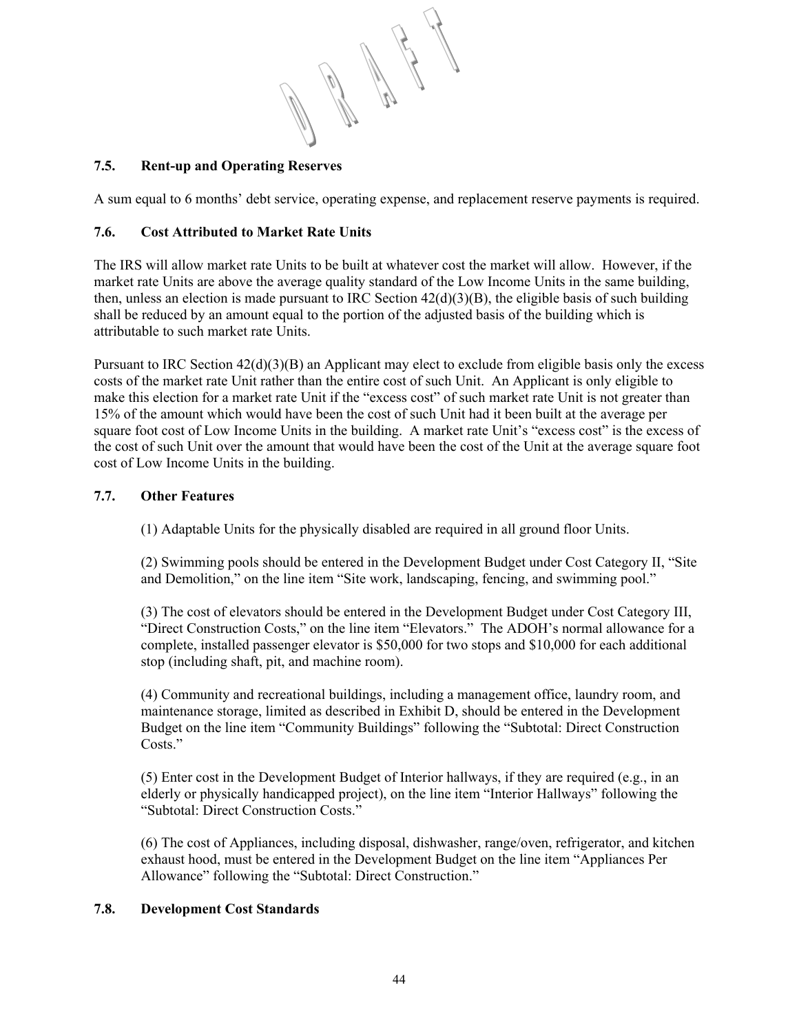### 7.5. Rent-up and Operating Reserves

A sum equal to 6 months' debt service, operating expense, and replacement reserve payments is required.

### 7.6. Cost Attributed to Market Rate Units

The IRS will allow market rate Units to be built at whatever cost the market will allow. However, if the market rate Units are above the average quality standard of the Low Income Units in the same building, then, unless an election is made pursuant to IRC Section 42(d)(3)(B), the eligible basis of such building shall be reduced by an amount equal to the portion of the adjusted basis of the building which is attributable to such market rate Units.

Pursuant to IRC Section 42(d)(3)(B) an Applicant may elect to exclude from eligible basis only the excess costs of the market rate Unit rather than the entire cost of such Unit. An Applicant is only eligible to make this election for a market rate Unit if the "excess cost" of such market rate Unit is not greater than 15% of the amount which would have been the cost of such Unit had it been built at the average per square foot cost of Low Income Units in the building. A market rate Unit's "excess cost" is the excess of the cost of such Unit over the amount that would have been the cost of the Unit at the average square foot cost of Low Income Units in the building.

### 7.7. Other Features

(1) Adaptable Units for the physically disabled are required in all ground floor Units.

(2) Swimming pools should be entered in the Development Budget under Cost Category II, "Site and Demolition," on the line item "Site work, landscaping, fencing, and swimming pool."

(3) The cost of elevators should be entered in the Development Budget under Cost Category III, "Direct Construction Costs," on the line item "Elevators." The ADOH's normal allowance for a complete, installed passenger elevator is $50,000 for two stops and $10,000 for each additional stop (including shaft, pit, and machine room).

(4) Community and recreational buildings, including a management office, laundry room, and maintenance storage, limited as described in Exhibit D, should be entered in the Development Budget on the line item "Community Buildings" following the "Subtotal: Direct Construction Costs."

(5) Enter cost in the Development Budget of Interior hallways, if they are required (e.g., in an elderly or physically handicapped project), on the line item "Interior Hallways" following the "Subtotal: Direct Construction Costs."

(6) The cost of Appliances, including disposal, dishwasher, range/oven, refrigerator, and kitchen exhaust hood, must be entered in the Development Budget on the line item "Appliances Per Allowance" following the "Subtotal: Direct Construction."

### 7.8. Development Cost Standards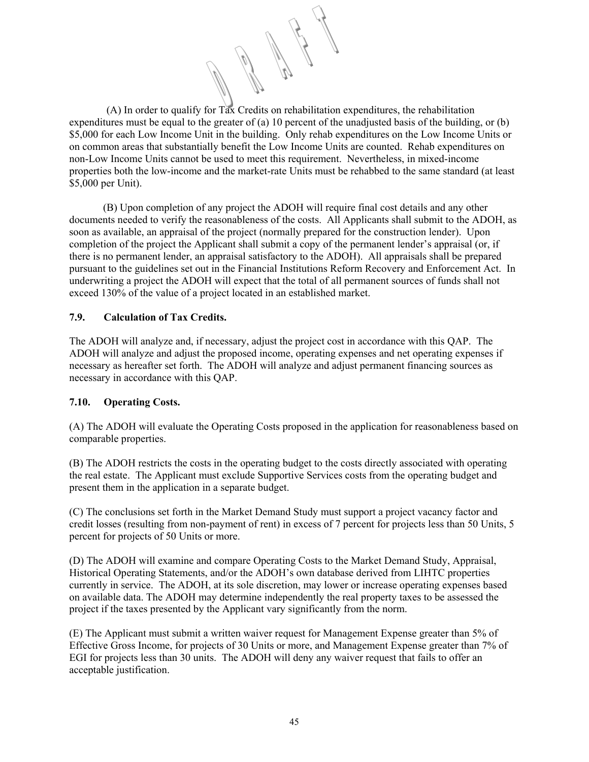(A) In order to qualify for Tax Credits on rehabilitation expenditures, the rehabilitation expenditures must be equal to the greater of (a) 10 percent of the unadjusted basis of the building, or (b) $5,000 for each Low Income Unit in the building. Only rehab expenditures on the Low Income Units or on common areas that substantially benefit the Low Income Units are counted. Rehab expenditures on non-Low Income Units cannot be used to meet this requirement. Nevertheless, in mixed-income properties both the low-income and the market-rate Units must be rehabbed to the same standard (at least $5,000 per Unit).

(B) Upon completion of any project the ADOH will require final cost details and any other documents needed to verify the reasonableness of the costs. All Applicants shall submit to the ADOH, as soon as available, an appraisal of the project (normally prepared for the construction lender). Upon completion of the project the Applicant shall submit a copy of the permanent lender's appraisal (or, if there is no permanent lender, an appraisal satisfactory to the ADOH). All appraisals shall be prepared pursuant to the guidelines set out in the Financial Institutions Reform Recovery and Enforcement Act. In underwriting a project the ADOH will expect that the total of all permanent sources of funds shall not exceed 130% of the value of a project located in an established market.

### 7.9. Calculation of Tax Credits.

The ADOH will analyze and, if necessary, adjust the project cost in accordance with this QAP. The ADOH will analyze and adjust the proposed income, operating expenses and net operating expenses if necessary as hereafter set forth. The ADOH will analyze and adjust permanent financing sources as necessary in accordance with this QAP.

### 7.10. Operating Costs.

(A) The ADOH will evaluate the Operating Costs proposed in the application for reasonableness based on comparable properties.

(B) The ADOH restricts the costs in the operating budget to the costs directly associated with operating the real estate. The Applicant must exclude Supportive Services costs from the operating budget and present them in the application in a separate budget.

(C) The conclusions set forth in the Market Demand Study must support a project vacancy factor and credit losses (resulting from non-payment of rent) in excess of 7 percent for projects less than 50 Units, 5 percent for projects of 50 Units or more.

(D) The ADOH will examine and compare Operating Costs to the Market Demand Study, Appraisal, Historical Operating Statements, and/or the ADOH's own database derived from LIHTC properties currently in service. The ADOH, at its sole discretion, may lower or increase operating expenses based on available data. The ADOH may determine independently the real property taxes to be assessed the project if the taxes presented by the Applicant vary significantly from the norm.

(E) The Applicant must submit a written waiver request for Management Expense greater than 5% of Effective Gross Income, for projects of 30 Units or more, and Management Expense greater than 7% of EGI for projects less than 30 units. The ADOH will deny any waiver request that fails to offer an acceptable justification.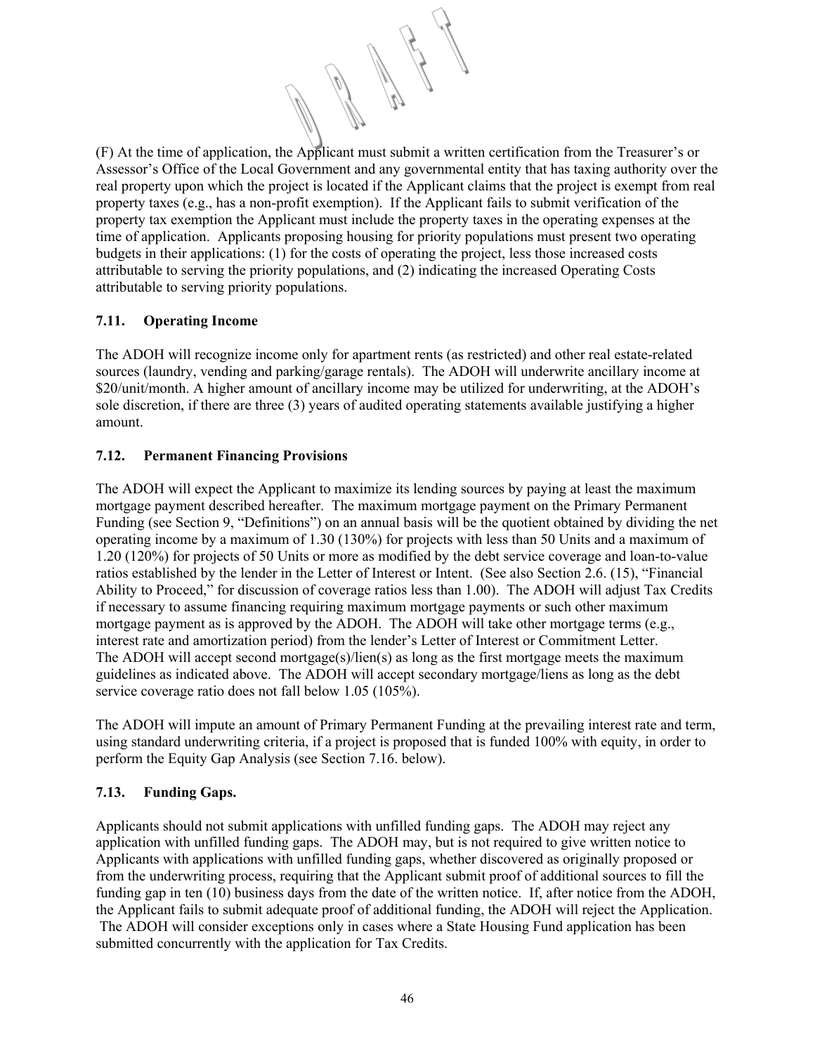(F) At the time of application, the Applicant must submit a written certification from the Treasurer's or Assessor's Office of the Local Government and any governmental entity that has taxing authority over the real property upon which the project is located if the Applicant claims that the project is exempt from real property taxes (e.g., has a non-profit exemption). If the Applicant fails to submit verification of the property tax exemption the Applicant must include the property taxes in the operating expenses at the time of application. Applicants proposing housing for priority populations must present two operating budgets in their applications: (1) for the costs of operating the project, less those increased costs attributable to serving the priority populations, and (2) indicating the increased Operating Costs attributable to serving priority populations.

### 7.11. Operating Income

The ADOH will recognize income only for apartment rents (as restricted) and other real estate-related sources (laundry, vending and parking/garage rentals). The ADOH will underwrite ancillary income at $20/unit/month. A higher amount of ancillary income may be utilized for underwriting, at the ADOH's sole discretion, if there are three (3) years of audited operating statements available justifying a higher amount.

### 7.12. Permanent Financing Provisions

The ADOH will expect the Applicant to maximize its lending sources by paying at least the maximum mortgage payment described hereafter. The maximum mortgage payment on the Primary Permanent Funding (see Section 9, "Definitions") on an annual basis will be the quotient obtained by dividing the net operating income by a maximum of 1.30 (130%) for projects with less than 50 Units and a maximum of 1.20 (120%) for projects of 50 Units or more as modified by the debt service coverage and loan-to-value ratios established by the lender in the Letter of Interest or Intent. (See also Section 2.6. (15), "Financial Ability to Proceed," for discussion of coverage ratios less than 1.00). The ADOH will adjust Tax Credits if necessary to assume financing requiring maximum mortgage payments or such other maximum mortgage payment as is approved by the ADOH. The ADOH will take other mortgage terms (e.g., interest rate and amortization period) from the lender's Letter of Interest or Commitment Letter. The ADOH will accept second mortgage(s)/lien(s) as long as the first mortgage meets the maximum guidelines as indicated above. The ADOH will accept secondary mortgage/liens as long as the debt service coverage ratio does not fall below 1.05 (105%).

The ADOH will impute an amount of Primary Permanent Funding at the prevailing interest rate and term, using standard underwriting criteria, if a project is proposed that is funded 100% with equity, in order to perform the Equity Gap Analysis (see Section 7.16. below).

### 7.13. Funding Gaps.

Applicants should not submit applications with unfilled funding gaps. The ADOH may reject any application with unfilled funding gaps. The ADOH may, but is not required to give written notice to Applicants with applications with unfilled funding gaps, whether discovered as originally proposed or from the underwriting process, requiring that the Applicant submit proof of additional sources to fill the funding gap in ten (10) business days from the date of the written notice. If, after notice from the ADOH, the Applicant fails to submit adequate proof of additional funding, the ADOH will reject the Application. The ADOH will consider exceptions only in cases where a State Housing Fund application has been submitted concurrently with the application for Tax Credits.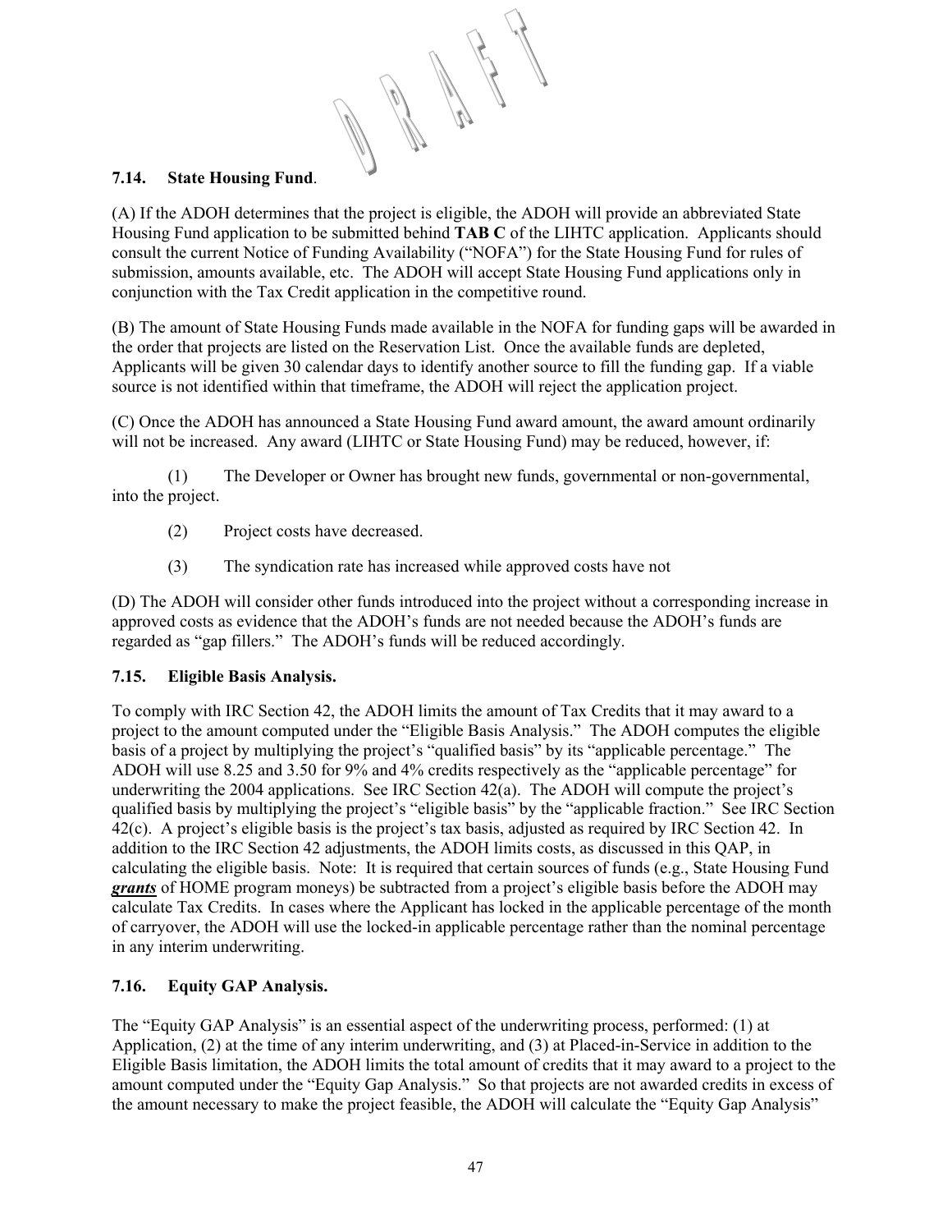### 7.14. State Housing Fund.

(A) If the ADOH determines that the project is eligible, the ADOH will provide an abbreviated State Housing Fund application to be submitted behind **TAB C** of the LIHTC application. Applicants should consult the current Notice of Funding Availability ("NOFA") for the State Housing Fund for rules of submission, amounts available, etc. The ADOH will accept State Housing Fund applications only in conjunction with the Tax Credit application in the competitive round.

(B) The amount of State Housing Funds made available in the NOFA for funding gaps will be awarded in the order that projects are listed on the Reservation List. Once the available funds are depleted, Applicants will be given 30 calendar days to identify another source to fill the funding gap. If a viable source is not identified within that timeframe, the ADOH will reject the application project.

(C) Once the ADOH has announced a State Housing Fund award amount, the award amount ordinarily will not be increased. Any award (LIHTC or State Housing Fund) may be reduced, however, if:

(1) The Developer or Owner has brought new funds, governmental or non-governmental, into the project.

(2) Project costs have decreased.

(3) The syndication rate has increased while approved costs have not

(D) The ADOH will consider other funds introduced into the project without a corresponding increase in approved costs as evidence that the ADOH's funds are not needed because the ADOH's funds are regarded as "gap fillers." The ADOH's funds will be reduced accordingly.

### 7.15. Eligible Basis Analysis.

To comply with IRC Section 42, the ADOH limits the amount of Tax Credits that it may award to a project to the amount computed under the "Eligible Basis Analysis." The ADOH computes the eligible basis of a project by multiplying the project's "qualified basis" by its "applicable percentage." The ADOH will use 8.25 and 3.50 for 9% and 4% credits respectively as the "applicable percentage" for underwriting the 2004 applications. See IRC Section 42(a). The ADOH will compute the project's qualified basis by multiplying the project's "eligible basis" by the "applicable fraction." See IRC Section 42(c). A project's eligible basis is the project's tax basis, adjusted as required by IRC Section 42. In addition to the IRC Section 42 adjustments, the ADOH limits costs, as discussed in this QAP, in calculating the eligible basis. Note: It is required that certain sources of funds (e.g., State Housing Fund ***grants*** of HOME program moneys) be subtracted from a project's eligible basis before the ADOH may calculate Tax Credits. In cases where the Applicant has locked in the applicable percentage of the month of carryover, the ADOH will use the locked-in applicable percentage rather than the nominal percentage in any interim underwriting.

### 7.16. Equity GAP Analysis.

The "Equity GAP Analysis" is an essential aspect of the underwriting process, performed: (1) at Application, (2) at the time of any interim underwriting, and (3) at Placed-in-Service in addition to the Eligible Basis limitation, the ADOH limits the total amount of credits that it may award to a project to the amount computed under the "Equity Gap Analysis." So that projects are not awarded credits in excess of the amount necessary to make the project feasible, the ADOH will calculate the "Equity Gap Analysis"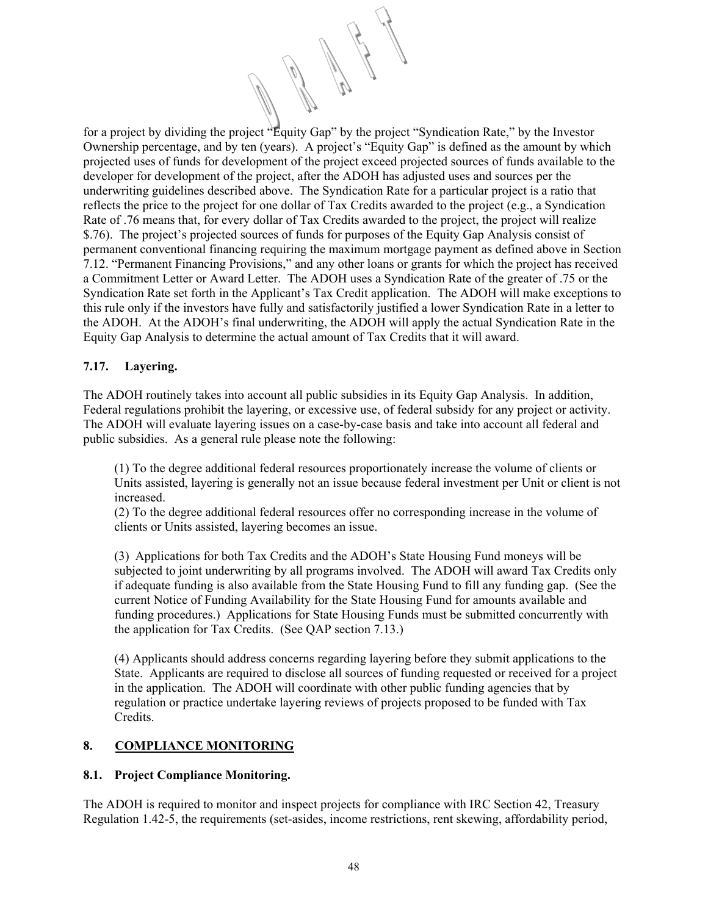for a project by dividing the project "Equity Gap" by the project "Syndication Rate," by the Investor Ownership percentage, and by ten (years). A project's "Equity Gap" is defined as the amount by which projected uses of funds for development of the project exceed projected sources of funds available to the developer for development of the project, after the ADOH has adjusted uses and sources per the underwriting guidelines described above. The Syndication Rate for a particular project is a ratio that reflects the price to the project for one dollar of Tax Credits awarded to the project (e.g., a Syndication Rate of .76 means that, for every dollar of Tax Credits awarded to the project, the project will realize $.76). The project's projected sources of funds for purposes of the Equity Gap Analysis consist of permanent conventional financing requiring the maximum mortgage payment as defined above in Section 7.12. "Permanent Financing Provisions," and any other loans or grants for which the project has received a Commitment Letter or Award Letter. The ADOH uses a Syndication Rate of the greater of .75 or the Syndication Rate set forth in the Applicant's Tax Credit application. The ADOH will make exceptions to this rule only if the investors have fully and satisfactorily justified a lower Syndication Rate in a letter to the ADOH. At the ADOH's final underwriting, the ADOH will apply the actual Syndication Rate in the Equity Gap Analysis to determine the actual amount of Tax Credits that it will award.

### 7.17. Layering.

The ADOH routinely takes into account all public subsidies in its Equity Gap Analysis. In addition, Federal regulations prohibit the layering, or excessive use, of federal subsidy for any project or activity. The ADOH will evaluate layering issues on a case-by-case basis and take into account all federal and public subsidies. As a general rule please note the following:

(1) To the degree additional federal resources proportionately increase the volume of clients or Units assisted, layering is generally not an issue because federal investment per Unit or client is not increased.
(2) To the degree additional federal resources offer no corresponding increase in the volume of clients or Units assisted, layering becomes an issue.

(3) Applications for both Tax Credits and the ADOH's State Housing Fund moneys will be subjected to joint underwriting by all programs involved. The ADOH will award Tax Credits only if adequate funding is also available from the State Housing Fund to fill any funding gap. (See the current Notice of Funding Availability for the State Housing Fund for amounts available and funding procedures.) Applications for State Housing Funds must be submitted concurrently with the application for Tax Credits. (See QAP section 7.13.)

(4) Applicants should address concerns regarding layering before they submit applications to the State. Applicants are required to disclose all sources of funding requested or received for a project in the application. The ADOH will coordinate with other public funding agencies that by regulation or practice undertake layering reviews of projects proposed to be funded with Tax Credits.

## 8. COMPLIANCE MONITORING

### 8.1. Project Compliance Monitoring.

The ADOH is required to monitor and inspect projects for compliance with IRC Section 42, Treasury Regulation 1.42-5, the requirements (set-asides, income restrictions, rent skewing, affordability period,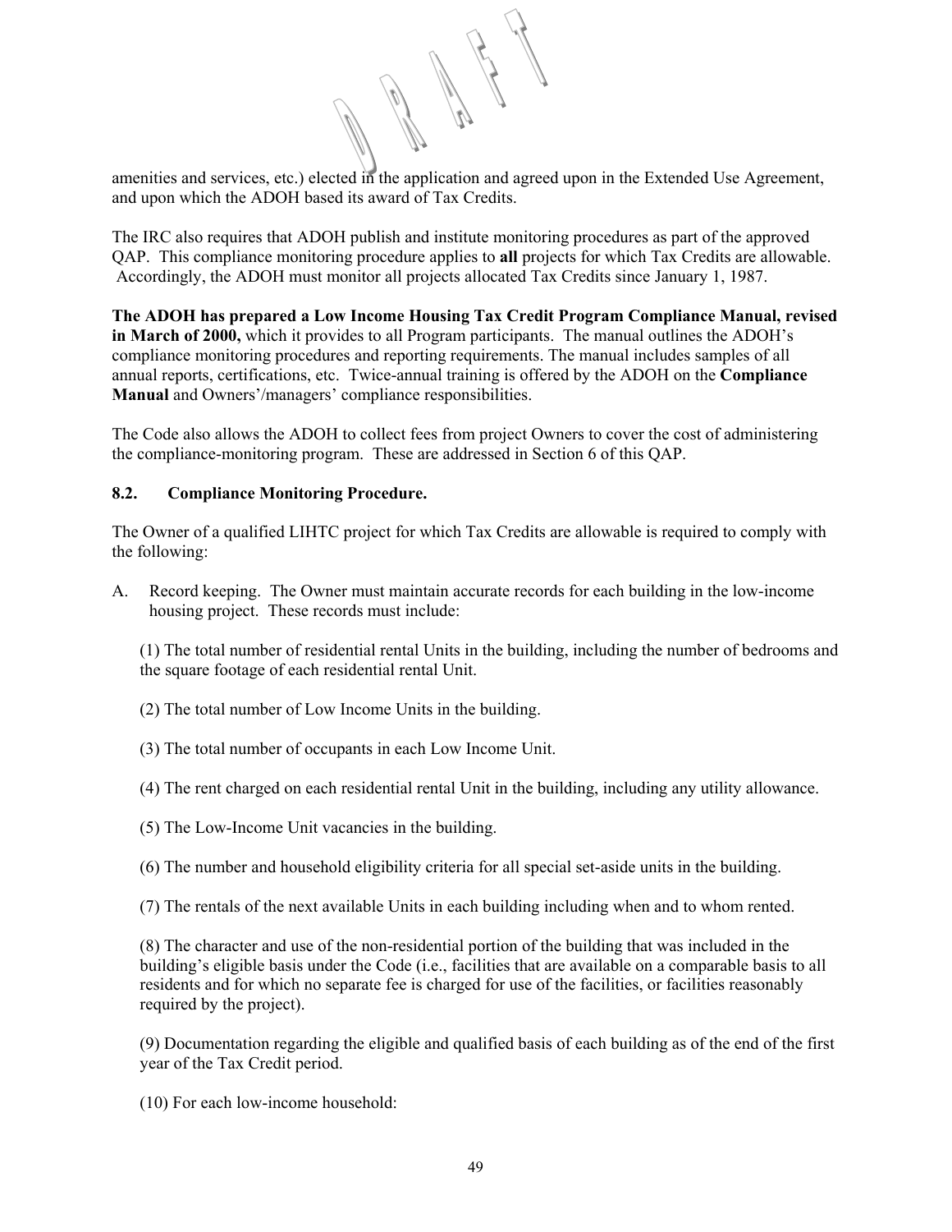amenities and services, etc.) elected in the application and agreed upon in the Extended Use Agreement, and upon which the ADOH based its award of Tax Credits.

The IRC also requires that ADOH publish and institute monitoring procedures as part of the approved QAP. This compliance monitoring procedure applies to **all** projects for which Tax Credits are allowable. Accordingly, the ADOH must monitor all projects allocated Tax Credits since January 1, 1987.

**The ADOH has prepared a Low Income Housing Tax Credit Program Compliance Manual, revised in March of 2000,** which it provides to all Program participants. The manual outlines the ADOH's compliance monitoring procedures and reporting requirements. The manual includes samples of all annual reports, certifications, etc. Twice-annual training is offered by the ADOH on the **Compliance Manual** and Owners'/managers' compliance responsibilities.

The Code also allows the ADOH to collect fees from project Owners to cover the cost of administering the compliance-monitoring program. These are addressed in Section 6 of this QAP.

### 8.2. Compliance Monitoring Procedure.

The Owner of a qualified LIHTC project for which Tax Credits are allowable is required to comply with the following:

A. Record keeping. The Owner must maintain accurate records for each building in the low-income housing project. These records must include:

(1) The total number of residential rental Units in the building, including the number of bedrooms and the square footage of each residential rental Unit.

(2) The total number of Low Income Units in the building.

(3) The total number of occupants in each Low Income Unit.

(4) The rent charged on each residential rental Unit in the building, including any utility allowance.

(5) The Low-Income Unit vacancies in the building.

(6) The number and household eligibility criteria for all special set-aside units in the building.

(7) The rentals of the next available Units in each building including when and to whom rented.

(8) The character and use of the non-residential portion of the building that was included in the building's eligible basis under the Code (i.e., facilities that are available on a comparable basis to all residents and for which no separate fee is charged for use of the facilities, or facilities reasonably required by the project).

(9) Documentation regarding the eligible and qualified basis of each building as of the end of the first year of the Tax Credit period.

(10) For each low-income household: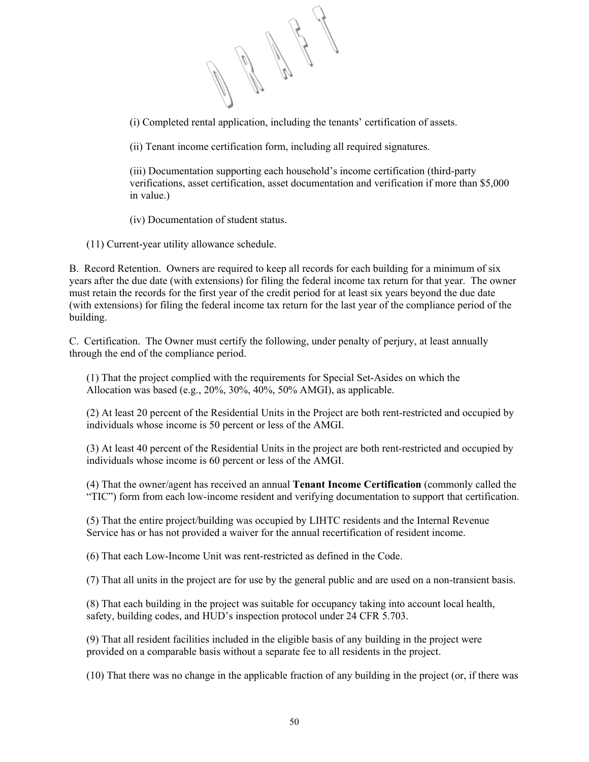(i) Completed rental application, including the tenants' certification of assets.

(ii) Tenant income certification form, including all required signatures.

(iii) Documentation supporting each household's income certification (third-party verifications, asset certification, asset documentation and verification if more than $5,000 in value.)

(iv) Documentation of student status.

(11) Current-year utility allowance schedule.

B. Record Retention. Owners are required to keep all records for each building for a minimum of six years after the due date (with extensions) for filing the federal income tax return for that year. The owner must retain the records for the first year of the credit period for at least six years beyond the due date (with extensions) for filing the federal income tax return for the last year of the compliance period of the building.

C. Certification. The Owner must certify the following, under penalty of perjury, at least annually through the end of the compliance period.

(1) That the project complied with the requirements for Special Set-Asides on which the Allocation was based (e.g., 20%, 30%, 40%, 50% AMGI), as applicable.

(2) At least 20 percent of the Residential Units in the Project are both rent-restricted and occupied by individuals whose income is 50 percent or less of the AMGI.

(3) At least 40 percent of the Residential Units in the project are both rent-restricted and occupied by individuals whose income is 60 percent or less of the AMGI.

(4) That the owner/agent has received an annual **Tenant Income Certification** (commonly called the "TIC") form from each low-income resident and verifying documentation to support that certification.

(5) That the entire project/building was occupied by LIHTC residents and the Internal Revenue Service has or has not provided a waiver for the annual recertification of resident income.

(6) That each Low-Income Unit was rent-restricted as defined in the Code.

(7) That all units in the project are for use by the general public and are used on a non-transient basis.

(8) That each building in the project was suitable for occupancy taking into account local health, safety, building codes, and HUD's inspection protocol under 24 CFR 5.703.

(9) That all resident facilities included in the eligible basis of any building in the project were provided on a comparable basis without a separate fee to all residents in the project.

(10) That there was no change in the applicable fraction of any building in the project (or, if there was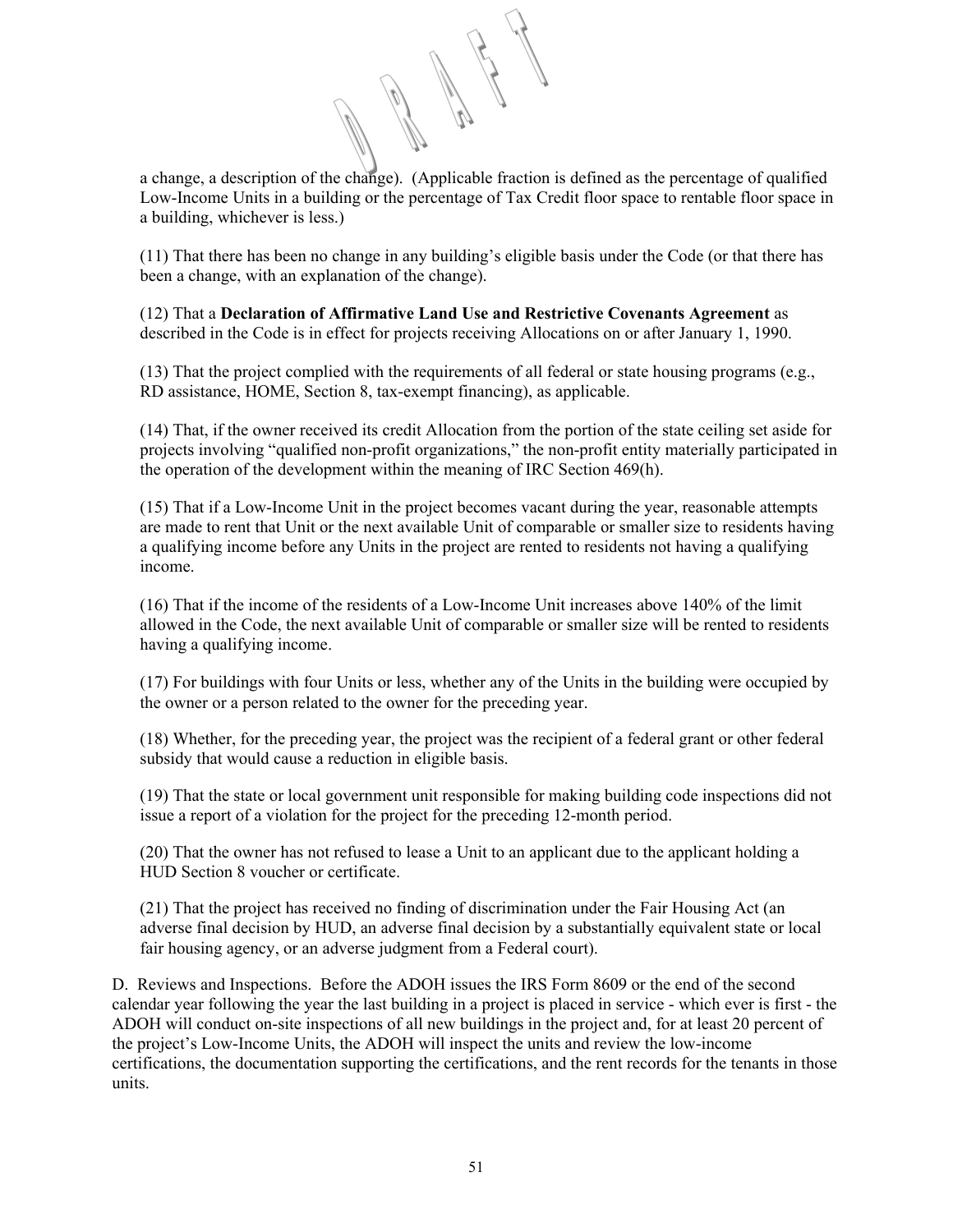a change, a description of the change). (Applicable fraction is defined as the percentage of qualified Low-Income Units in a building or the percentage of Tax Credit floor space to rentable floor space in a building, whichever is less.)

(11) That there has been no change in any building's eligible basis under the Code (or that there has been a change, with an explanation of the change).

(12) That a **Declaration of Affirmative Land Use and Restrictive Covenants Agreement** as described in the Code is in effect for projects receiving Allocations on or after January 1, 1990.

(13) That the project complied with the requirements of all federal or state housing programs (e.g., RD assistance, HOME, Section 8, tax-exempt financing), as applicable.

(14) That, if the owner received its credit Allocation from the portion of the state ceiling set aside for projects involving "qualified non-profit organizations," the non-profit entity materially participated in the operation of the development within the meaning of IRC Section 469(h).

(15) That if a Low-Income Unit in the project becomes vacant during the year, reasonable attempts are made to rent that Unit or the next available Unit of comparable or smaller size to residents having a qualifying income before any Units in the project are rented to residents not having a qualifying income.

(16) That if the income of the residents of a Low-Income Unit increases above 140% of the limit allowed in the Code, the next available Unit of comparable or smaller size will be rented to residents having a qualifying income.

(17) For buildings with four Units or less, whether any of the Units in the building were occupied by the owner or a person related to the owner for the preceding year.

(18) Whether, for the preceding year, the project was the recipient of a federal grant or other federal subsidy that would cause a reduction in eligible basis.

(19) That the state or local government unit responsible for making building code inspections did not issue a report of a violation for the project for the preceding 12-month period.

(20) That the owner has not refused to lease a Unit to an applicant due to the applicant holding a HUD Section 8 voucher or certificate.

(21) That the project has received no finding of discrimination under the Fair Housing Act (an adverse final decision by HUD, an adverse final decision by a substantially equivalent state or local fair housing agency, or an adverse judgment from a Federal court).

D. Reviews and Inspections. Before the ADOH issues the IRS Form 8609 or the end of the second calendar year following the year the last building in a project is placed in service - which ever is first - the ADOH will conduct on-site inspections of all new buildings in the project and, for at least 20 percent of the project's Low-Income Units, the ADOH will inspect the units and review the low-income certifications, the documentation supporting the certifications, and the rent records for the tenants in those units.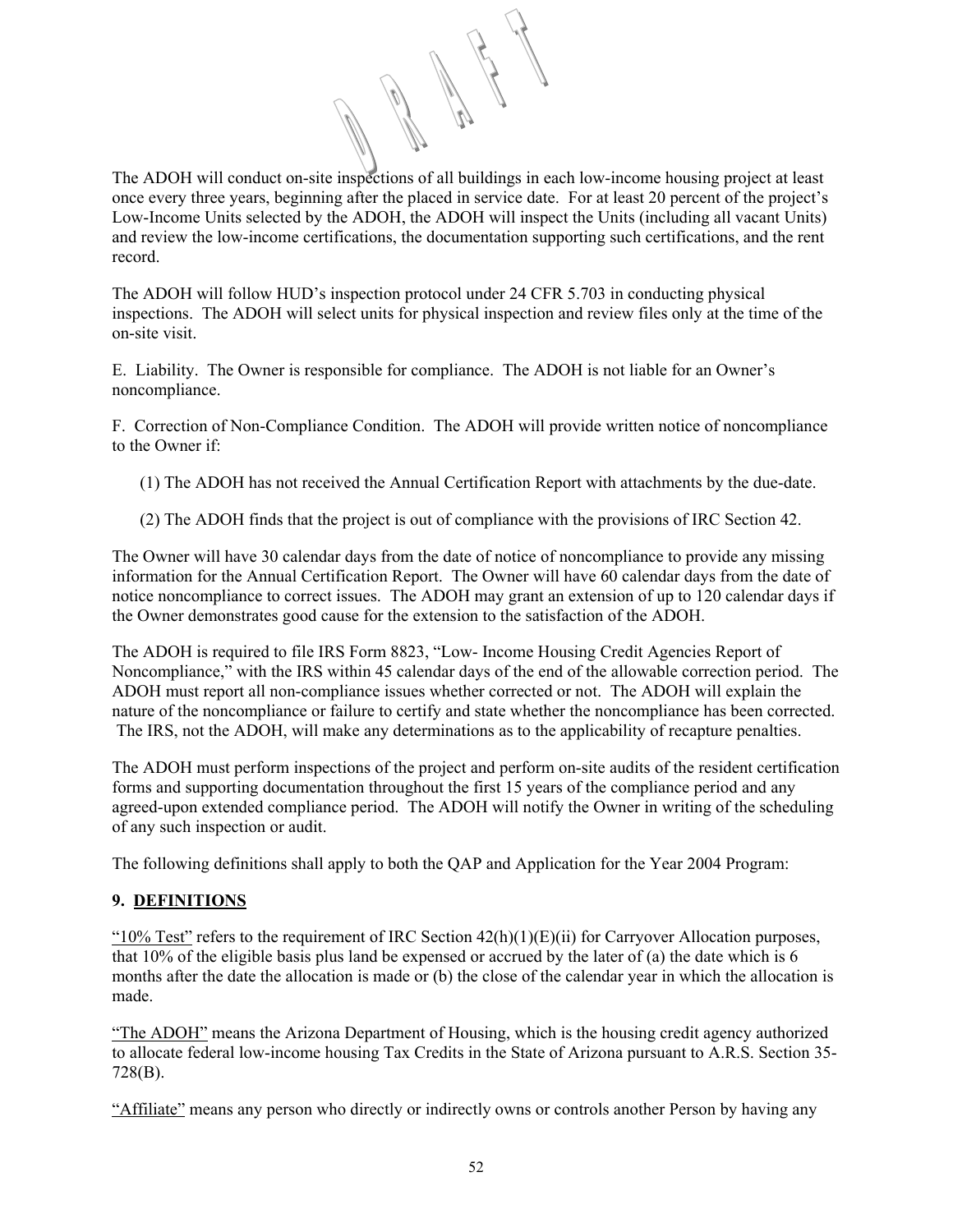The ADOH will conduct on-site inspections of all buildings in each low-income housing project at least once every three years, beginning after the placed in service date. For at least 20 percent of the project's Low-Income Units selected by the ADOH, the ADOH will inspect the Units (including all vacant Units) and review the low-income certifications, the documentation supporting such certifications, and the rent record.

The ADOH will follow HUD's inspection protocol under 24 CFR 5.703 in conducting physical inspections. The ADOH will select units for physical inspection and review files only at the time of the on-site visit.

E. Liability. The Owner is responsible for compliance. The ADOH is not liable for an Owner's noncompliance.

F. Correction of Non-Compliance Condition. The ADOH will provide written notice of noncompliance to the Owner if:

(1) The ADOH has not received the Annual Certification Report with attachments by the due-date.

(2) The ADOH finds that the project is out of compliance with the provisions of IRC Section 42.

The Owner will have 30 calendar days from the date of notice of noncompliance to provide any missing information for the Annual Certification Report. The Owner will have 60 calendar days from the date of notice noncompliance to correct issues. The ADOH may grant an extension of up to 120 calendar days if the Owner demonstrates good cause for the extension to the satisfaction of the ADOH.

The ADOH is required to file IRS Form 8823, "Low- Income Housing Credit Agencies Report of Noncompliance," with the IRS within 45 calendar days of the end of the allowable correction period. The ADOH must report all non-compliance issues whether corrected or not. The ADOH will explain the nature of the noncompliance or failure to certify and state whether the noncompliance has been corrected. The IRS, not the ADOH, will make any determinations as to the applicability of recapture penalties.

The ADOH must perform inspections of the project and perform on-site audits of the resident certification forms and supporting documentation throughout the first 15 years of the compliance period and any agreed-upon extended compliance period. The ADOH will notify the Owner in writing of the scheduling of any such inspection or audit.

The following definitions shall apply to both the QAP and Application for the Year 2004 Program:

## 9. DEFINITIONS

"10% Test" refers to the requirement of IRC Section 42(h)(1)(E)(ii) for Carryover Allocation purposes, that 10% of the eligible basis plus land be expensed or accrued by the later of (a) the date which is 6 months after the date the allocation is made or (b) the close of the calendar year in which the allocation is made.

"The ADOH" means the Arizona Department of Housing, which is the housing credit agency authorized to allocate federal low-income housing Tax Credits in the State of Arizona pursuant to A.R.S. Section 35-728(B).

"Affiliate" means any person who directly or indirectly owns or controls another Person by having any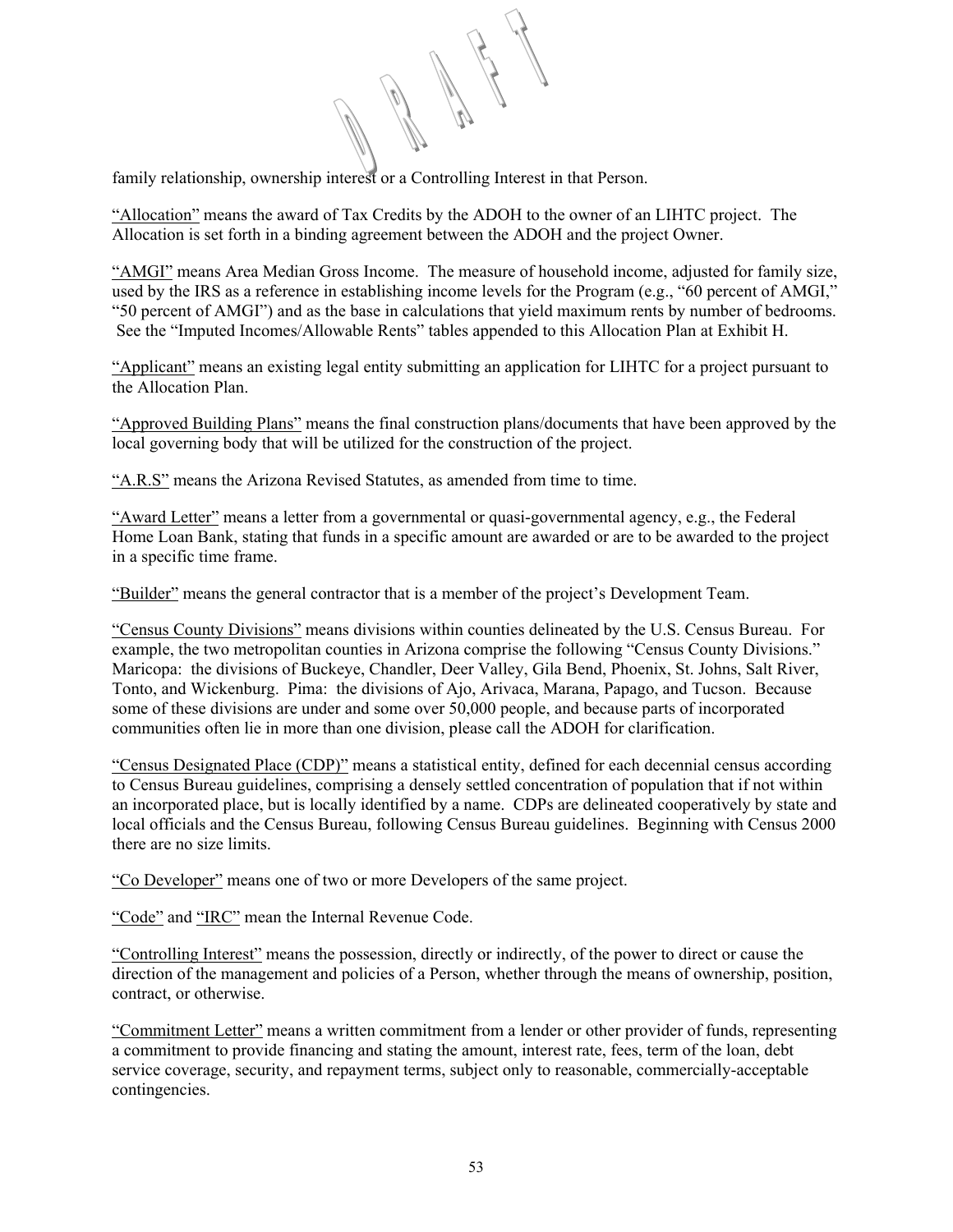family relationship, ownership interest or a Controlling Interest in that Person.

"Allocation" means the award of Tax Credits by the ADOH to the owner of an LIHTC project. The Allocation is set forth in a binding agreement between the ADOH and the project Owner.

"AMGI" means Area Median Gross Income. The measure of household income, adjusted for family size, used by the IRS as a reference in establishing income levels for the Program (e.g., "60 percent of AMGI," "50 percent of AMGI") and as the base in calculations that yield maximum rents by number of bedrooms. See the "Imputed Incomes/Allowable Rents" tables appended to this Allocation Plan at Exhibit H.

"Applicant" means an existing legal entity submitting an application for LIHTC for a project pursuant to the Allocation Plan.

"Approved Building Plans" means the final construction plans/documents that have been approved by the local governing body that will be utilized for the construction of the project.

"A.R.S" means the Arizona Revised Statutes, as amended from time to time.

"Award Letter" means a letter from a governmental or quasi-governmental agency, e.g., the Federal Home Loan Bank, stating that funds in a specific amount are awarded or are to be awarded to the project in a specific time frame.

"Builder" means the general contractor that is a member of the project's Development Team.

"Census County Divisions" means divisions within counties delineated by the U.S. Census Bureau. For example, the two metropolitan counties in Arizona comprise the following "Census County Divisions." Maricopa: the divisions of Buckeye, Chandler, Deer Valley, Gila Bend, Phoenix, St. Johns, Salt River, Tonto, and Wickenburg. Pima: the divisions of Ajo, Arivaca, Marana, Papago, and Tucson. Because some of these divisions are under and some over 50,000 people, and because parts of incorporated communities often lie in more than one division, please call the ADOH for clarification.

"Census Designated Place (CDP)" means a statistical entity, defined for each decennial census according to Census Bureau guidelines, comprising a densely settled concentration of population that if not within an incorporated place, but is locally identified by a name. CDPs are delineated cooperatively by state and local officials and the Census Bureau, following Census Bureau guidelines. Beginning with Census 2000 there are no size limits.

"Co Developer" means one of two or more Developers of the same project.

"Code" and "IRC" mean the Internal Revenue Code.

"Controlling Interest" means the possession, directly or indirectly, of the power to direct or cause the direction of the management and policies of a Person, whether through the means of ownership, position, contract, or otherwise.

"Commitment Letter" means a written commitment from a lender or other provider of funds, representing a commitment to provide financing and stating the amount, interest rate, fees, term of the loan, debt service coverage, security, and repayment terms, subject only to reasonable, commercially-acceptable contingencies.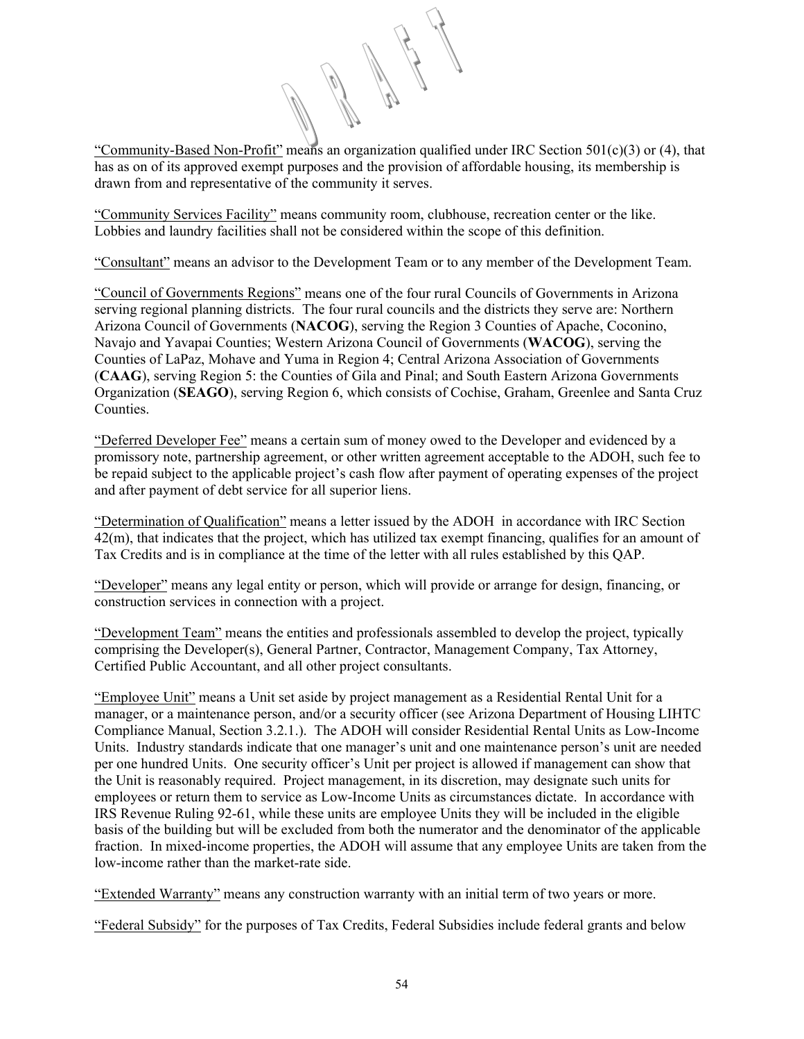"Community-Based Non-Profit" means an organization qualified under IRC Section 501(c)(3) or (4), that has as on of its approved exempt purposes and the provision of affordable housing, its membership is drawn from and representative of the community it serves.

"Community Services Facility" means community room, clubhouse, recreation center or the like. Lobbies and laundry facilities shall not be considered within the scope of this definition.

"Consultant" means an advisor to the Development Team or to any member of the Development Team.

"Council of Governments Regions" means one of the four rural Councils of Governments in Arizona serving regional planning districts. The four rural councils and the districts they serve are: Northern Arizona Council of Governments (**NACOG**), serving the Region 3 Counties of Apache, Coconino, Navajo and Yavapai Counties; Western Arizona Council of Governments (**WACOG**), serving the Counties of LaPaz, Mohave and Yuma in Region 4; Central Arizona Association of Governments (**CAAG**), serving Region 5: the Counties of Gila and Pinal; and South Eastern Arizona Governments Organization (**SEAGO**), serving Region 6, which consists of Cochise, Graham, Greenlee and Santa Cruz Counties.

"Deferred Developer Fee" means a certain sum of money owed to the Developer and evidenced by a promissory note, partnership agreement, or other written agreement acceptable to the ADOH, such fee to be repaid subject to the applicable project's cash flow after payment of operating expenses of the project and after payment of debt service for all superior liens.

"Determination of Qualification" means a letter issued by the ADOH in accordance with IRC Section 42(m), that indicates that the project, which has utilized tax exempt financing, qualifies for an amount of Tax Credits and is in compliance at the time of the letter with all rules established by this QAP.

"Developer" means any legal entity or person, which will provide or arrange for design, financing, or construction services in connection with a project.

"Development Team" means the entities and professionals assembled to develop the project, typically comprising the Developer(s), General Partner, Contractor, Management Company, Tax Attorney, Certified Public Accountant, and all other project consultants.

"Employee Unit" means a Unit set aside by project management as a Residential Rental Unit for a manager, or a maintenance person, and/or a security officer (see Arizona Department of Housing LIHTC Compliance Manual, Section 3.2.1.). The ADOH will consider Residential Rental Units as Low-Income Units. Industry standards indicate that one manager's unit and one maintenance person's unit are needed per one hundred Units. One security officer's Unit per project is allowed if management can show that the Unit is reasonably required. Project management, in its discretion, may designate such units for employees or return them to service as Low-Income Units as circumstances dictate. In accordance with IRS Revenue Ruling 92-61, while these units are employee Units they will be included in the eligible basis of the building but will be excluded from both the numerator and the denominator of the applicable fraction. In mixed-income properties, the ADOH will assume that any employee Units are taken from the low-income rather than the market-rate side.

"Extended Warranty" means any construction warranty with an initial term of two years or more.

"Federal Subsidy" for the purposes of Tax Credits, Federal Subsidies include federal grants and below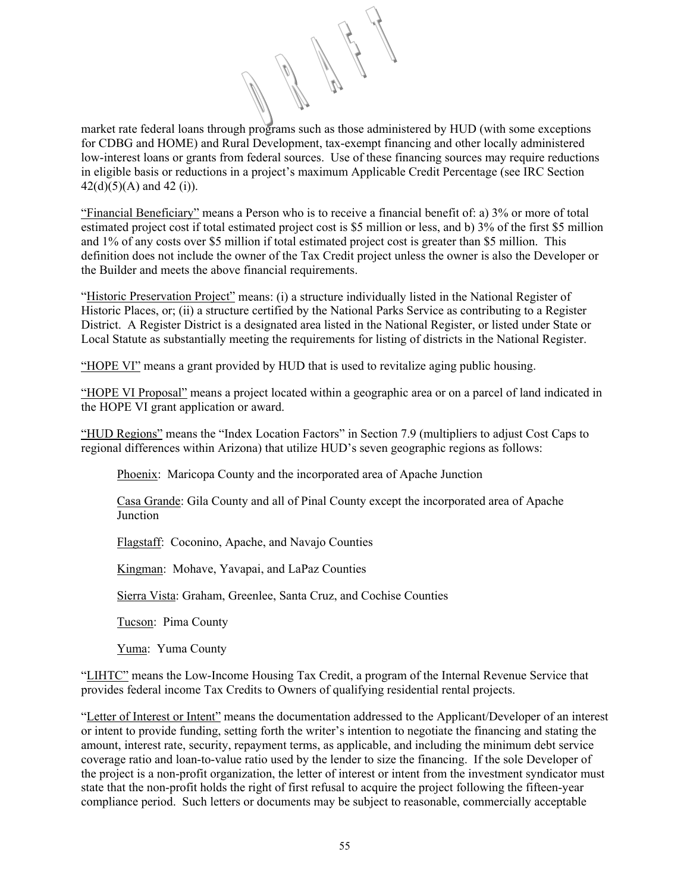market rate federal loans through programs such as those administered by HUD (with some exceptions for CDBG and HOME) and Rural Development, tax-exempt financing and other locally administered low-interest loans or grants from federal sources. Use of these financing sources may require reductions in eligible basis or reductions in a project's maximum Applicable Credit Percentage (see IRC Section 42(d)(5)(A) and 42 (i)).

"Financial Beneficiary" means a Person who is to receive a financial benefit of: a) 3% or more of total estimated project cost if total estimated project cost is $5 million or less, and b) 3% of the first $5 million and 1% of any costs over $5 million if total estimated project cost is greater than $5 million. This definition does not include the owner of the Tax Credit project unless the owner is also the Developer or the Builder and meets the above financial requirements.

"Historic Preservation Project" means: (i) a structure individually listed in the National Register of Historic Places, or; (ii) a structure certified by the National Parks Service as contributing to a Register District. A Register District is a designated area listed in the National Register, or listed under State or Local Statute as substantially meeting the requirements for listing of districts in the National Register.

"HOPE VI" means a grant provided by HUD that is used to revitalize aging public housing.

"HOPE VI Proposal" means a project located within a geographic area or on a parcel of land indicated in the HOPE VI grant application or award.

"HUD Regions" means the "Index Location Factors" in Section 7.9 (multipliers to adjust Cost Caps to regional differences within Arizona) that utilize HUD's seven geographic regions as follows:

Phoenix: Maricopa County and the incorporated area of Apache Junction

Casa Grande: Gila County and all of Pinal County except the incorporated area of Apache Junction

Flagstaff: Coconino, Apache, and Navajo Counties

Kingman: Mohave, Yavapai, and LaPaz Counties

Sierra Vista: Graham, Greenlee, Santa Cruz, and Cochise Counties

Tucson: Pima County

Yuma: Yuma County

"LIHTC" means the Low-Income Housing Tax Credit, a program of the Internal Revenue Service that provides federal income Tax Credits to Owners of qualifying residential rental projects.

"Letter of Interest or Intent" means the documentation addressed to the Applicant/Developer of an interest or intent to provide funding, setting forth the writer's intention to negotiate the financing and stating the amount, interest rate, security, repayment terms, as applicable, and including the minimum debt service coverage ratio and loan-to-value ratio used by the lender to size the financing. If the sole Developer of the project is a non-profit organization, the letter of interest or intent from the investment syndicator must state that the non-profit holds the right of first refusal to acquire the project following the fifteen-year compliance period. Such letters or documents may be subject to reasonable, commercially acceptable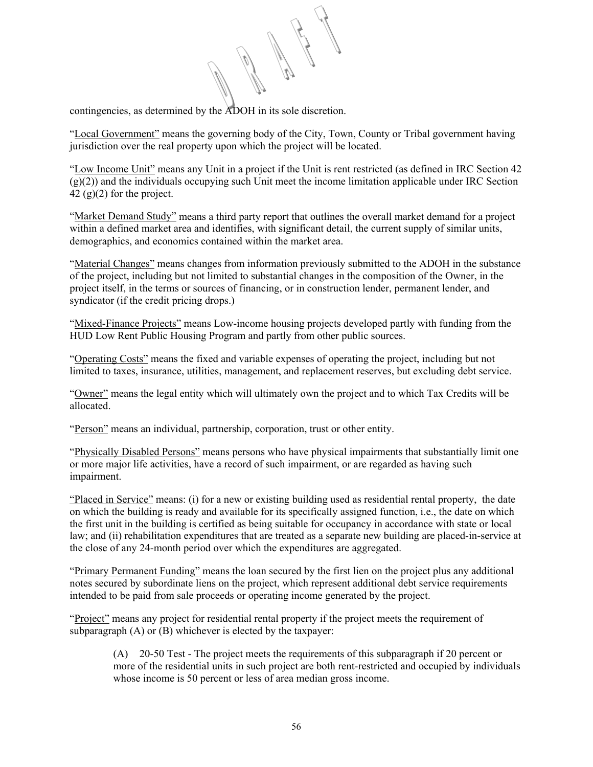contingencies, as determined by the ADOH in its sole discretion.

"Local Government" means the governing body of the City, Town, County or Tribal government having jurisdiction over the real property upon which the project will be located.

"Low Income Unit" means any Unit in a project if the Unit is rent restricted (as defined in IRC Section 42 (g)(2)) and the individuals occupying such Unit meet the income limitation applicable under IRC Section 42 (g)(2) for the project.

"Market Demand Study" means a third party report that outlines the overall market demand for a project within a defined market area and identifies, with significant detail, the current supply of similar units, demographics, and economics contained within the market area.

"Material Changes" means changes from information previously submitted to the ADOH in the substance of the project, including but not limited to substantial changes in the composition of the Owner, in the project itself, in the terms or sources of financing, or in construction lender, permanent lender, and syndicator (if the credit pricing drops.)

"Mixed-Finance Projects" means Low-income housing projects developed partly with funding from the HUD Low Rent Public Housing Program and partly from other public sources.

"Operating Costs" means the fixed and variable expenses of operating the project, including but not limited to taxes, insurance, utilities, management, and replacement reserves, but excluding debt service.

"Owner" means the legal entity which will ultimately own the project and to which Tax Credits will be allocated.

"Person" means an individual, partnership, corporation, trust or other entity.

"Physically Disabled Persons" means persons who have physical impairments that substantially limit one or more major life activities, have a record of such impairment, or are regarded as having such impairment.

"Placed in Service" means: (i) for a new or existing building used as residential rental property, the date on which the building is ready and available for its specifically assigned function, i.e., the date on which the first unit in the building is certified as being suitable for occupancy in accordance with state or local law; and (ii) rehabilitation expenditures that are treated as a separate new building are placed-in-service at the close of any 24-month period over which the expenditures are aggregated.

"Primary Permanent Funding" means the loan secured by the first lien on the project plus any additional notes secured by subordinate liens on the project, which represent additional debt service requirements intended to be paid from sale proceeds or operating income generated by the project.

"Project" means any project for residential rental property if the project meets the requirement of subparagraph (A) or (B) whichever is elected by the taxpayer:

> (A) 20-50 Test - The project meets the requirements of this subparagraph if 20 percent or more of the residential units in such project are both rent-restricted and occupied by individuals whose income is 50 percent or less of area median gross income.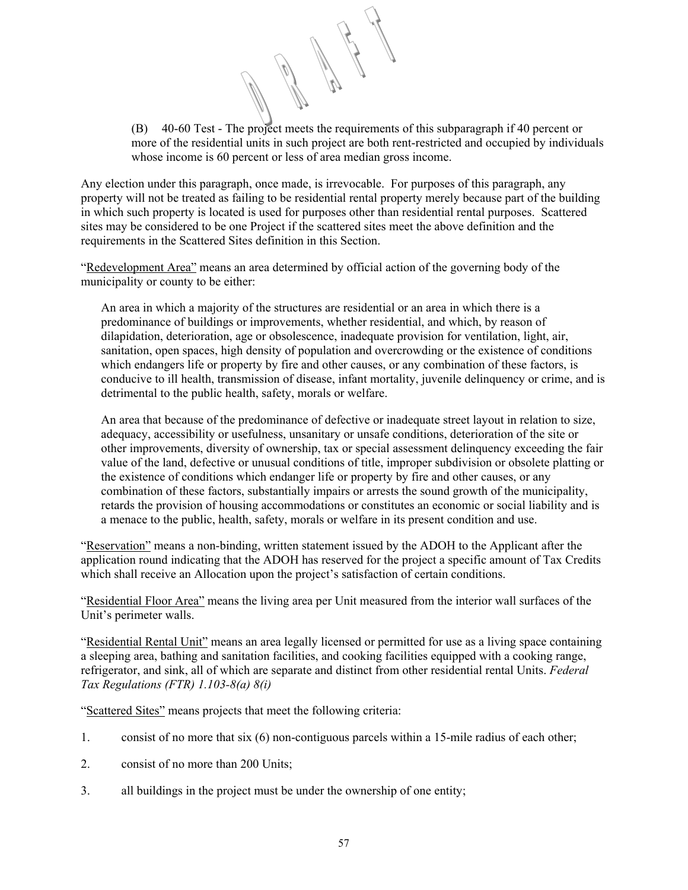(B) 40-60 Test - The project meets the requirements of this subparagraph if 40 percent or more of the residential units in such project are both rent-restricted and occupied by individuals whose income is 60 percent or less of area median gross income.

Any election under this paragraph, once made, is irrevocable. For purposes of this paragraph, any property will not be treated as failing to be residential rental property merely because part of the building in which such property is located is used for purposes other than residential rental purposes. Scattered sites may be considered to be one Project if the scattered sites meet the above definition and the requirements in the Scattered Sites definition in this Section.

"Redevelopment Area" means an area determined by official action of the governing body of the municipality or county to be either:

An area in which a majority of the structures are residential or an area in which there is a predominance of buildings or improvements, whether residential, and which, by reason of dilapidation, deterioration, age or obsolescence, inadequate provision for ventilation, light, air, sanitation, open spaces, high density of population and overcrowding or the existence of conditions which endangers life or property by fire and other causes, or any combination of these factors, is conducive to ill health, transmission of disease, infant mortality, juvenile delinquency or crime, and is detrimental to the public health, safety, morals or welfare.

An area that because of the predominance of defective or inadequate street layout in relation to size, adequacy, accessibility or usefulness, unsanitary or unsafe conditions, deterioration of the site or other improvements, diversity of ownership, tax or special assessment delinquency exceeding the fair value of the land, defective or unusual conditions of title, improper subdivision or obsolete platting or the existence of conditions which endanger life or property by fire and other causes, or any combination of these factors, substantially impairs or arrests the sound growth of the municipality, retards the provision of housing accommodations or constitutes an economic or social liability and is a menace to the public, health, safety, morals or welfare in its present condition and use.

"Reservation" means a non-binding, written statement issued by the ADOH to the Applicant after the application round indicating that the ADOH has reserved for the project a specific amount of Tax Credits which shall receive an Allocation upon the project's satisfaction of certain conditions.

"Residential Floor Area" means the living area per Unit measured from the interior wall surfaces of the Unit's perimeter walls.

"Residential Rental Unit" means an area legally licensed or permitted for use as a living space containing a sleeping area, bathing and sanitation facilities, and cooking facilities equipped with a cooking range, refrigerator, and sink, all of which are separate and distinct from other residential rental Units. *Federal Tax Regulations (FTR) 1.103-8(a) 8(i)*

"Scattered Sites" means projects that meet the following criteria:

1. consist of no more that six (6) non-contiguous parcels within a 15-mile radius of each other;
2. consist of no more than 200 Units;
3. all buildings in the project must be under the ownership of one entity;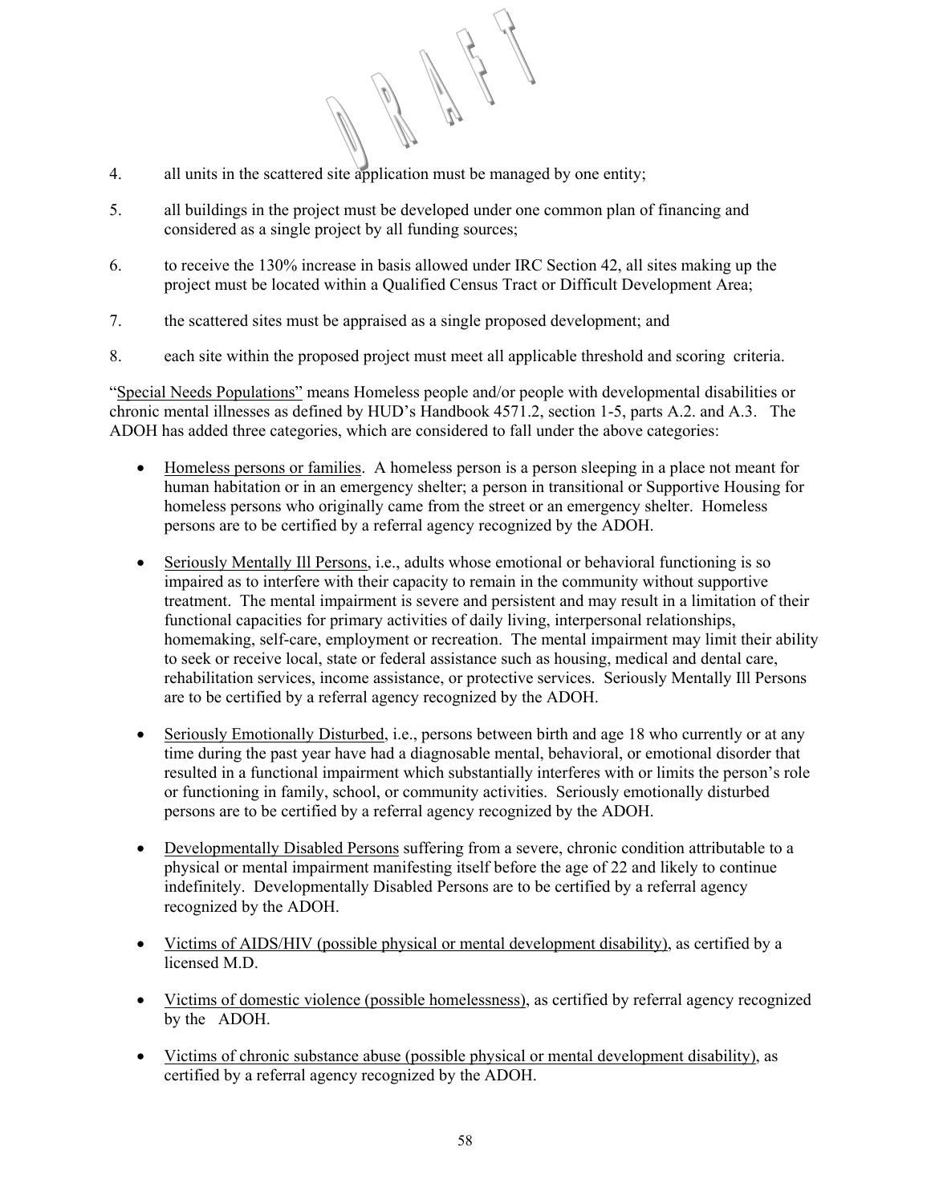4. all units in the scattered site application must be managed by one entity;

5. all buildings in the project must be developed under one common plan of financing and considered as a single project by all funding sources;

6. to receive the 130% increase in basis allowed under IRC Section 42, all sites making up the project must be located within a Qualified Census Tract or Difficult Development Area;

7. the scattered sites must be appraised as a single proposed development; and

8. each site within the proposed project must meet all applicable threshold and scoring criteria.

"Special Needs Populations" means Homeless people and/or people with developmental disabilities or chronic mental illnesses as defined by HUD's Handbook 4571.2, section 1-5, parts A.2. and A.3. The ADOH has added three categories, which are considered to fall under the above categories:

- Homeless persons or families. A homeless person is a person sleeping in a place not meant for human habitation or in an emergency shelter; a person in transitional or Supportive Housing for homeless persons who originally came from the street or an emergency shelter. Homeless persons are to be certified by a referral agency recognized by the ADOH.

- Seriously Mentally Ill Persons, i.e., adults whose emotional or behavioral functioning is so impaired as to interfere with their capacity to remain in the community without supportive treatment. The mental impairment is severe and persistent and may result in a limitation of their functional capacities for primary activities of daily living, interpersonal relationships, homemaking, self-care, employment or recreation. The mental impairment may limit their ability to seek or receive local, state or federal assistance such as housing, medical and dental care, rehabilitation services, income assistance, or protective services. Seriously Mentally Ill Persons are to be certified by a referral agency recognized by the ADOH.

- Seriously Emotionally Disturbed, i.e., persons between birth and age 18 who currently or at any time during the past year have had a diagnosable mental, behavioral, or emotional disorder that resulted in a functional impairment which substantially interferes with or limits the person's role or functioning in family, school, or community activities. Seriously emotionally disturbed persons are to be certified by a referral agency recognized by the ADOH.

- Developmentally Disabled Persons suffering from a severe, chronic condition attributable to a physical or mental impairment manifesting itself before the age of 22 and likely to continue indefinitely. Developmentally Disabled Persons are to be certified by a referral agency recognized by the ADOH.

- Victims of AIDS/HIV (possible physical or mental development disability), as certified by a licensed M.D.

- Victims of domestic violence (possible homelessness), as certified by referral agency recognized by the ADOH.

- Victims of chronic substance abuse (possible physical or mental development disability), as certified by a referral agency recognized by the ADOH.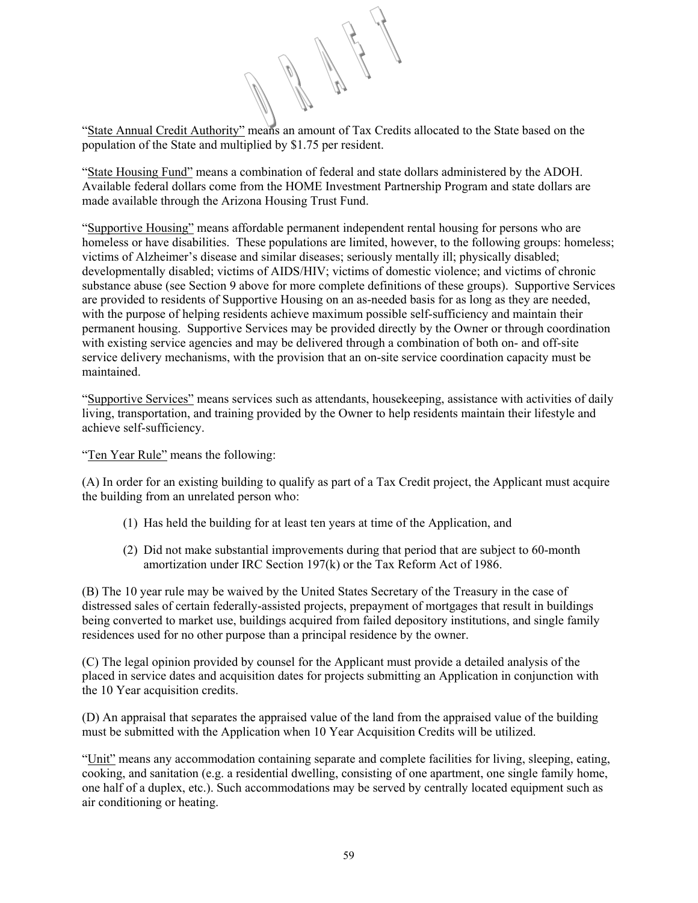"State Annual Credit Authority" means an amount of Tax Credits allocated to the State based on the population of the State and multiplied by $1.75 per resident.

"State Housing Fund" means a combination of federal and state dollars administered by the ADOH. Available federal dollars come from the HOME Investment Partnership Program and state dollars are made available through the Arizona Housing Trust Fund.

"Supportive Housing" means affordable permanent independent rental housing for persons who are homeless or have disabilities. These populations are limited, however, to the following groups: homeless; victims of Alzheimer's disease and similar diseases; seriously mentally ill; physically disabled; developmentally disabled; victims of AIDS/HIV; victims of domestic violence; and victims of chronic substance abuse (see Section 9 above for more complete definitions of these groups). Supportive Services are provided to residents of Supportive Housing on an as-needed basis for as long as they are needed, with the purpose of helping residents achieve maximum possible self-sufficiency and maintain their permanent housing. Supportive Services may be provided directly by the Owner or through coordination with existing service agencies and may be delivered through a combination of both on- and off-site service delivery mechanisms, with the provision that an on-site service coordination capacity must be maintained.

"Supportive Services" means services such as attendants, housekeeping, assistance with activities of daily living, transportation, and training provided by the Owner to help residents maintain their lifestyle and achieve self-sufficiency.

"Ten Year Rule" means the following:

(A) In order for an existing building to qualify as part of a Tax Credit project, the Applicant must acquire the building from an unrelated person who:

(1) Has held the building for at least ten years at time of the Application, and

(2) Did not make substantial improvements during that period that are subject to 60-month amortization under IRC Section 197(k) or the Tax Reform Act of 1986.

(B) The 10 year rule may be waived by the United States Secretary of the Treasury in the case of distressed sales of certain federally-assisted projects, prepayment of mortgages that result in buildings being converted to market use, buildings acquired from failed depository institutions, and single family residences used for no other purpose than a principal residence by the owner.

(C) The legal opinion provided by counsel for the Applicant must provide a detailed analysis of the placed in service dates and acquisition dates for projects submitting an Application in conjunction with the 10 Year acquisition credits.

(D) An appraisal that separates the appraised value of the land from the appraised value of the building must be submitted with the Application when 10 Year Acquisition Credits will be utilized.

"Unit" means any accommodation containing separate and complete facilities for living, sleeping, eating, cooking, and sanitation (e.g. a residential dwelling, consisting of one apartment, one single family home, one half of a duplex, etc.). Such accommodations may be served by centrally located equipment such as air conditioning or heating.